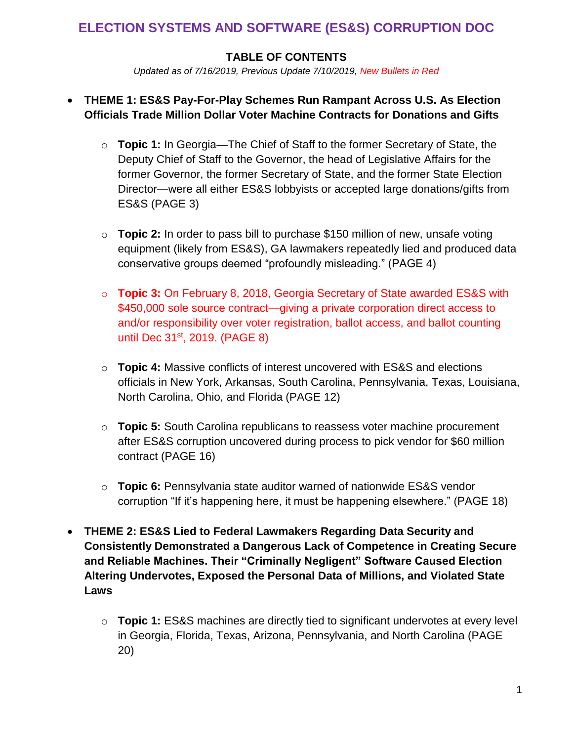# ELECTION SYSTEMS AND SOFTWARE (ES&S) CORRUPTION DOC

## TABLE OF CONTENTS

*Updated as of 7/16/2019, Previous Update 7/10/2019, New Bullets in Red*

- **THEME 1: ES&S Pay-For-Play Schemes Run Rampant Across U.S. As Election Officials Trade Million Dollar Voter Machine Contracts for Donations and Gifts**

    - **Topic 1:** In Georgia—The Chief of Staff to the former Secretary of State, the Deputy Chief of Staff to the Governor, the head of Legislative Affairs for the former Governor, the former Secretary of State, and the former State Election Director—were all either ES&S lobbyists or accepted large donations/gifts from ES&S (PAGE 3)

    - **Topic 2:** In order to pass bill to purchase $150 million of new, unsafe voting equipment (likely from ES&S), GA lawmakers repeatedly lied and produced data conservative groups deemed "profoundly misleading." (PAGE 4)

    - **Topic 3:** On February 8, 2018, Georgia Secretary of State awarded ES&S with $450,000 sole source contract—giving a private corporation direct access to and/or responsibility over voter registration, ballot access, and ballot counting until Dec 31st, 2019. (PAGE 8)

    - **Topic 4:** Massive conflicts of interest uncovered with ES&S and elections officials in New York, Arkansas, South Carolina, Pennsylvania, Texas, Louisiana, North Carolina, Ohio, and Florida (PAGE 12)

    - **Topic 5:** South Carolina republicans to reassess voter machine procurement after ES&S corruption uncovered during process to pick vendor for $60 million contract (PAGE 16)

    - **Topic 6:** Pennsylvania state auditor warned of nationwide ES&S vendor corruption "If it's happening here, it must be happening elsewhere." (PAGE 18)

- **THEME 2: ES&S Lied to Federal Lawmakers Regarding Data Security and Consistently Demonstrated a Dangerous Lack of Competence in Creating Secure and Reliable Machines. Their "Criminally Negligent" Software Caused Election Altering Undervotes, Exposed the Personal Data of Millions, and Violated State Laws**

    - **Topic 1:** ES&S machines are directly tied to significant undervotes at every level in Georgia, Florida, Texas, Arizona, Pennsylvania, and North Carolina (PAGE 20)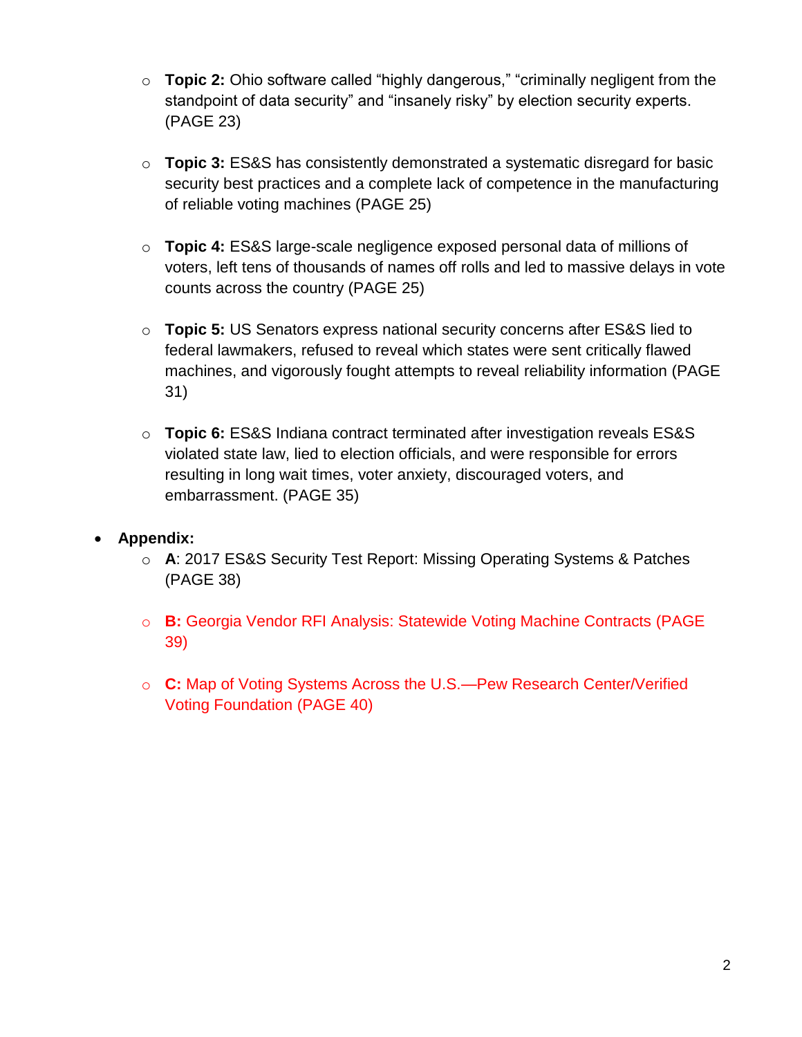- **Topic 2:** Ohio software called "highly dangerous," "criminally negligent from the standpoint of data security" and "insanely risky" by election security experts. (PAGE 23)

  - **Topic 3:** ES&S has consistently demonstrated a systematic disregard for basic security best practices and a complete lack of competence in the manufacturing of reliable voting machines (PAGE 25)

  - **Topic 4:** ES&S large-scale negligence exposed personal data of millions of voters, left tens of thousands of names off rolls and led to massive delays in vote counts across the country (PAGE 25)

  - **Topic 5:** US Senators express national security concerns after ES&S lied to federal lawmakers, refused to reveal which states were sent critically flawed machines, and vigorously fought attempts to reveal reliability information (PAGE 31)

  - **Topic 6:** ES&S Indiana contract terminated after investigation reveals ES&S violated state law, lied to election officials, and were responsible for errors resulting in long wait times, voter anxiety, discouraged voters, and embarrassment. (PAGE 35)

- **Appendix:**
  - **A**: 2017 ES&S Security Test Report: Missing Operating Systems & Patches (PAGE 38)

  - **B:** Georgia Vendor RFI Analysis: Statewide Voting Machine Contracts (PAGE 39)

  - **C:** Map of Voting Systems Across the U.S.—Pew Research Center/Verified Voting Foundation (PAGE 40)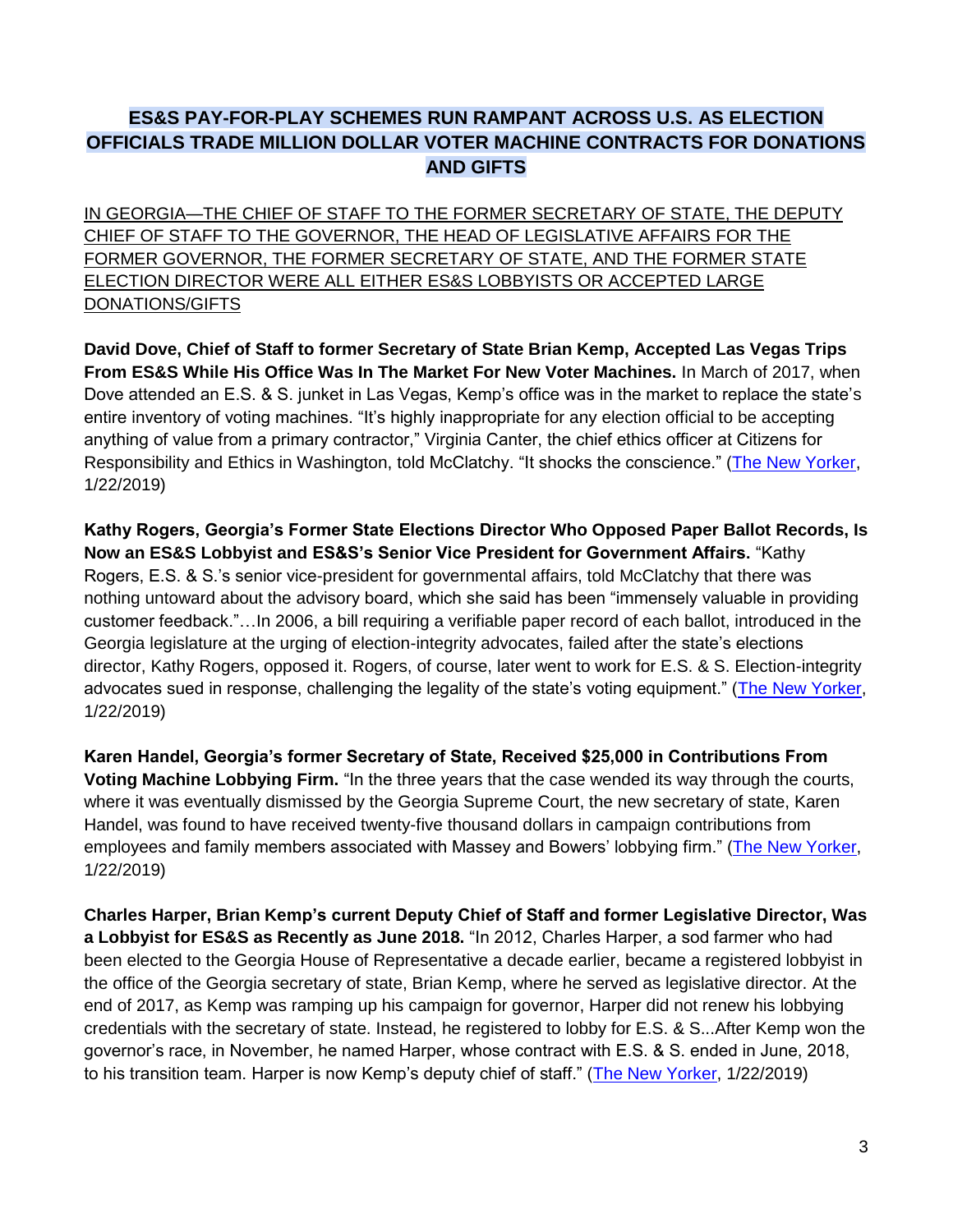## ES&S PAY-FOR-PLAY SCHEMES RUN RAMPANT ACROSS U.S. AS ELECTION OFFICIALS TRADE MILLION DOLLAR VOTER MACHINE CONTRACTS FOR DONATIONS AND GIFTS

<u>IN GEORGIA—THE CHIEF OF STAFF TO THE FORMER SECRETARY OF STATE, THE DEPUTY CHIEF OF STAFF TO THE GOVERNOR, THE HEAD OF LEGISLATIVE AFFAIRS FOR THE FORMER GOVERNOR, THE FORMER SECRETARY OF STATE, AND THE FORMER STATE ELECTION DIRECTOR WERE ALL EITHER ES&S LOBBYISTS OR ACCEPTED LARGE DONATIONS/GIFTS</u>

**David Dove, Chief of Staff to former Secretary of State Brian Kemp, Accepted Las Vegas Trips From ES&S While His Office Was In The Market For New Voter Machines.** In March of 2017, when Dove attended an E.S. & S. junket in Las Vegas, Kemp's office was in the market to replace the state's entire inventory of voting machines. "It's highly inappropriate for any election official to be accepting anything of value from a primary contractor," Virginia Canter, the chief ethics officer at Citizens for Responsibility and Ethics in Washington, told McClatchy. "It shocks the conscience." (The New Yorker, 1/22/2019)

**Kathy Rogers, Georgia's Former State Elections Director Who Opposed Paper Ballot Records, Is Now an ES&S Lobbyist and ES&S's Senior Vice President for Government Affairs.** "Kathy Rogers, E.S. & S.'s senior vice-president for governmental affairs, told McClatchy that there was nothing untoward about the advisory board, which she said has been "immensely valuable in providing customer feedback."…In 2006, a bill requiring a verifiable paper record of each ballot, introduced in the Georgia legislature at the urging of election-integrity advocates, failed after the state's elections director, Kathy Rogers, opposed it. Rogers, of course, later went to work for E.S. & S. Election-integrity advocates sued in response, challenging the legality of the state's voting equipment." (The New Yorker, 1/22/2019)

**Karen Handel, Georgia's former Secretary of State, Received $25,000 in Contributions From Voting Machine Lobbying Firm.** "In the three years that the case wended its way through the courts, where it was eventually dismissed by the Georgia Supreme Court, the new secretary of state, Karen Handel, was found to have received twenty-five thousand dollars in campaign contributions from employees and family members associated with Massey and Bowers' lobbying firm." (The New Yorker, 1/22/2019)

**Charles Harper, Brian Kemp's current Deputy Chief of Staff and former Legislative Director, Was a Lobbyist for ES&S as Recently as June 2018.** "In 2012, Charles Harper, a sod farmer who had been elected to the Georgia House of Representative a decade earlier, became a registered lobbyist in the office of the Georgia secretary of state, Brian Kemp, where he served as legislative director. At the end of 2017, as Kemp was ramping up his campaign for governor, Harper did not renew his lobbying credentials with the secretary of state. Instead, he registered to lobby for E.S. & S...After Kemp won the governor's race, in November, he named Harper, whose contract with E.S. & S. ended in June, 2018, to his transition team. Harper is now Kemp's deputy chief of staff." (The New Yorker, 1/22/2019)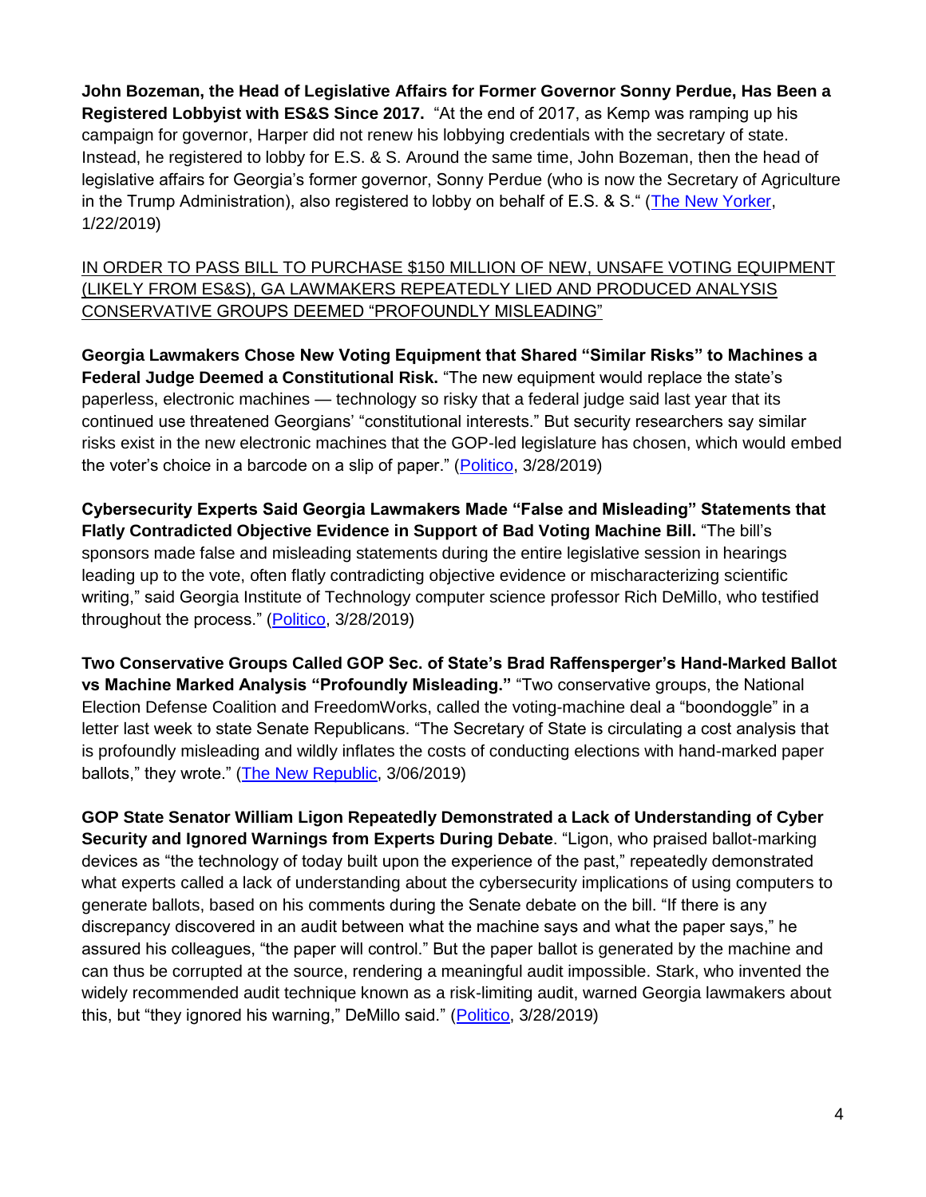**John Bozeman, the Head of Legislative Affairs for Former Governor Sonny Perdue, Has Been a Registered Lobbyist with ES&S Since 2017.** "At the end of 2017, as Kemp was ramping up his campaign for governor, Harper did not renew his lobbying credentials with the secretary of state. Instead, he registered to lobby for E.S. & S. Around the same time, John Bozeman, then the head of legislative affairs for Georgia's former governor, Sonny Perdue (who is now the Secretary of Agriculture in the Trump Administration), also registered to lobby on behalf of E.S. & S." ([The New Yorker](), 1/22/2019)

<u>IN ORDER TO PASS BILL TO PURCHASE $150 MILLION OF NEW, UNSAFE VOTING EQUIPMENT (LIKELY FROM ES&S), GA LAWMAKERS REPEATEDLY LIED AND PRODUCED ANALYSIS CONSERVATIVE GROUPS DEEMED "PROFOUNDLY MISLEADING"</u>

**Georgia Lawmakers Chose New Voting Equipment that Shared "Similar Risks" to Machines a Federal Judge Deemed a Constitutional Risk.** "The new equipment would replace the state's paperless, electronic machines — technology so risky that a federal judge said last year that its continued use threatened Georgians' "constitutional interests." But security researchers say similar risks exist in the new electronic machines that the GOP-led legislature has chosen, which would embed the voter's choice in a barcode on a slip of paper." ([Politico](), 3/28/2019)

**Cybersecurity Experts Said Georgia Lawmakers Made "False and Misleading" Statements that Flatly Contradicted Objective Evidence in Support of Bad Voting Machine Bill.** "The bill's sponsors made false and misleading statements during the entire legislative session in hearings leading up to the vote, often flatly contradicting objective evidence or mischaracterizing scientific writing," said Georgia Institute of Technology computer science professor Rich DeMillo, who testified throughout the process." ([Politico](), 3/28/2019)

**Two Conservative Groups Called GOP Sec. of State's Brad Raffensperger's Hand-Marked Ballot vs Machine Marked Analysis "Profoundly Misleading."** "Two conservative groups, the National Election Defense Coalition and FreedomWorks, called the voting-machine deal a "boondoggle" in a letter last week to state Senate Republicans. "The Secretary of State is circulating a cost analysis that is profoundly misleading and wildly inflates the costs of conducting elections with hand-marked paper ballots," they wrote." ([The New Republic](), 3/06/2019)

**GOP State Senator William Ligon Repeatedly Demonstrated a Lack of Understanding of Cyber Security and Ignored Warnings from Experts During Debate**. "Ligon, who praised ballot-marking devices as "the technology of today built upon the experience of the past," repeatedly demonstrated what experts called a lack of understanding about the cybersecurity implications of using computers to generate ballots, based on his comments during the Senate debate on the bill. "If there is any discrepancy discovered in an audit between what the machine says and what the paper says," he assured his colleagues, "the paper will control." But the paper ballot is generated by the machine and can thus be corrupted at the source, rendering a meaningful audit impossible. Stark, who invented the widely recommended audit technique known as a risk-limiting audit, warned Georgia lawmakers about this, but "they ignored his warning," DeMillo said." ([Politico](), 3/28/2019)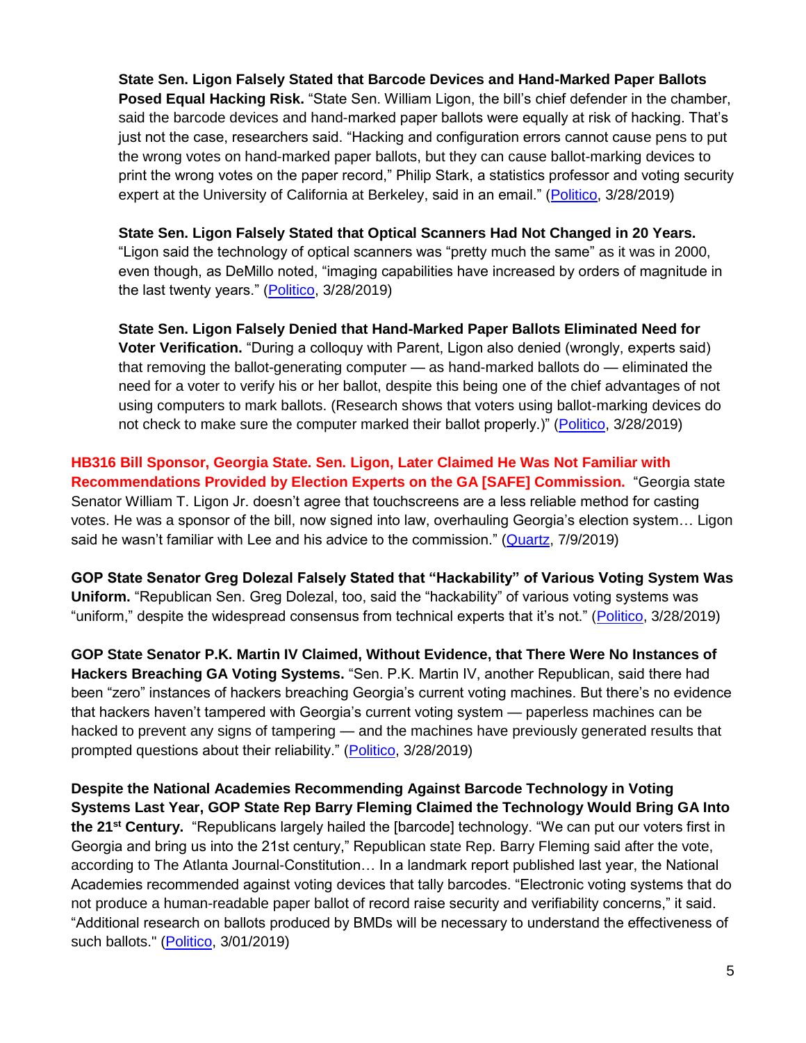**State Sen. Ligon Falsely Stated that Barcode Devices and Hand-Marked Paper Ballots Posed Equal Hacking Risk.** "State Sen. William Ligon, the bill's chief defender in the chamber, said the barcode devices and hand-marked paper ballots were equally at risk of hacking. That's just not the case, researchers said. "Hacking and configuration errors cannot cause pens to put the wrong votes on hand-marked paper ballots, but they can cause ballot-marking devices to print the wrong votes on the paper record," Philip Stark, a statistics professor and voting security expert at the University of California at Berkeley, said in an email." (Politico, 3/28/2019)

**State Sen. Ligon Falsely Stated that Optical Scanners Had Not Changed in 20 Years.** "Ligon said the technology of optical scanners was "pretty much the same" as it was in 2000, even though, as DeMillo noted, "imaging capabilities have increased by orders of magnitude in the last twenty years." (Politico, 3/28/2019)

**State Sen. Ligon Falsely Denied that Hand-Marked Paper Ballots Eliminated Need for Voter Verification.** "During a colloquy with Parent, Ligon also denied (wrongly, experts said) that removing the ballot-generating computer — as hand-marked ballots do — eliminated the need for a voter to verify his or her ballot, despite this being one of the chief advantages of not using computers to mark ballots. (Research shows that voters using ballot-marking devices do not check to make sure the computer marked their ballot properly.)" (Politico, 3/28/2019)

**HB316 Bill Sponsor, Georgia State. Sen. Ligon, Later Claimed He Was Not Familiar with Recommendations Provided by Election Experts on the GA [SAFE] Commission.** "Georgia state Senator William T. Ligon Jr. doesn't agree that touchscreens are a less reliable method for casting votes. He was a sponsor of the bill, now signed into law, overhauling Georgia's election system… Ligon said he wasn't familiar with Lee and his advice to the commission." (Quartz, 7/9/2019)

**GOP State Senator Greg Dolezal Falsely Stated that "Hackability" of Various Voting System Was Uniform.** "Republican Sen. Greg Dolezal, too, said the "hackability" of various voting systems was "uniform," despite the widespread consensus from technical experts that it's not." (Politico, 3/28/2019)

**GOP State Senator P.K. Martin IV Claimed, Without Evidence, that There Were No Instances of Hackers Breaching GA Voting Systems.** "Sen. P.K. Martin IV, another Republican, said there had been "zero" instances of hackers breaching Georgia's current voting machines. But there's no evidence that hackers haven't tampered with Georgia's current voting system — paperless machines can be hacked to prevent any signs of tampering — and the machines have previously generated results that prompted questions about their reliability." (Politico, 3/28/2019)

**Despite the National Academies Recommending Against Barcode Technology in Voting Systems Last Year, GOP State Rep Barry Fleming Claimed the Technology Would Bring GA Into the 21st Century.** "Republicans largely hailed the [barcode] technology. "We can put our voters first in Georgia and bring us into the 21st century," Republican state Rep. Barry Fleming said after the vote, according to The Atlanta Journal-Constitution… In a landmark report published last year, the National Academies recommended against voting devices that tally barcodes. "Electronic voting systems that do not produce a human-readable paper ballot of record raise security and verifiability concerns," it said. "Additional research on ballots produced by BMDs will be necessary to understand the effectiveness of such ballots." (Politico, 3/01/2019)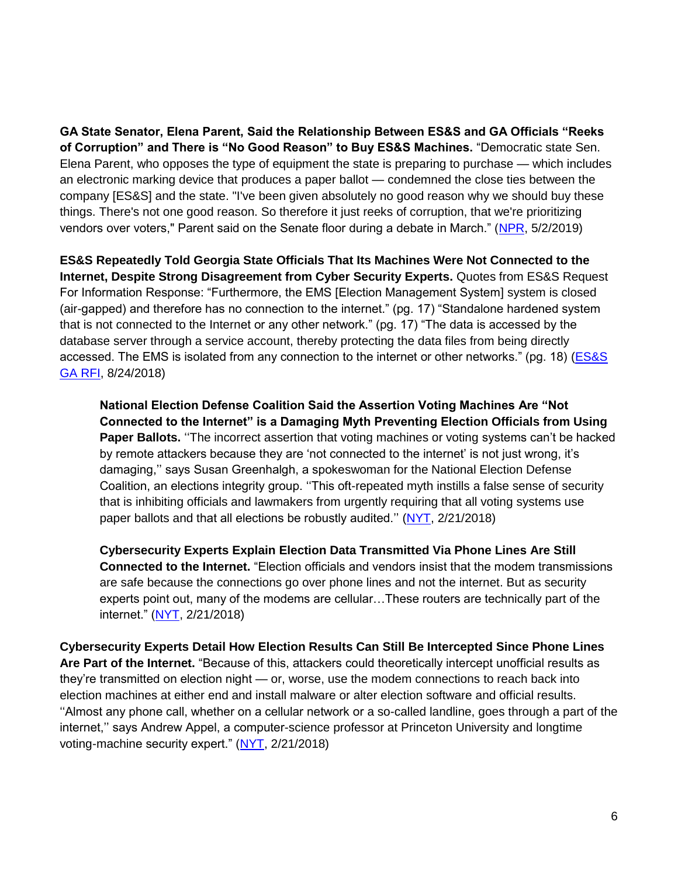**GA State Senator, Elena Parent, Said the Relationship Between ES&S and GA Officials "Reeks of Corruption" and There is "No Good Reason" to Buy ES&S Machines.** "Democratic state Sen. Elena Parent, who opposes the type of equipment the state is preparing to purchase — which includes an electronic marking device that produces a paper ballot — condemned the close ties between the company [ES&S] and the state. "I've been given absolutely no good reason why we should buy these things. There's not one good reason. So therefore it just reeks of corruption, that we're prioritizing vendors over voters," Parent said on the Senate floor during a debate in March." (NPR, 5/2/2019)

**ES&S Repeatedly Told Georgia State Officials That Its Machines Were Not Connected to the Internet, Despite Strong Disagreement from Cyber Security Experts.** Quotes from ES&S Request For Information Response: "Furthermore, the EMS [Election Management System] system is closed (air-gapped) and therefore has no connection to the internet." (pg. 17) "Standalone hardened system that is not connected to the Internet or any other network." (pg. 17) "The data is accessed by the database server through a service account, thereby protecting the data files from being directly accessed. The EMS is isolated from any connection to the internet or other networks." (pg. 18) (ES&S GA RFI, 8/24/2018)

> **National Election Defense Coalition Said the Assertion Voting Machines Are "Not Connected to the Internet" is a Damaging Myth Preventing Election Officials from Using Paper Ballots.** ''The incorrect assertion that voting machines or voting systems can't be hacked by remote attackers because they are 'not connected to the internet' is not just wrong, it's damaging,'' says Susan Greenhalgh, a spokeswoman for the National Election Defense Coalition, an elections integrity group. ''This oft-repeated myth instills a false sense of security that is inhibiting officials and lawmakers from urgently requiring that all voting systems use paper ballots and that all elections be robustly audited.'' (NYT, 2/21/2018)
>
> **Cybersecurity Experts Explain Election Data Transmitted Via Phone Lines Are Still Connected to the Internet.** "Election officials and vendors insist that the modem transmissions are safe because the connections go over phone lines and not the internet. But as security experts point out, many of the modems are cellular…These routers are technically part of the internet." (NYT, 2/21/2018)

**Cybersecurity Experts Detail How Election Results Can Still Be Intercepted Since Phone Lines Are Part of the Internet.** "Because of this, attackers could theoretically intercept unofficial results as they're transmitted on election night — or, worse, use the modem connections to reach back into election machines at either end and install malware or alter election software and official results. ''Almost any phone call, whether on a cellular network or a so-called landline, goes through a part of the internet,'' says Andrew Appel, a computer-science professor at Princeton University and longtime voting-machine security expert." (NYT, 2/21/2018)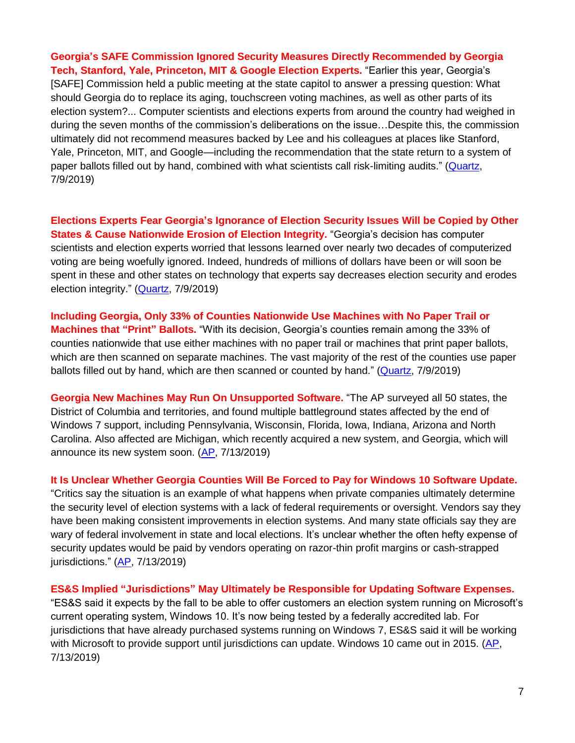**Georgia's SAFE Commission Ignored Security Measures Directly Recommended by Georgia Tech, Stanford, Yale, Princeton, MIT & Google Election Experts.** "Earlier this year, Georgia's [SAFE] Commission held a public meeting at the state capitol to answer a pressing question: What should Georgia do to replace its aging, touchscreen voting machines, as well as other parts of its election system?... Computer scientists and elections experts from around the country had weighed in during the seven months of the commission's deliberations on the issue…Despite this, the commission ultimately did not recommend measures backed by Lee and his colleagues at places like Stanford, Yale, Princeton, MIT, and Google—including the recommendation that the state return to a system of paper ballots filled out by hand, combined with what scientists call risk-limiting audits." (Quartz, 7/9/2019)

**Elections Experts Fear Georgia's Ignorance of Election Security Issues Will be Copied by Other States & Cause Nationwide Erosion of Election Integrity.** "Georgia's decision has computer scientists and election experts worried that lessons learned over nearly two decades of computerized voting are being woefully ignored. Indeed, hundreds of millions of dollars have been or will soon be spent in these and other states on technology that experts say decreases election security and erodes election integrity." (Quartz, 7/9/2019)

**Including Georgia, Only 33% of Counties Nationwide Use Machines with No Paper Trail or Machines that "Print" Ballots.** "With its decision, Georgia's counties remain among the 33% of counties nationwide that use either machines with no paper trail or machines that print paper ballots, which are then scanned on separate machines. The vast majority of the rest of the counties use paper ballots filled out by hand, which are then scanned or counted by hand." (Quartz, 7/9/2019)

**Georgia New Machines May Run On Unsupported Software.** "The AP surveyed all 50 states, the District of Columbia and territories, and found multiple battleground states affected by the end of Windows 7 support, including Pennsylvania, Wisconsin, Florida, Iowa, Indiana, Arizona and North Carolina. Also affected are Michigan, which recently acquired a new system, and Georgia, which will announce its new system soon. (AP, 7/13/2019)

**It Is Unclear Whether Georgia Counties Will Be Forced to Pay for Windows 10 Software Update.** "Critics say the situation is an example of what happens when private companies ultimately determine the security level of election systems with a lack of federal requirements or oversight. Vendors say they have been making consistent improvements in election systems. And many state officials say they are wary of federal involvement in state and local elections. It's unclear whether the often hefty expense of security updates would be paid by vendors operating on razor-thin profit margins or cash-strapped jurisdictions." (AP, 7/13/2019)

**ES&S Implied "Jurisdictions" May Ultimately be Responsible for Updating Software Expenses.** "ES&S said it expects by the fall to be able to offer customers an election system running on Microsoft's current operating system, Windows 10. It's now being tested by a federally accredited lab. For jurisdictions that have already purchased systems running on Windows 7, ES&S said it will be working with Microsoft to provide support until jurisdictions can update. Windows 10 came out in 2015. (AP, 7/13/2019)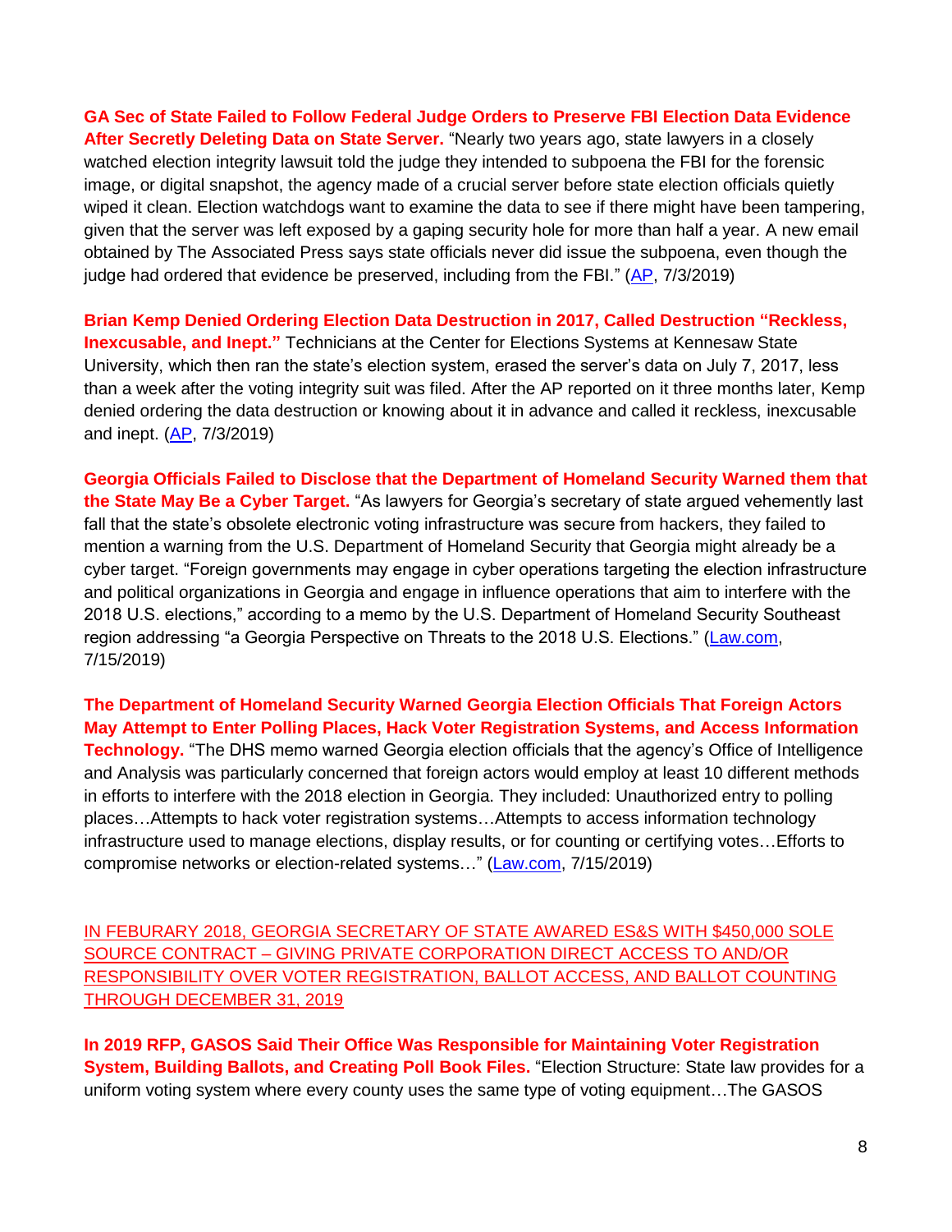**GA Sec of State Failed to Follow Federal Judge Orders to Preserve FBI Election Data Evidence After Secretly Deleting Data on State Server.** "Nearly two years ago, state lawyers in a closely watched election integrity lawsuit told the judge they intended to subpoena the FBI for the forensic image, or digital snapshot, the agency made of a crucial server before state election officials quietly wiped it clean. Election watchdogs want to examine the data to see if there might have been tampering, given that the server was left exposed by a gaping security hole for more than half a year. A new email obtained by The Associated Press says state officials never did issue the subpoena, even though the judge had ordered that evidence be preserved, including from the FBI." (AP, 7/3/2019)

**Brian Kemp Denied Ordering Election Data Destruction in 2017, Called Destruction "Reckless, Inexcusable, and Inept."** Technicians at the Center for Elections Systems at Kennesaw State University, which then ran the state's election system, erased the server's data on July 7, 2017, less than a week after the voting integrity suit was filed. After the AP reported on it three months later, Kemp denied ordering the data destruction or knowing about it in advance and called it reckless, inexcusable and inept. (AP, 7/3/2019)

**Georgia Officials Failed to Disclose that the Department of Homeland Security Warned them that the State May Be a Cyber Target.** "As lawyers for Georgia's secretary of state argued vehemently last fall that the state's obsolete electronic voting infrastructure was secure from hackers, they failed to mention a warning from the U.S. Department of Homeland Security that Georgia might already be a cyber target. "Foreign governments may engage in cyber operations targeting the election infrastructure and political organizations in Georgia and engage in influence operations that aim to interfere with the 2018 U.S. elections," according to a memo by the U.S. Department of Homeland Security Southeast region addressing "a Georgia Perspective on Threats to the 2018 U.S. Elections." (Law.com, 7/15/2019)

**The Department of Homeland Security Warned Georgia Election Officials That Foreign Actors May Attempt to Enter Polling Places, Hack Voter Registration Systems, and Access Information Technology.** "The DHS memo warned Georgia election officials that the agency's Office of Intelligence and Analysis was particularly concerned that foreign actors would employ at least 10 different methods in efforts to interfere with the 2018 election in Georgia. They included: Unauthorized entry to polling places…Attempts to hack voter registration systems…Attempts to access information technology infrastructure used to manage elections, display results, or for counting or certifying votes…Efforts to compromise networks or election-related systems…" (Law.com, 7/15/2019)

IN FEBURARY 2018, GEORGIA SECRETARY OF STATE AWARED ES&S WITH $450,000 SOLE SOURCE CONTRACT – GIVING PRIVATE CORPORATION DIRECT ACCESS TO AND/OR RESPONSIBILITY OVER VOTER REGISTRATION, BALLOT ACCESS, AND BALLOT COUNTING THROUGH DECEMBER 31, 2019

**In 2019 RFP, GASOS Said Their Office Was Responsible for Maintaining Voter Registration System, Building Ballots, and Creating Poll Book Files.** "Election Structure: State law provides for a uniform voting system where every county uses the same type of voting equipment…The GASOS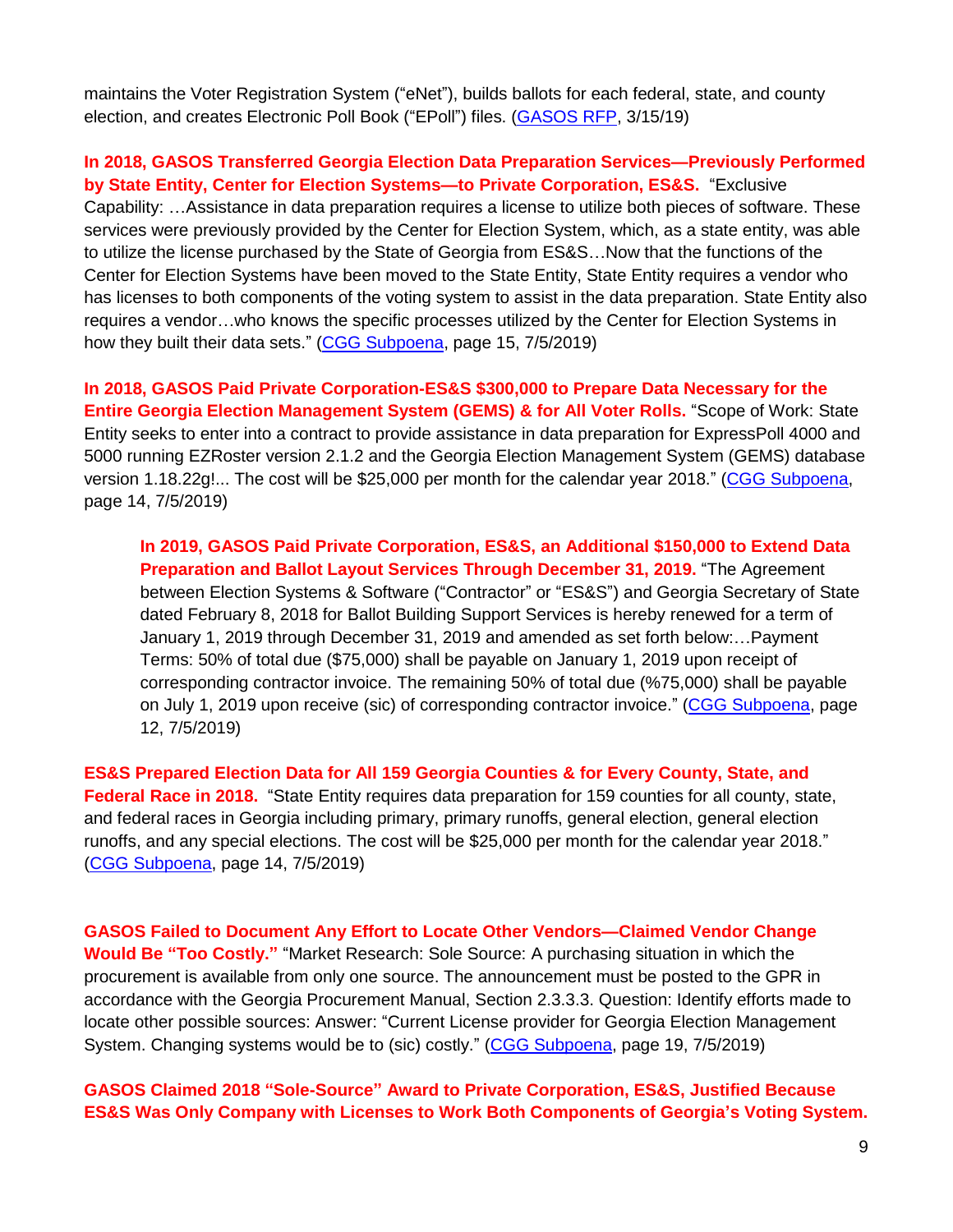maintains the Voter Registration System ("eNet"), builds ballots for each federal, state, and county election, and creates Electronic Poll Book ("EPoll") files. (GASOS RFP, 3/15/19)

**In 2018, GASOS Transferred Georgia Election Data Preparation Services—Previously Performed by State Entity, Center for Election Systems—to Private Corporation, ES&S.** "Exclusive Capability: …Assistance in data preparation requires a license to utilize both pieces of software. These services were previously provided by the Center for Election System, which, as a state entity, was able to utilize the license purchased by the State of Georgia from ES&S…Now that the functions of the Center for Election Systems have been moved to the State Entity, State Entity requires a vendor who has licenses to both components of the voting system to assist in the data preparation. State Entity also requires a vendor…who knows the specific processes utilized by the Center for Election Systems in how they built their data sets." (CGG Subpoena, page 15, 7/5/2019)

**In 2018, GASOS Paid Private Corporation-ES&S $300,000 to Prepare Data Necessary for the Entire Georgia Election Management System (GEMS) & for All Voter Rolls.** "Scope of Work: State Entity seeks to enter into a contract to provide assistance in data preparation for ExpressPoll 4000 and 5000 running EZRoster version 2.1.2 and the Georgia Election Management System (GEMS) database version 1.18.22g!... The cost will be $25,000 per month for the calendar year 2018." (CGG Subpoena, page 14, 7/5/2019)

> **In 2019, GASOS Paid Private Corporation, ES&S, an Additional $150,000 to Extend Data Preparation and Ballot Layout Services Through December 31, 2019.** "The Agreement between Election Systems & Software ("Contractor" or "ES&S") and Georgia Secretary of State dated February 8, 2018 for Ballot Building Support Services is hereby renewed for a term of January 1, 2019 through December 31, 2019 and amended as set forth below:…Payment Terms: 50% of total due ($75,000) shall be payable on January 1, 2019 upon receipt of corresponding contractor invoice. The remaining 50% of total due (%75,000) shall be payable on July 1, 2019 upon receive (sic) of corresponding contractor invoice." (CGG Subpoena, page 12, 7/5/2019)

**ES&S Prepared Election Data for All 159 Georgia Counties & for Every County, State, and Federal Race in 2018.** "State Entity requires data preparation for 159 counties for all county, state, and federal races in Georgia including primary, primary runoffs, general election, general election runoffs, and any special elections. The cost will be $25,000 per month for the calendar year 2018." (CGG Subpoena, page 14, 7/5/2019)

**GASOS Failed to Document Any Effort to Locate Other Vendors—Claimed Vendor Change Would Be "Too Costly."** "Market Research: Sole Source: A purchasing situation in which the procurement is available from only one source. The announcement must be posted to the GPR in accordance with the Georgia Procurement Manual, Section 2.3.3.3. Question: Identify efforts made to locate other possible sources: Answer: "Current License provider for Georgia Election Management System. Changing systems would be to (sic) costly." (CGG Subpoena, page 19, 7/5/2019)

**GASOS Claimed 2018 "Sole-Source" Award to Private Corporation, ES&S, Justified Because ES&S Was Only Company with Licenses to Work Both Components of Georgia's Voting System.**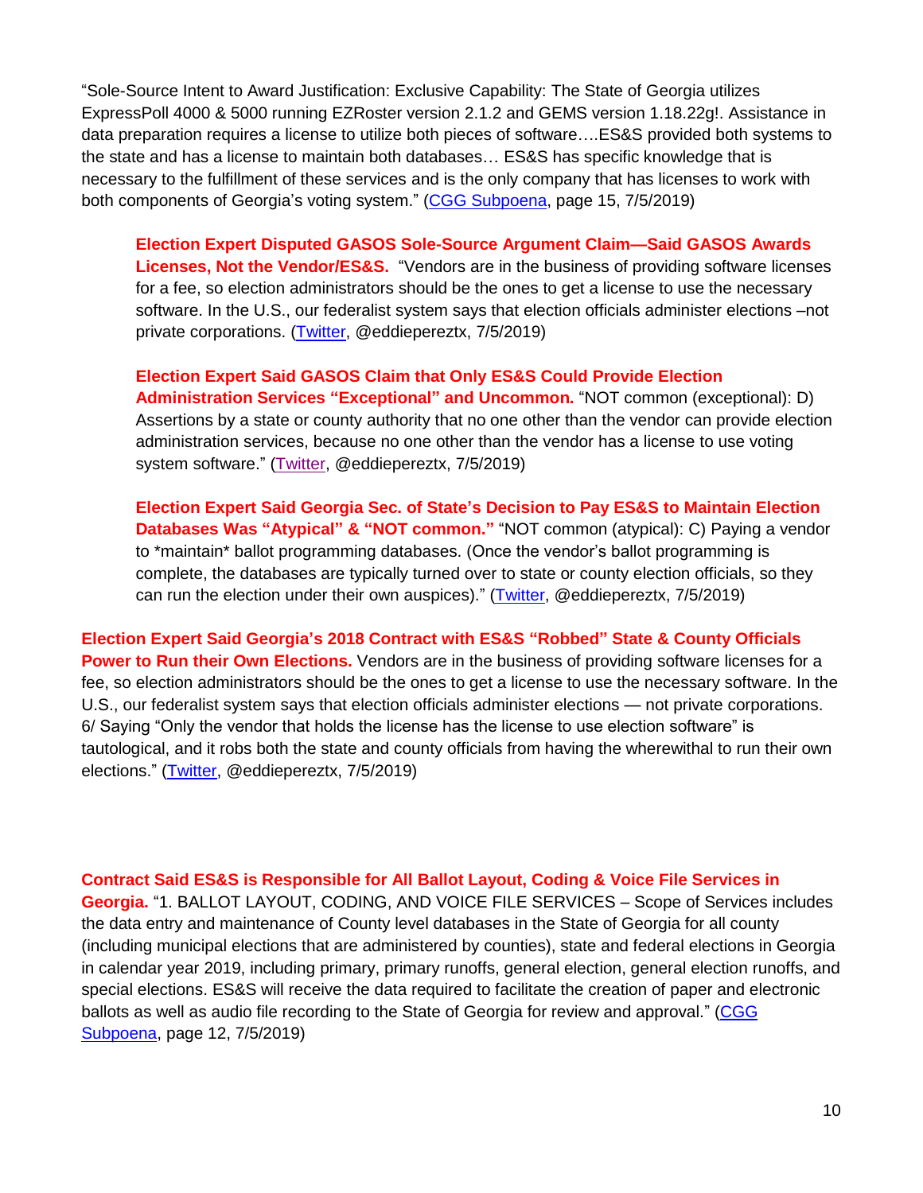"Sole-Source Intent to Award Justification: Exclusive Capability: The State of Georgia utilizes ExpressPoll 4000 & 5000 running EZRoster version 2.1.2 and GEMS version 1.18.22g!. Assistance in data preparation requires a license to utilize both pieces of software….ES&S provided both systems to the state and has a license to maintain both databases… ES&S has specific knowledge that is necessary to the fulfillment of these services and is the only company that has licenses to work with both components of Georgia's voting system." (CGG Subpoena, page 15, 7/5/2019)

> **Election Expert Disputed GASOS Sole-Source Argument Claim—Said GASOS Awards Licenses, Not the Vendor/ES&S.** "Vendors are in the business of providing software licenses for a fee, so election administrators should be the ones to get a license to use the necessary software. In the U.S., our federalist system says that election officials administer elections –not private corporations. (Twitter, @eddiepereztx, 7/5/2019)
>
> **Election Expert Said GASOS Claim that Only ES&S Could Provide Election Administration Services "Exceptional" and Uncommon.** "NOT common (exceptional): D) Assertions by a state or county authority that no one other than the vendor can provide election administration services, because no one other than the vendor has a license to use voting system software." (Twitter, @eddiepereztx, 7/5/2019)
>
> **Election Expert Said Georgia Sec. of State's Decision to Pay ES&S to Maintain Election Databases Was "Atypical" & "NOT common."** "NOT common (atypical): C) Paying a vendor to *maintain* ballot programming databases. (Once the vendor's ballot programming is complete, the databases are typically turned over to state or county election officials, so they can run the election under their own auspices)." (Twitter, @eddiepereztx, 7/5/2019)

**Election Expert Said Georgia's 2018 Contract with ES&S "Robbed" State & County Officials Power to Run their Own Elections.** Vendors are in the business of providing software licenses for a fee, so election administrators should be the ones to get a license to use the necessary software. In the U.S., our federalist system says that election officials administer elections — not private corporations. 6/ Saying "Only the vendor that holds the license has the license to use election software" is tautological, and it robs both the state and county officials from having the wherewithal to run their own elections." (Twitter, @eddiepereztx, 7/5/2019)

**Contract Said ES&S is Responsible for All Ballot Layout, Coding & Voice File Services in Georgia.** "1. BALLOT LAYOUT, CODING, AND VOICE FILE SERVICES – Scope of Services includes the data entry and maintenance of County level databases in the State of Georgia for all county (including municipal elections that are administered by counties), state and federal elections in Georgia in calendar year 2019, including primary, primary runoffs, general election, general election runoffs, and special elections. ES&S will receive the data required to facilitate the creation of paper and electronic ballots as well as audio file recording to the State of Georgia for review and approval." (CGG Subpoena, page 12, 7/5/2019)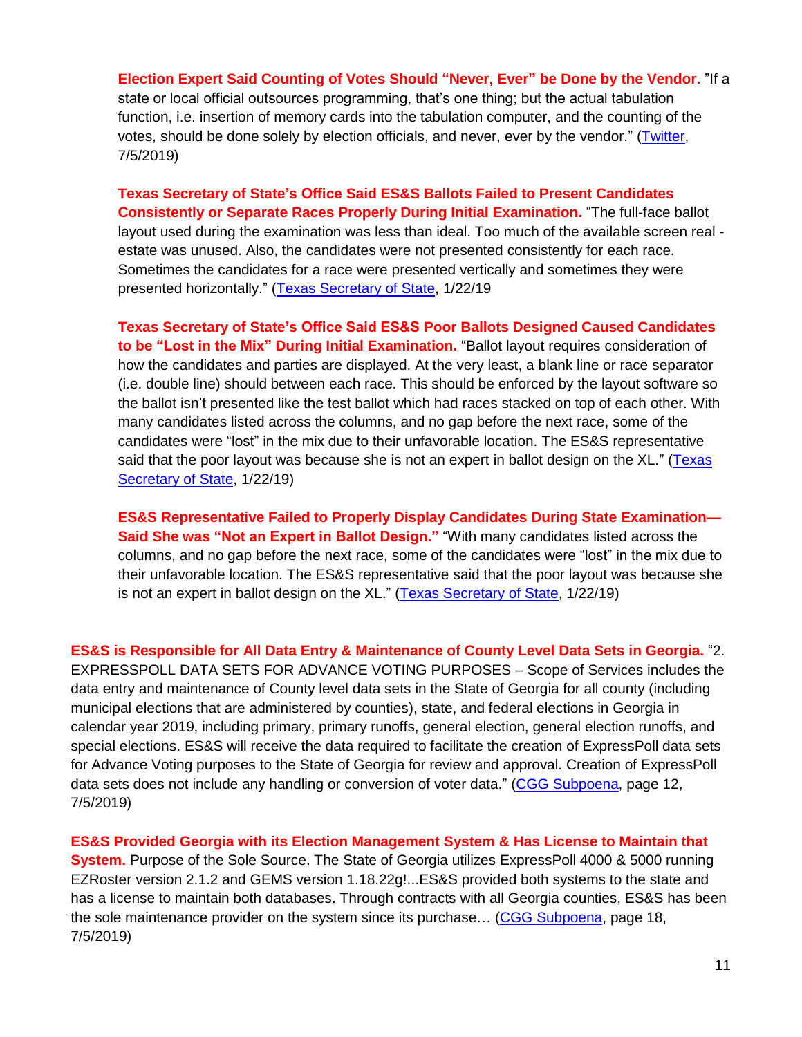**Election Expert Said Counting of Votes Should "Never, Ever" be Done by the Vendor.** "If a state or local official outsources programming, that's one thing; but the actual tabulation function, i.e. insertion of memory cards into the tabulation computer, and the counting of the votes, should be done solely by election officials, and never, ever by the vendor." (Twitter, 7/5/2019)

**Texas Secretary of State's Office Said ES&S Ballots Failed to Present Candidates Consistently or Separate Races Properly During Initial Examination.** "The full-face ballot layout used during the examination was less than ideal. Too much of the available screen real - estate was unused. Also, the candidates were not presented consistently for each race. Sometimes the candidates for a race were presented vertically and sometimes they were presented horizontally." (Texas Secretary of State, 1/22/19

**Texas Secretary of State's Office Said ES&S Poor Ballots Designed Caused Candidates to be "Lost in the Mix" During Initial Examination.** "Ballot layout requires consideration of how the candidates and parties are displayed. At the very least, a blank line or race separator (i.e. double line) should between each race. This should be enforced by the layout software so the ballot isn't presented like the test ballot which had races stacked on top of each other. With many candidates listed across the columns, and no gap before the next race, some of the candidates were "lost" in the mix due to their unfavorable location. The ES&S representative said that the poor layout was because she is not an expert in ballot design on the XL." (Texas Secretary of State, 1/22/19)

**ES&S Representative Failed to Properly Display Candidates During State Examination—Said She was "Not an Expert in Ballot Design."** "With many candidates listed across the columns, and no gap before the next race, some of the candidates were "lost" in the mix due to their unfavorable location. The ES&S representative said that the poor layout was because she is not an expert in ballot design on the XL." (Texas Secretary of State, 1/22/19)

**ES&S is Responsible for All Data Entry & Maintenance of County Level Data Sets in Georgia.** "2. EXPRESSPOLL DATA SETS FOR ADVANCE VOTING PURPOSES – Scope of Services includes the data entry and maintenance of County level data sets in the State of Georgia for all county (including municipal elections that are administered by counties), state, and federal elections in Georgia in calendar year 2019, including primary, primary runoffs, general election, general election runoffs, and special elections. ES&S will receive the data required to facilitate the creation of ExpressPoll data sets for Advance Voting purposes to the State of Georgia for review and approval. Creation of ExpressPoll data sets does not include any handling or conversion of voter data." (CGG Subpoena, page 12, 7/5/2019)

**ES&S Provided Georgia with its Election Management System & Has License to Maintain that System.** Purpose of the Sole Source. The State of Georgia utilizes ExpressPoll 4000 & 5000 running EZRoster version 2.1.2 and GEMS version 1.18.22g!...ES&S provided both systems to the state and has a license to maintain both databases. Through contracts with all Georgia counties, ES&S has been the sole maintenance provider on the system since its purchase… (CGG Subpoena, page 18, 7/5/2019)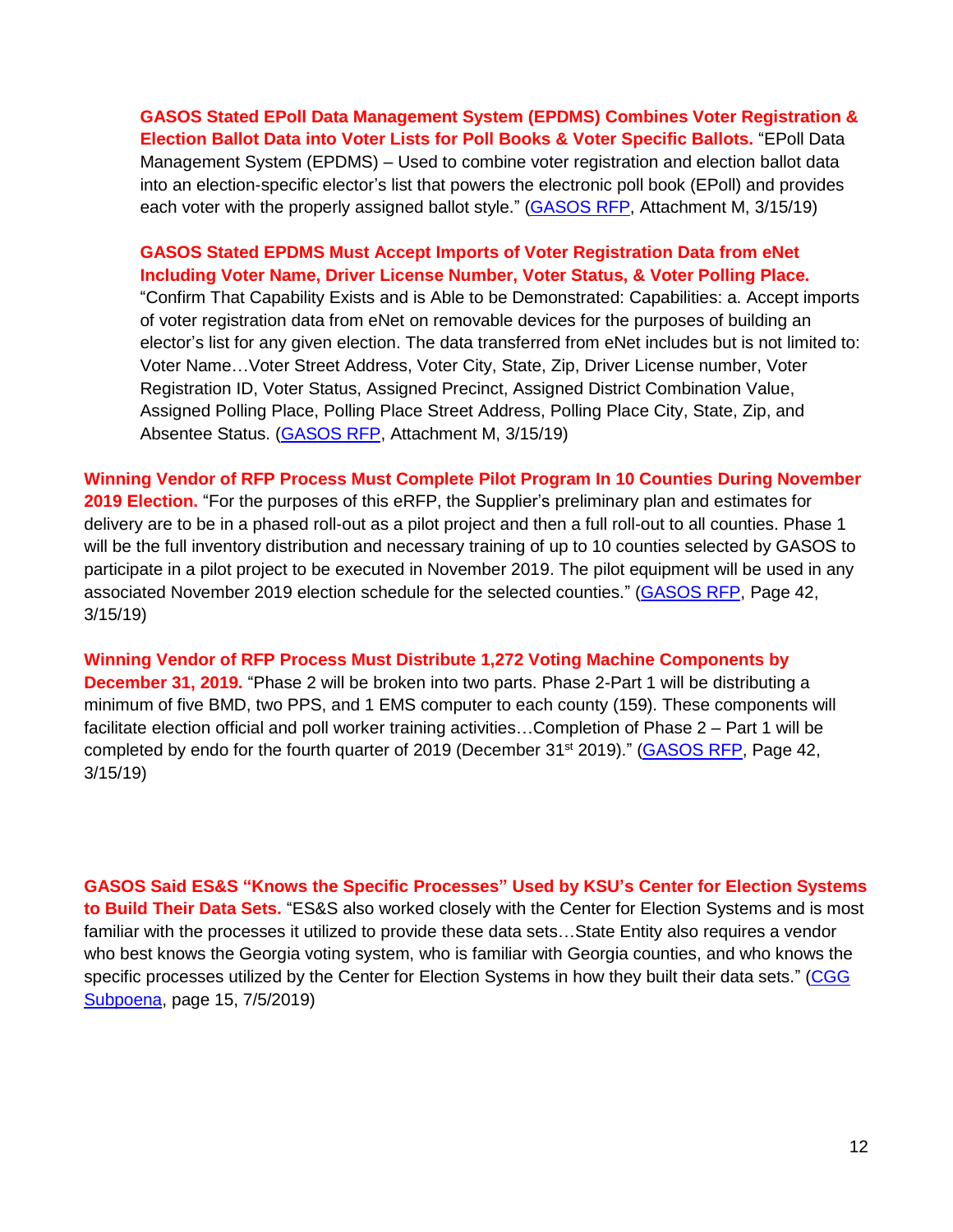**GASOS Stated EPoll Data Management System (EPDMS) Combines Voter Registration & Election Ballot Data into Voter Lists for Poll Books & Voter Specific Ballots.** "EPoll Data Management System (EPDMS) – Used to combine voter registration and election ballot data into an election-specific elector's list that powers the electronic poll book (EPoll) and provides each voter with the properly assigned ballot style." (GASOS RFP, Attachment M, 3/15/19)

**GASOS Stated EPDMS Must Accept Imports of Voter Registration Data from eNet Including Voter Name, Driver License Number, Voter Status, & Voter Polling Place.** "Confirm That Capability Exists and is Able to be Demonstrated: Capabilities: a. Accept imports of voter registration data from eNet on removable devices for the purposes of building an elector's list for any given election. The data transferred from eNet includes but is not limited to: Voter Name…Voter Street Address, Voter City, State, Zip, Driver License number, Voter Registration ID, Voter Status, Assigned Precinct, Assigned District Combination Value, Assigned Polling Place, Polling Place Street Address, Polling Place City, State, Zip, and Absentee Status. (GASOS RFP, Attachment M, 3/15/19)

**Winning Vendor of RFP Process Must Complete Pilot Program In 10 Counties During November 2019 Election.** "For the purposes of this eRFP, the Supplier's preliminary plan and estimates for delivery are to be in a phased roll-out as a pilot project and then a full roll-out to all counties. Phase 1 will be the full inventory distribution and necessary training of up to 10 counties selected by GASOS to participate in a pilot project to be executed in November 2019. The pilot equipment will be used in any associated November 2019 election schedule for the selected counties." (GASOS RFP, Page 42, 3/15/19)

**Winning Vendor of RFP Process Must Distribute 1,272 Voting Machine Components by December 31, 2019.** "Phase 2 will be broken into two parts. Phase 2-Part 1 will be distributing a minimum of five BMD, two PPS, and 1 EMS computer to each county (159). These components will facilitate election official and poll worker training activities…Completion of Phase 2 – Part 1 will be completed by endo for the fourth quarter of 2019 (December 31st 2019)." (GASOS RFP, Page 42, 3/15/19)

**GASOS Said ES&S "Knows the Specific Processes" Used by KSU's Center for Election Systems to Build Their Data Sets.** "ES&S also worked closely with the Center for Election Systems and is most familiar with the processes it utilized to provide these data sets…State Entity also requires a vendor who best knows the Georgia voting system, who is familiar with Georgia counties, and who knows the specific processes utilized by the Center for Election Systems in how they built their data sets." (CGG Subpoena, page 15, 7/5/2019)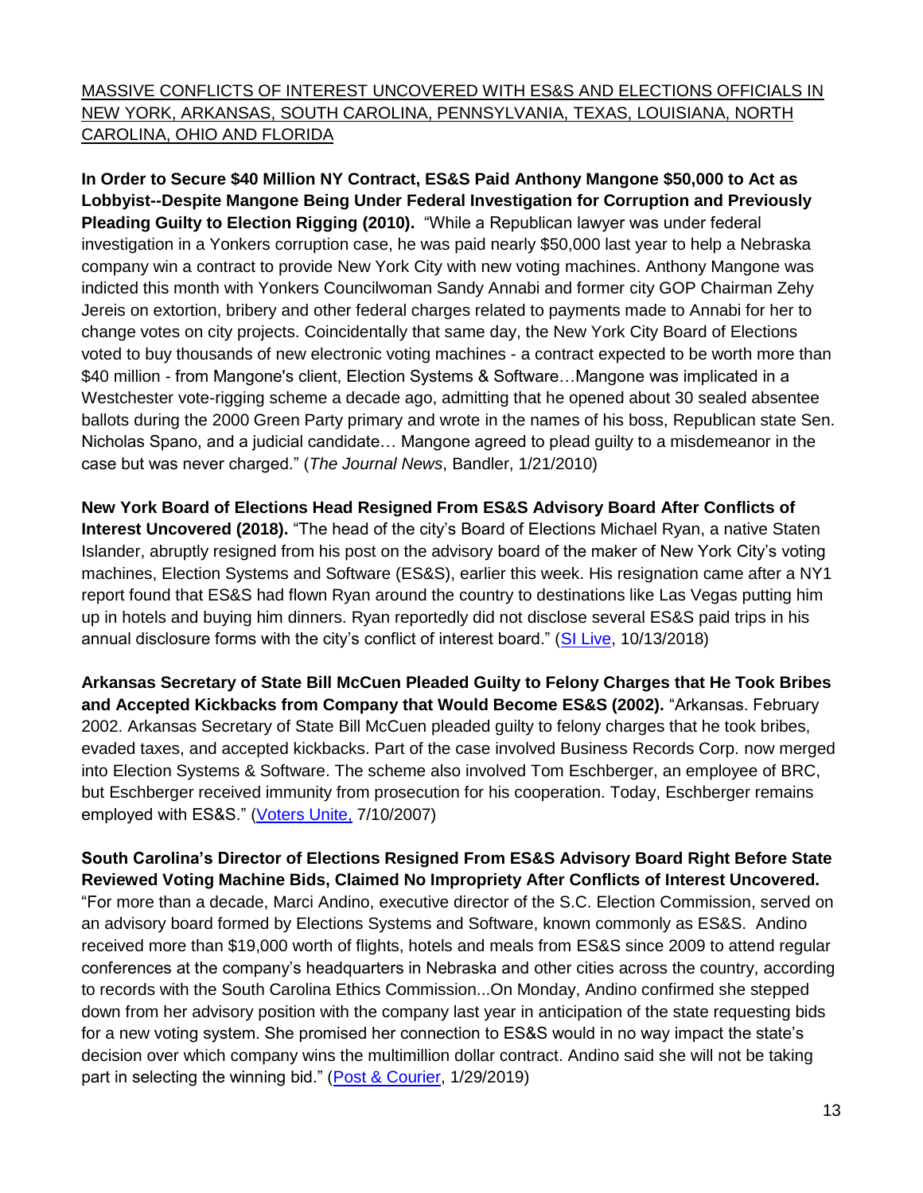<u>MASSIVE CONFLICTS OF INTEREST UNCOVERED WITH ES&S AND ELECTIONS OFFICIALS IN NEW YORK, ARKANSAS, SOUTH CAROLINA, PENNSYLVANIA, TEXAS, LOUISIANA, NORTH CAROLINA, OHIO AND FLORIDA</u>

**In Order to Secure $40 Million NY Contract, ES&S Paid Anthony Mangone $50,000 to Act as Lobbyist--Despite Mangone Being Under Federal Investigation for Corruption and Previously Pleading Guilty to Election Rigging (2010).** "While a Republican lawyer was under federal investigation in a Yonkers corruption case, he was paid nearly $50,000 last year to help a Nebraska company win a contract to provide New York City with new voting machines. Anthony Mangone was indicted this month with Yonkers Councilwoman Sandy Annabi and former city GOP Chairman Zehy Jereis on extortion, bribery and other federal charges related to payments made to Annabi for her to change votes on city projects. Coincidentally that same day, the New York City Board of Elections voted to buy thousands of new electronic voting machines - a contract expected to be worth more than $40 million - from Mangone's client, Election Systems & Software…Mangone was implicated in a Westchester vote-rigging scheme a decade ago, admitting that he opened about 30 sealed absentee ballots during the 2000 Green Party primary and wrote in the names of his boss, Republican state Sen. Nicholas Spano, and a judicial candidate… Mangone agreed to plead guilty to a misdemeanor in the case but was never charged." (*The Journal News*, Bandler, 1/21/2010)

**New York Board of Elections Head Resigned From ES&S Advisory Board After Conflicts of Interest Uncovered (2018).** "The head of the city's Board of Elections Michael Ryan, a native Staten Islander, abruptly resigned from his post on the advisory board of the maker of New York City's voting machines, Election Systems and Software (ES&S), earlier this week. His resignation came after a NY1 report found that ES&S had flown Ryan around the country to destinations like Las Vegas putting him up in hotels and buying him dinners. Ryan reportedly did not disclose several ES&S paid trips in his annual disclosure forms with the city's conflict of interest board." (SI Live, 10/13/2018)

**Arkansas Secretary of State Bill McCuen Pleaded Guilty to Felony Charges that He Took Bribes and Accepted Kickbacks from Company that Would Become ES&S (2002).** "Arkansas. February 2002. Arkansas Secretary of State Bill McCuen pleaded guilty to felony charges that he took bribes, evaded taxes, and accepted kickbacks. Part of the case involved Business Records Corp. now merged into Election Systems & Software. The scheme also involved Tom Eschberger, an employee of BRC, but Eschberger received immunity from prosecution for his cooperation. Today, Eschberger remains employed with ES&S." (Voters Unite, 7/10/2007)

**South Carolina's Director of Elections Resigned From ES&S Advisory Board Right Before State Reviewed Voting Machine Bids, Claimed No Impropriety After Conflicts of Interest Uncovered.** "For more than a decade, Marci Andino, executive director of the S.C. Election Commission, served on an advisory board formed by Elections Systems and Software, known commonly as ES&S. Andino received more than $19,000 worth of flights, hotels and meals from ES&S since 2009 to attend regular conferences at the company's headquarters in Nebraska and other cities across the country, according to records with the South Carolina Ethics Commission...On Monday, Andino confirmed she stepped down from her advisory position with the company last year in anticipation of the state requesting bids for a new voting system. She promised her connection to ES&S would in no way impact the state's decision over which company wins the multimillion dollar contract. Andino said she will not be taking part in selecting the winning bid." (Post & Courier, 1/29/2019)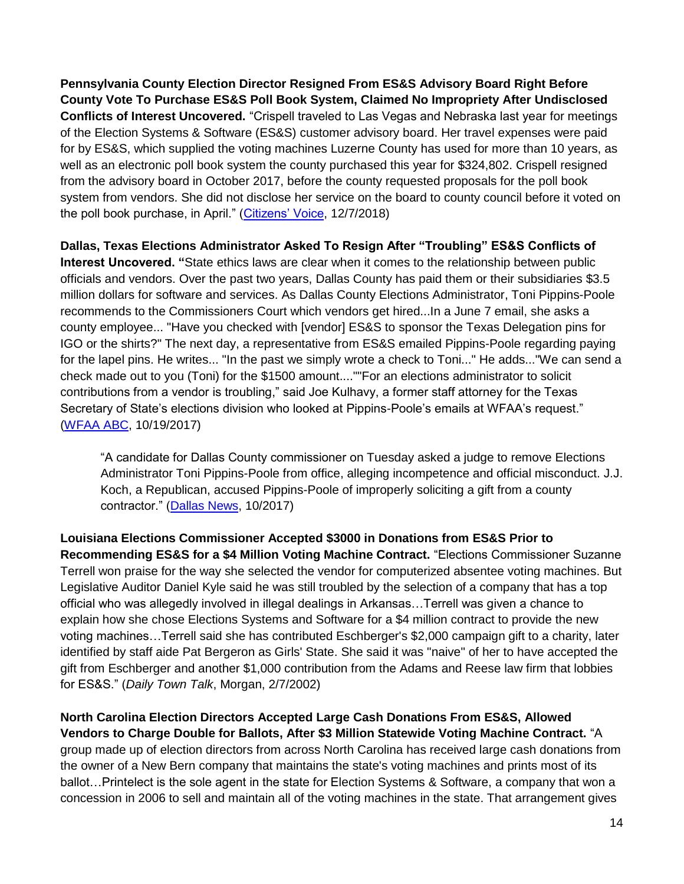**Pennsylvania County Election Director Resigned From ES&S Advisory Board Right Before County Vote To Purchase ES&S Poll Book System, Claimed No Impropriety After Undisclosed Conflicts of Interest Uncovered.** "Crispell traveled to Las Vegas and Nebraska last year for meetings of the Election Systems & Software (ES&S) customer advisory board. Her travel expenses were paid for by ES&S, which supplied the voting machines Luzerne County has used for more than 10 years, as well as an electronic poll book system the county purchased this year for $324,802. Crispell resigned from the advisory board in October 2017, before the county requested proposals for the poll book system from vendors. She did not disclose her service on the board to county council before it voted on the poll book purchase, in April." (Citizens' Voice, 12/7/2018)

**Dallas, Texas Elections Administrator Asked To Resign After "Troubling" ES&S Conflicts of Interest Uncovered. "**State ethics laws are clear when it comes to the relationship between public officials and vendors. Over the past two years, Dallas County has paid them or their subsidiaries $3.5 million dollars for software and services. As Dallas County Elections Administrator, Toni Pippins-Poole recommends to the Commissioners Court which vendors get hired...In a June 7 email, she asks a county employee... "Have you checked with [vendor] ES&S to sponsor the Texas Delegation pins for IGO or the shirts?" The next day, a representative from ES&S emailed Pippins-Poole regarding paying for the lapel pins. He writes... "In the past we simply wrote a check to Toni..." He adds..."We can send a check made out to you (Toni) for the $1500 amount....""For an elections administrator to solicit contributions from a vendor is troubling," said Joe Kulhavy, a former staff attorney for the Texas Secretary of State's elections division who looked at Pippins-Poole's emails at WFAA's request." (WFAA ABC, 10/19/2017)

> "A candidate for Dallas County commissioner on Tuesday asked a judge to remove Elections Administrator Toni Pippins-Poole from office, alleging incompetence and official misconduct. J.J. Koch, a Republican, accused Pippins-Poole of improperly soliciting a gift from a county contractor." (Dallas News, 10/2017)

**Louisiana Elections Commissioner Accepted $3000 in Donations from ES&S Prior to Recommending ES&S for a $4 Million Voting Machine Contract.** "Elections Commissioner Suzanne Terrell won praise for the way she selected the vendor for computerized absentee voting machines. But Legislative Auditor Daniel Kyle said he was still troubled by the selection of a company that has a top official who was allegedly involved in illegal dealings in Arkansas…Terrell was given a chance to explain how she chose Elections Systems and Software for a $4 million contract to provide the new voting machines…Terrell said she has contributed Eschberger's $2,000 campaign gift to a charity, later identified by staff aide Pat Bergeron as Girls' State. She said it was "naive" of her to have accepted the gift from Eschberger and another $1,000 contribution from the Adams and Reese law firm that lobbies for ES&S." (*Daily Town Talk*, Morgan, 2/7/2002)

**North Carolina Election Directors Accepted Large Cash Donations From ES&S, Allowed Vendors to Charge Double for Ballots, After $3 Million Statewide Voting Machine Contract.** "A group made up of election directors from across North Carolina has received large cash donations from the owner of a New Bern company that maintains the state's voting machines and prints most of its ballot…Printelect is the sole agent in the state for Election Systems & Software, a company that won a concession in 2006 to sell and maintain all of the voting machines in the state. That arrangement gives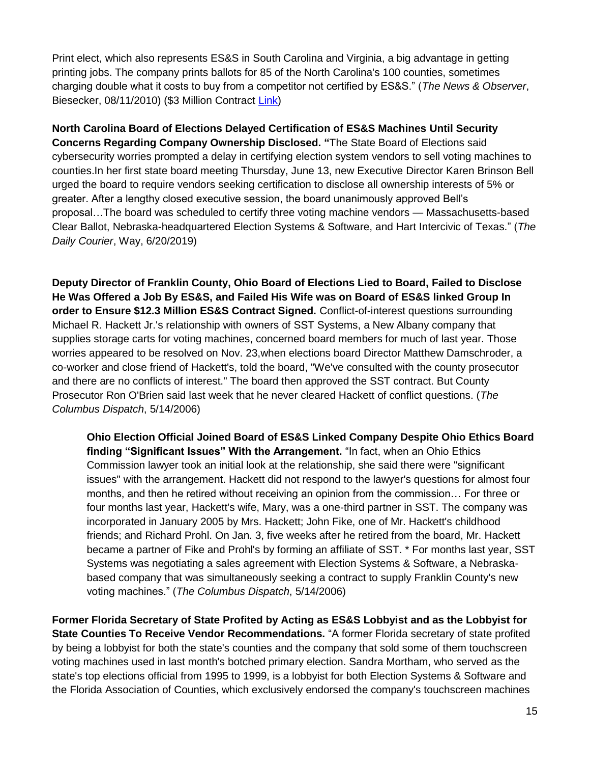Print elect, which also represents ES&S in South Carolina and Virginia, a big advantage in getting printing jobs. The company prints ballots for 85 of the North Carolina's 100 counties, sometimes charging double what it costs to buy from a competitor not certified by ES&S." (*The News & Observer*, Biesecker, 08/11/2010) ($3 Million Contract [Link](#))

**North Carolina Board of Elections Delayed Certification of ES&S Machines Until Security Concerns Regarding Company Ownership Disclosed.** "The State Board of Elections said cybersecurity worries prompted a delay in certifying election system vendors to sell voting machines to counties.In her first state board meeting Thursday, June 13, new Executive Director Karen Brinson Bell urged the board to require vendors seeking certification to disclose all ownership interests of 5% or greater. After a lengthy closed executive session, the board unanimously approved Bell's proposal…The board was scheduled to certify three voting machine vendors — Massachusetts-based Clear Ballot, Nebraska-headquartered Election Systems & Software, and Hart Intercivic of Texas." (*The Daily Courier*, Way, 6/20/2019)

**Deputy Director of Franklin County, Ohio Board of Elections Lied to Board, Failed to Disclose He Was Offered a Job By ES&S, and Failed His Wife was on Board of ES&S linked Group In order to Ensure $12.3 Million ES&S Contract Signed.** Conflict-of-interest questions surrounding Michael R. Hackett Jr.'s relationship with owners of SST Systems, a New Albany company that supplies storage carts for voting machines, concerned board members for much of last year. Those worries appeared to be resolved on Nov. 23,when elections board Director Matthew Damschroder, a co-worker and close friend of Hackett's, told the board, "We've consulted with the county prosecutor and there are no conflicts of interest." The board then approved the SST contract. But County Prosecutor Ron O'Brien said last week that he never cleared Hackett of conflict questions. (*The Columbus Dispatch*, 5/14/2006)

> **Ohio Election Official Joined Board of ES&S Linked Company Despite Ohio Ethics Board finding "Significant Issues" With the Arrangement.** "In fact, when an Ohio Ethics Commission lawyer took an initial look at the relationship, she said there were "significant issues" with the arrangement. Hackett did not respond to the lawyer's questions for almost four months, and then he retired without receiving an opinion from the commission… For three or four months last year, Hackett's wife, Mary, was a one-third partner in SST. The company was incorporated in January 2005 by Mrs. Hackett; John Fike, one of Mr. Hackett's childhood friends; and Richard Prohl. On Jan. 3, five weeks after he retired from the board, Mr. Hackett became a partner of Fike and Prohl's by forming an affiliate of SST. * For months last year, SST Systems was negotiating a sales agreement with Election Systems & Software, a Nebraska-based company that was simultaneously seeking a contract to supply Franklin County's new voting machines." (*The Columbus Dispatch*, 5/14/2006)

**Former Florida Secretary of State Profited by Acting as ES&S Lobbyist and as the Lobbyist for State Counties To Receive Vendor Recommendations.** "A former Florida secretary of state profited by being a lobbyist for both the state's counties and the company that sold some of them touchscreen voting machines used in last month's botched primary election. Sandra Mortham, who served as the state's top elections official from 1995 to 1999, is a lobbyist for both Election Systems & Software and the Florida Association of Counties, which exclusively endorsed the company's touchscreen machines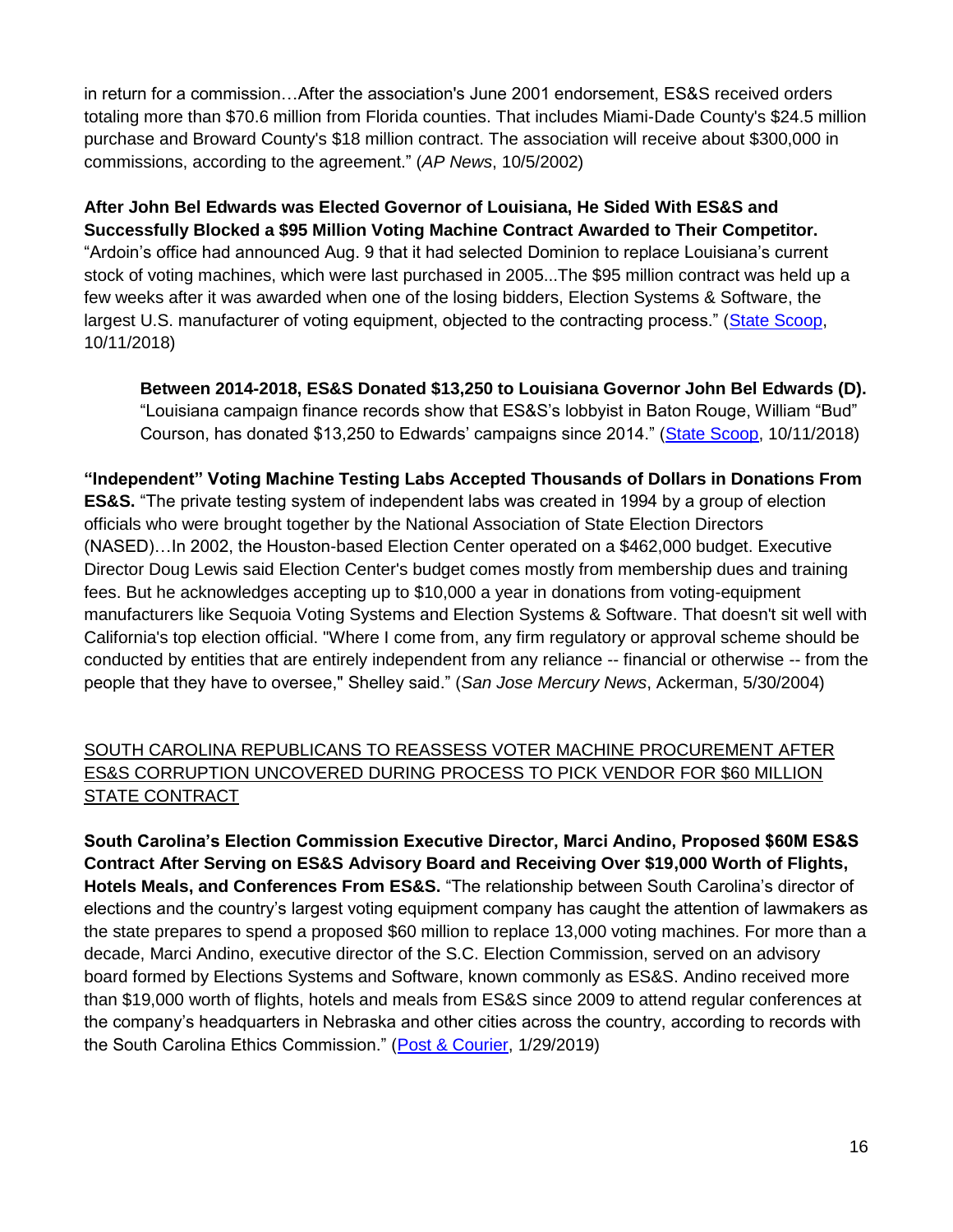in return for a commission…After the association's June 2001 endorsement, ES&S received orders totaling more than $70.6 million from Florida counties. That includes Miami-Dade County's $24.5 million purchase and Broward County's $18 million contract. The association will receive about $300,000 in commissions, according to the agreement." (*AP News*, 10/5/2002)

**After John Bel Edwards was Elected Governor of Louisiana, He Sided With ES&S and Successfully Blocked a $95 Million Voting Machine Contract Awarded to Their Competitor.** "Ardoin's office had announced Aug. 9 that it had selected Dominion to replace Louisiana's current stock of voting machines, which were last purchased in 2005...The $95 million contract was held up a few weeks after it was awarded when one of the losing bidders, Election Systems & Software, the largest U.S. manufacturer of voting equipment, objected to the contracting process." (State Scoop, 10/11/2018)

> **Between 2014-2018, ES&S Donated $13,250 to Louisiana Governor John Bel Edwards (D).** "Louisiana campaign finance records show that ES&S's lobbyist in Baton Rouge, William "Bud" Courson, has donated $13,250 to Edwards' campaigns since 2014." (State Scoop, 10/11/2018)

**"Independent" Voting Machine Testing Labs Accepted Thousands of Dollars in Donations From ES&S.** "The private testing system of independent labs was created in 1994 by a group of election officials who were brought together by the National Association of State Election Directors (NASED)…In 2002, the Houston-based Election Center operated on a $462,000 budget. Executive Director Doug Lewis said Election Center's budget comes mostly from membership dues and training fees. But he acknowledges accepting up to $10,000 a year in donations from voting-equipment manufacturers like Sequoia Voting Systems and Election Systems & Software. That doesn't sit well with California's top election official. "Where I come from, any firm regulatory or approval scheme should be conducted by entities that are entirely independent from any reliance -- financial or otherwise -- from the people that they have to oversee," Shelley said." (*San Jose Mercury News*, Ackerman, 5/30/2004)

SOUTH CAROLINA REPUBLICANS TO REASSESS VOTER MACHINE PROCUREMENT AFTER ES&S CORRUPTION UNCOVERED DURING PROCESS TO PICK VENDOR FOR $60 MILLION STATE CONTRACT

**South Carolina's Election Commission Executive Director, Marci Andino, Proposed $60M ES&S Contract After Serving on ES&S Advisory Board and Receiving Over $19,000 Worth of Flights, Hotels Meals, and Conferences From ES&S.** "The relationship between South Carolina's director of elections and the country's largest voting equipment company has caught the attention of lawmakers as the state prepares to spend a proposed $60 million to replace 13,000 voting machines. For more than a decade, Marci Andino, executive director of the S.C. Election Commission, served on an advisory board formed by Elections Systems and Software, known commonly as ES&S. Andino received more than $19,000 worth of flights, hotels and meals from ES&S since 2009 to attend regular conferences at the company's headquarters in Nebraska and other cities across the country, according to records with the South Carolina Ethics Commission." (Post & Courier, 1/29/2019)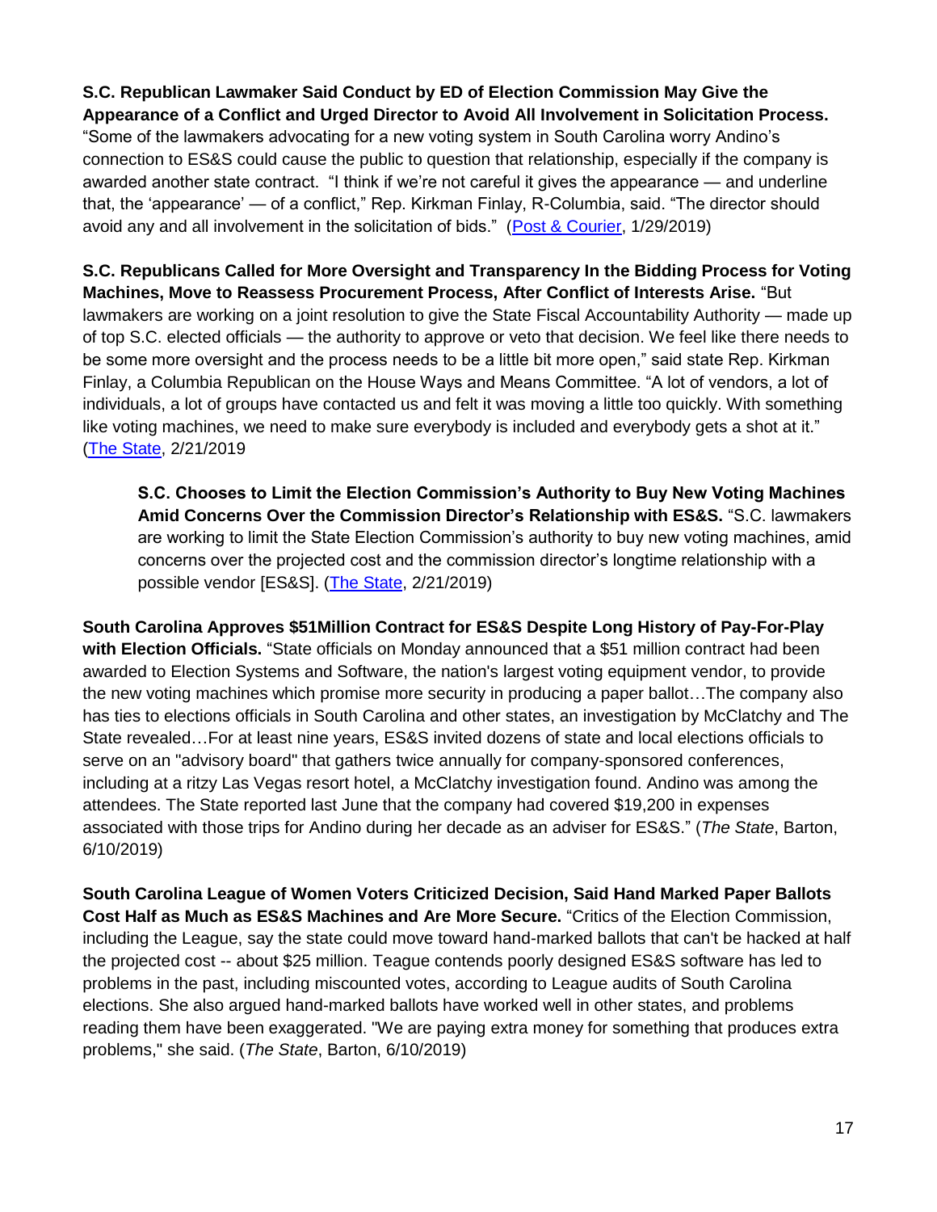**S.C. Republican Lawmaker Said Conduct by ED of Election Commission May Give the Appearance of a Conflict and Urged Director to Avoid All Involvement in Solicitation Process.** "Some of the lawmakers advocating for a new voting system in South Carolina worry Andino's connection to ES&S could cause the public to question that relationship, especially if the company is awarded another state contract. "I think if we're not careful it gives the appearance — and underline that, the 'appearance' — of a conflict," Rep. Kirkman Finlay, R-Columbia, said. "The director should avoid any and all involvement in the solicitation of bids." (Post & Courier, 1/29/2019)

**S.C. Republicans Called for More Oversight and Transparency In the Bidding Process for Voting Machines, Move to Reassess Procurement Process, After Conflict of Interests Arise.** "But lawmakers are working on a joint resolution to give the State Fiscal Accountability Authority — made up of top S.C. elected officials — the authority to approve or veto that decision. We feel like there needs to be some more oversight and the process needs to be a little bit more open," said state Rep. Kirkman Finlay, a Columbia Republican on the House Ways and Means Committee. "A lot of vendors, a lot of individuals, a lot of groups have contacted us and felt it was moving a little too quickly. With something like voting machines, we need to make sure everybody is included and everybody gets a shot at it." (The State, 2/21/2019

> **S.C. Chooses to Limit the Election Commission's Authority to Buy New Voting Machines Amid Concerns Over the Commission Director's Relationship with ES&S.** "S.C. lawmakers are working to limit the State Election Commission's authority to buy new voting machines, amid concerns over the projected cost and the commission director's longtime relationship with a possible vendor [ES&S]. (The State, 2/21/2019)

**South Carolina Approves $51Million Contract for ES&S Despite Long History of Pay-For-Play with Election Officials.** "State officials on Monday announced that a $51 million contract had been awarded to Election Systems and Software, the nation's largest voting equipment vendor, to provide the new voting machines which promise more security in producing a paper ballot…The company also has ties to elections officials in South Carolina and other states, an investigation by McClatchy and The State revealed…For at least nine years, ES&S invited dozens of state and local elections officials to serve on an "advisory board" that gathers twice annually for company-sponsored conferences, including at a ritzy Las Vegas resort hotel, a McClatchy investigation found. Andino was among the attendees. The State reported last June that the company had covered $19,200 in expenses associated with those trips for Andino during her decade as an adviser for ES&S." (*The State*, Barton, 6/10/2019)

**South Carolina League of Women Voters Criticized Decision, Said Hand Marked Paper Ballots Cost Half as Much as ES&S Machines and Are More Secure.** "Critics of the Election Commission, including the League, say the state could move toward hand-marked ballots that can't be hacked at half the projected cost -- about $25 million. Teague contends poorly designed ES&S software has led to problems in the past, including miscounted votes, according to League audits of South Carolina elections. She also argued hand-marked ballots have worked well in other states, and problems reading them have been exaggerated. "We are paying extra money for something that produces extra problems," she said. (*The State*, Barton, 6/10/2019)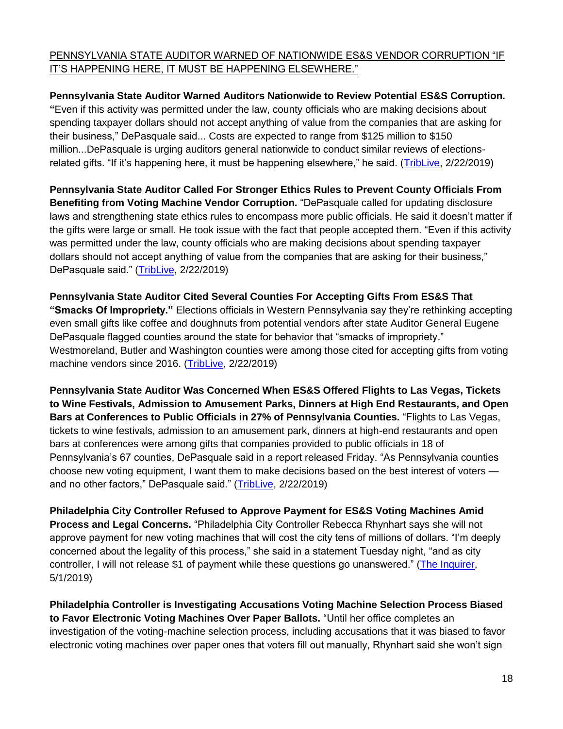<u>PENNSYLVANIA STATE AUDITOR WARNED OF NATIONWIDE ES&S VENDOR CORRUPTION "IF IT'S HAPPENING HERE, IT MUST BE HAPPENING ELSEWHERE."</u>

**Pennsylvania State Auditor Warned Auditors Nationwide to Review Potential ES&S Corruption. "**Even if this activity was permitted under the law, county officials who are making decisions about spending taxpayer dollars should not accept anything of value from the companies that are asking for their business," DePasquale said... Costs are expected to range from $125 million to $150 million...DePasquale is urging auditors general nationwide to conduct similar reviews of elections-related gifts. "If it's happening here, it must be happening elsewhere," he said. ([TribLive](), 2/22/2019)

**Pennsylvania State Auditor Called For Stronger Ethics Rules to Prevent County Officials From Benefiting from Voting Machine Vendor Corruption.** "DePasquale called for updating disclosure laws and strengthening state ethics rules to encompass more public officials. He said it doesn't matter if the gifts were large or small. He took issue with the fact that people accepted them. "Even if this activity was permitted under the law, county officials who are making decisions about spending taxpayer dollars should not accept anything of value from the companies that are asking for their business," DePasquale said." ([TribLive](), 2/22/2019)

**Pennsylvania State Auditor Cited Several Counties For Accepting Gifts From ES&S That "Smacks Of Impropriety."** Elections officials in Western Pennsylvania say they're rethinking accepting even small gifts like coffee and doughnuts from potential vendors after state Auditor General Eugene DePasquale flagged counties around the state for behavior that "smacks of impropriety." Westmoreland, Butler and Washington counties were among those cited for accepting gifts from voting machine vendors since 2016. ([TribLive](), 2/22/2019)

**Pennsylvania State Auditor Was Concerned When ES&S Offered Flights to Las Vegas, Tickets to Wine Festivals, Admission to Amusement Parks, Dinners at High End Restaurants, and Open Bars at Conferences to Public Officials in 27% of Pennsylvania Counties.** "Flights to Las Vegas, tickets to wine festivals, admission to an amusement park, dinners at high-end restaurants and open bars at conferences were among gifts that companies provided to public officials in 18 of Pennsylvania's 67 counties, DePasquale said in a report released Friday. "As Pennsylvania counties choose new voting equipment, I want them to make decisions based on the best interest of voters — and no other factors," DePasquale said." ([TribLive](), 2/22/2019)

**Philadelphia City Controller Refused to Approve Payment for ES&S Voting Machines Amid Process and Legal Concerns.** "Philadelphia City Controller Rebecca Rhynhart says she will not approve payment for new voting machines that will cost the city tens of millions of dollars. "I'm deeply concerned about the legality of this process," she said in a statement Tuesday night, "and as city controller, I will not release $1 of payment while these questions go unanswered." ([The Inquirer](), 5/1/2019)

**Philadelphia Controller is Investigating Accusations Voting Machine Selection Process Biased to Favor Electronic Voting Machines Over Paper Ballots.** "Until her office completes an investigation of the voting-machine selection process, including accusations that it was biased to favor electronic voting machines over paper ones that voters fill out manually, Rhynhart said she won't sign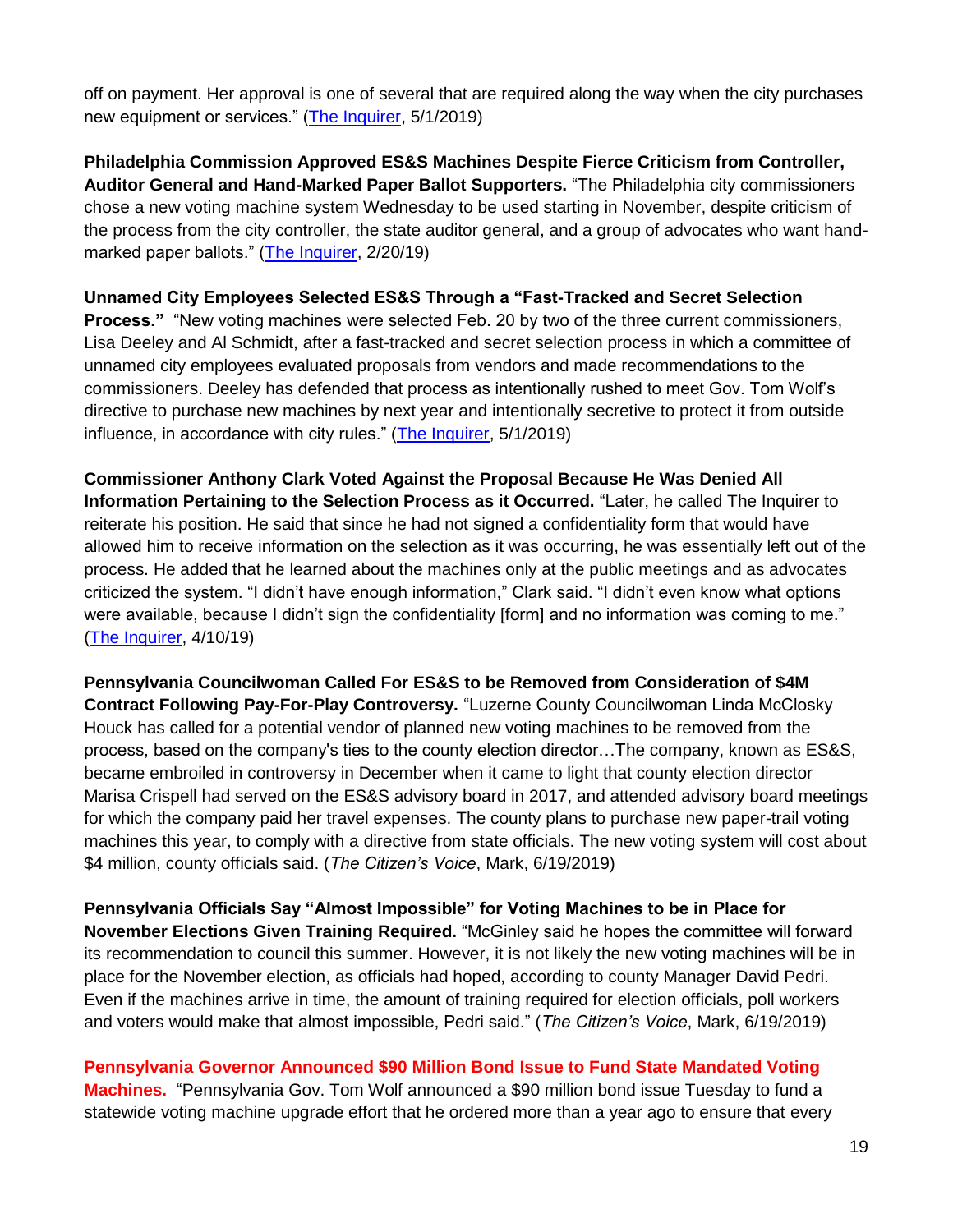off on payment. Her approval is one of several that are required along the way when the city purchases new equipment or services." (The Inquirer, 5/1/2019)

**Philadelphia Commission Approved ES&S Machines Despite Fierce Criticism from Controller, Auditor General and Hand-Marked Paper Ballot Supporters.** "The Philadelphia city commissioners chose a new voting machine system Wednesday to be used starting in November, despite criticism of the process from the city controller, the state auditor general, and a group of advocates who want hand-marked paper ballots." (The Inquirer, 2/20/19)

**Unnamed City Employees Selected ES&S Through a "Fast-Tracked and Secret Selection Process."** "New voting machines were selected Feb. 20 by two of the three current commissioners, Lisa Deeley and Al Schmidt, after a fast-tracked and secret selection process in which a committee of unnamed city employees evaluated proposals from vendors and made recommendations to the commissioners. Deeley has defended that process as intentionally rushed to meet Gov. Tom Wolf's directive to purchase new machines by next year and intentionally secretive to protect it from outside influence, in accordance with city rules." (The Inquirer, 5/1/2019)

**Commissioner Anthony Clark Voted Against the Proposal Because He Was Denied All Information Pertaining to the Selection Process as it Occurred.** "Later, he called The Inquirer to reiterate his position. He said that since he had not signed a confidentiality form that would have allowed him to receive information on the selection as it was occurring, he was essentially left out of the process. He added that he learned about the machines only at the public meetings and as advocates criticized the system. "I didn't have enough information," Clark said. "I didn't even know what options were available, because I didn't sign the confidentiality [form] and no information was coming to me." (The Inquirer, 4/10/19)

**Pennsylvania Councilwoman Called For ES&S to be Removed from Consideration of $4M Contract Following Pay-For-Play Controversy.** "Luzerne County Councilwoman Linda McClosky Houck has called for a potential vendor of planned new voting machines to be removed from the process, based on the company's ties to the county election director…The company, known as ES&S, became embroiled in controversy in December when it came to light that county election director Marisa Crispell had served on the ES&S advisory board in 2017, and attended advisory board meetings for which the company paid her travel expenses. The county plans to purchase new paper-trail voting machines this year, to comply with a directive from state officials. The new voting system will cost about $4 million, county officials said. (*The Citizen's Voice*, Mark, 6/19/2019)

**Pennsylvania Officials Say "Almost Impossible" for Voting Machines to be in Place for November Elections Given Training Required.** "McGinley said he hopes the committee will forward its recommendation to council this summer. However, it is not likely the new voting machines will be in place for the November election, as officials had hoped, according to county Manager David Pedri. Even if the machines arrive in time, the amount of training required for election officials, poll workers and voters would make that almost impossible, Pedri said." (*The Citizen's Voice*, Mark, 6/19/2019)

**Pennsylvania Governor Announced $90 Million Bond Issue to Fund State Mandated Voting Machines.** "Pennsylvania Gov. Tom Wolf announced a $90 million bond issue Tuesday to fund a statewide voting machine upgrade effort that he ordered more than a year ago to ensure that every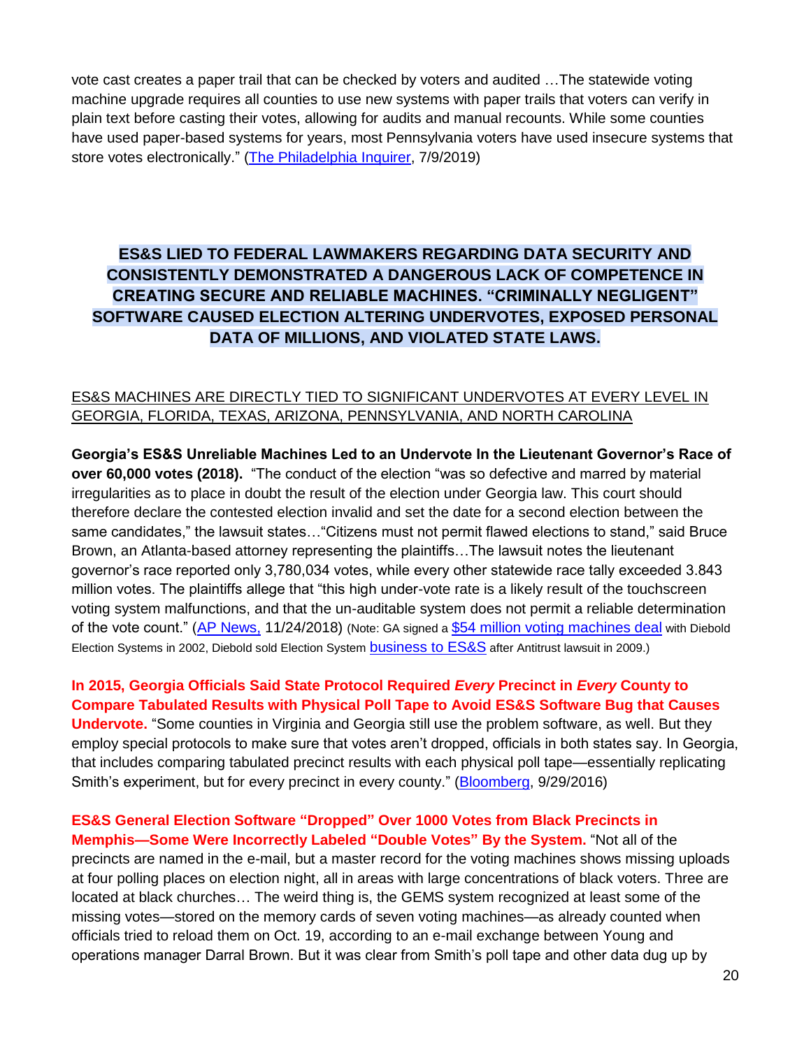vote cast creates a paper trail that can be checked by voters and audited …The statewide voting machine upgrade requires all counties to use new systems with paper trails that voters can verify in plain text before casting their votes, allowing for audits and manual recounts. While some counties have used paper-based systems for years, most Pennsylvania voters have used insecure systems that store votes electronically." (The Philadelphia Inquirer, 7/9/2019)

## ES&S LIED TO FEDERAL LAWMAKERS REGARDING DATA SECURITY AND CONSISTENTLY DEMONSTRATED A DANGEROUS LACK OF COMPETENCE IN CREATING SECURE AND RELIABLE MACHINES. "CRIMINALLY NEGLIGENT" SOFTWARE CAUSED ELECTION ALTERING UNDERVOTES, EXPOSED PERSONAL DATA OF MILLIONS, AND VIOLATED STATE LAWS.

<u>ES&S MACHINES ARE DIRECTLY TIED TO SIGNIFICANT UNDERVOTES AT EVERY LEVEL IN GEORGIA, FLORIDA, TEXAS, ARIZONA, PENNSYLVANIA, AND NORTH CAROLINA</u>

**Georgia's ES&S Unreliable Machines Led to an Undervote In the Lieutenant Governor's Race of over 60,000 votes (2018).** "The conduct of the election "was so defective and marred by material irregularities as to place in doubt the result of the election under Georgia law. This court should therefore declare the contested election invalid and set the date for a second election between the same candidates," the lawsuit states…"Citizens must not permit flawed elections to stand," said Bruce Brown, an Atlanta-based attorney representing the plaintiffs…The lawsuit notes the lieutenant governor's race reported only 3,780,034 votes, while every other statewide race tally exceeded 3.843 million votes. The plaintiffs allege that "this high under-vote rate is a likely result of the touchscreen voting system malfunctions, and that the un-auditable system does not permit a reliable determination of the vote count." (AP News, 11/24/2018) (Note: GA signed a $54 million voting machines deal with Diebold Election Systems in 2002, Diebold sold Election System business to ES&S after Antitrust lawsuit in 2009.)

**In 2015, Georgia Officials Said State Protocol Required *Every* Precinct in *Every* County to Compare Tabulated Results with Physical Poll Tape to Avoid ES&S Software Bug that Causes Undervote.** "Some counties in Virginia and Georgia still use the problem software, as well. But they employ special protocols to make sure that votes aren't dropped, officials in both states say. In Georgia, that includes comparing tabulated precinct results with each physical poll tape—essentially replicating Smith's experiment, but for every precinct in every county." (Bloomberg, 9/29/2016)

**ES&S General Election Software "Dropped" Over 1000 Votes from Black Precincts in Memphis—Some Were Incorrectly Labeled "Double Votes" By the System.** "Not all of the precincts are named in the e-mail, but a master record for the voting machines shows missing uploads at four polling places on election night, all in areas with large concentrations of black voters. Three are located at black churches… The weird thing is, the GEMS system recognized at least some of the missing votes—stored on the memory cards of seven voting machines—as already counted when officials tried to reload them on Oct. 19, according to an e-mail exchange between Young and operations manager Darral Brown. But it was clear from Smith's poll tape and other data dug up by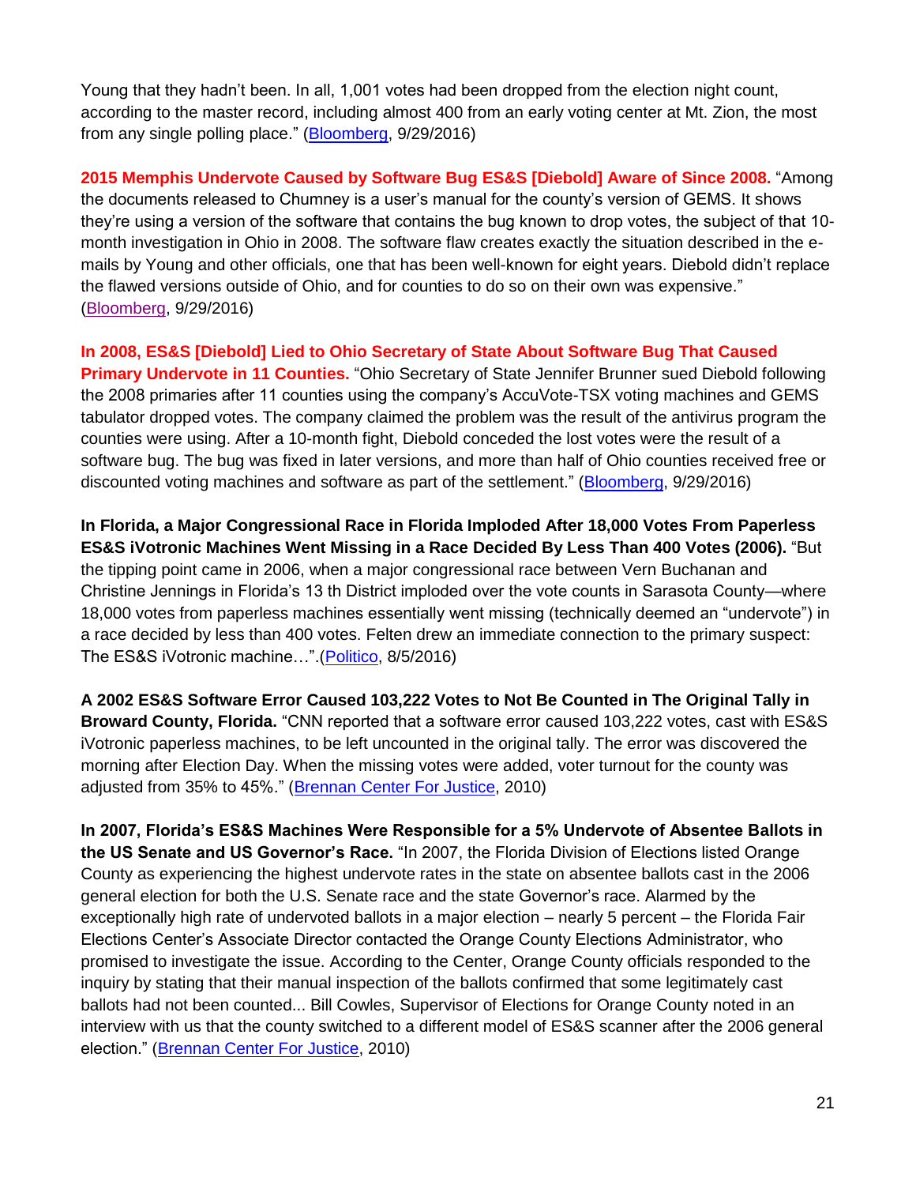Young that they hadn't been. In all, 1,001 votes had been dropped from the election night count, according to the master record, including almost 400 from an early voting center at Mt. Zion, the most from any single polling place." (Bloomberg, 9/29/2016)

**2015 Memphis Undervote Caused by Software Bug ES&S [Diebold] Aware of Since 2008.** "Among the documents released to Chumney is a user's manual for the county's version of GEMS. It shows they're using a version of the software that contains the bug known to drop votes, the subject of that 10-month investigation in Ohio in 2008. The software flaw creates exactly the situation described in the e-mails by Young and other officials, one that has been well-known for eight years. Diebold didn't replace the flawed versions outside of Ohio, and for counties to do so on their own was expensive." (Bloomberg, 9/29/2016)

**In 2008, ES&S [Diebold] Lied to Ohio Secretary of State About Software Bug That Caused Primary Undervote in 11 Counties.** "Ohio Secretary of State Jennifer Brunner sued Diebold following the 2008 primaries after 11 counties using the company's AccuVote-TSX voting machines and GEMS tabulator dropped votes. The company claimed the problem was the result of the antivirus program the counties were using. After a 10-month fight, Diebold conceded the lost votes were the result of a software bug. The bug was fixed in later versions, and more than half of Ohio counties received free or discounted voting machines and software as part of the settlement." (Bloomberg, 9/29/2016)

**In Florida, a Major Congressional Race in Florida Imploded After 18,000 Votes From Paperless ES&S iVotronic Machines Went Missing in a Race Decided By Less Than 400 Votes (2006).** "But the tipping point came in 2006, when a major congressional race between Vern Buchanan and Christine Jennings in Florida's 13 th District imploded over the vote counts in Sarasota County—where 18,000 votes from paperless machines essentially went missing (technically deemed an "undervote") in a race decided by less than 400 votes. Felten drew an immediate connection to the primary suspect: The ES&S iVotronic machine…".(Politico, 8/5/2016)

**A 2002 ES&S Software Error Caused 103,222 Votes to Not Be Counted in The Original Tally in Broward County, Florida.** "CNN reported that a software error caused 103,222 votes, cast with ES&S iVotronic paperless machines, to be left uncounted in the original tally. The error was discovered the morning after Election Day. When the missing votes were added, voter turnout for the county was adjusted from 35% to 45%." (Brennan Center For Justice, 2010)

**In 2007, Florida's ES&S Machines Were Responsible for a 5% Undervote of Absentee Ballots in the US Senate and US Governor's Race.** "In 2007, the Florida Division of Elections listed Orange County as experiencing the highest undervote rates in the state on absentee ballots cast in the 2006 general election for both the U.S. Senate race and the state Governor's race. Alarmed by the exceptionally high rate of undervoted ballots in a major election – nearly 5 percent – the Florida Fair Elections Center's Associate Director contacted the Orange County Elections Administrator, who promised to investigate the issue. According to the Center, Orange County officials responded to the inquiry by stating that their manual inspection of the ballots confirmed that some legitimately cast ballots had not been counted... Bill Cowles, Supervisor of Elections for Orange County noted in an interview with us that the county switched to a different model of ES&S scanner after the 2006 general election." (Brennan Center For Justice, 2010)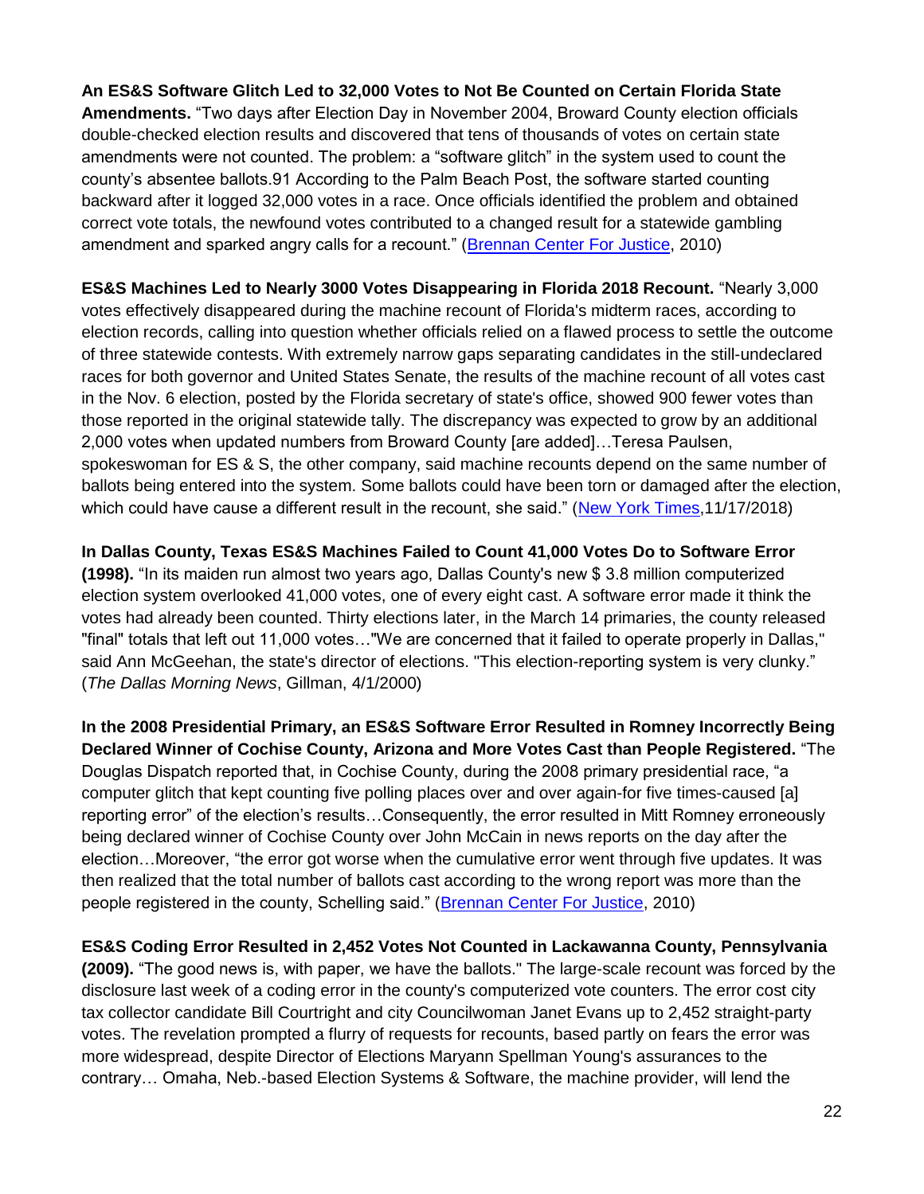**An ES&S Software Glitch Led to 32,000 Votes to Not Be Counted on Certain Florida State Amendments.** "Two days after Election Day in November 2004, Broward County election officials double-checked election results and discovered that tens of thousands of votes on certain state amendments were not counted. The problem: a "software glitch" in the system used to count the county's absentee ballots.91 According to the Palm Beach Post, the software started counting backward after it logged 32,000 votes in a race. Once officials identified the problem and obtained correct vote totals, the newfound votes contributed to a changed result for a statewide gambling amendment and sparked angry calls for a recount." ([Brennan Center For Justice](), 2010)

**ES&S Machines Led to Nearly 3000 Votes Disappearing in Florida 2018 Recount.** "Nearly 3,000 votes effectively disappeared during the machine recount of Florida's midterm races, according to election records, calling into question whether officials relied on a flawed process to settle the outcome of three statewide contests. With extremely narrow gaps separating candidates in the still-undeclared races for both governor and United States Senate, the results of the machine recount of all votes cast in the Nov. 6 election, posted by the Florida secretary of state's office, showed 900 fewer votes than those reported in the original statewide tally. The discrepancy was expected to grow by an additional 2,000 votes when updated numbers from Broward County [are added]…Teresa Paulsen, spokeswoman for ES & S, the other company, said machine recounts depend on the same number of ballots being entered into the system. Some ballots could have been torn or damaged after the election, which could have cause a different result in the recount, she said." ([New York Times](),11/17/2018)

**In Dallas County, Texas ES&S Machines Failed to Count 41,000 Votes Do to Software Error (1998).** "In its maiden run almost two years ago, Dallas County's new $ 3.8 million computerized election system overlooked 41,000 votes, one of every eight cast. A software error made it think the votes had already been counted. Thirty elections later, in the March 14 primaries, the county released "final" totals that left out 11,000 votes…"We are concerned that it failed to operate properly in Dallas," said Ann McGeehan, the state's director of elections. "This election-reporting system is very clunky." (*The Dallas Morning News*, Gillman, 4/1/2000)

**In the 2008 Presidential Primary, an ES&S Software Error Resulted in Romney Incorrectly Being Declared Winner of Cochise County, Arizona and More Votes Cast than People Registered.** "The Douglas Dispatch reported that, in Cochise County, during the 2008 primary presidential race, "a computer glitch that kept counting five polling places over and over again-for five times-caused [a] reporting error" of the election's results…Consequently, the error resulted in Mitt Romney erroneously being declared winner of Cochise County over John McCain in news reports on the day after the election…Moreover, "the error got worse when the cumulative error went through five updates. It was then realized that the total number of ballots cast according to the wrong report was more than the people registered in the county, Schelling said." ([Brennan Center For Justice](), 2010)

**ES&S Coding Error Resulted in 2,452 Votes Not Counted in Lackawanna County, Pennsylvania (2009).** "The good news is, with paper, we have the ballots." The large-scale recount was forced by the disclosure last week of a coding error in the county's computerized vote counters. The error cost city tax collector candidate Bill Courtright and city Councilwoman Janet Evans up to 2,452 straight-party votes. The revelation prompted a flurry of requests for recounts, based partly on fears the error was more widespread, despite Director of Elections Maryann Spellman Young's assurances to the contrary… Omaha, Neb.-based Election Systems & Software, the machine provider, will lend the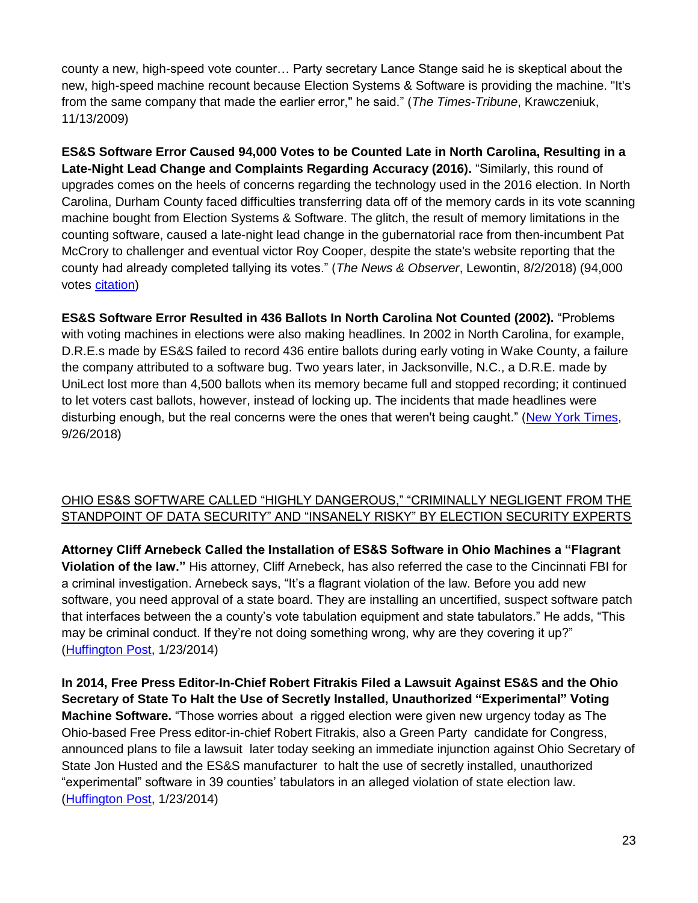county a new, high-speed vote counter… Party secretary Lance Stange said he is skeptical about the new, high-speed machine recount because Election Systems & Software is providing the machine. "It's from the same company that made the earlier error," he said." (*The Times-Tribune*, Krawczeniuk, 11/13/2009)

**ES&S Software Error Caused 94,000 Votes to be Counted Late in North Carolina, Resulting in a Late-Night Lead Change and Complaints Regarding Accuracy (2016).** "Similarly, this round of upgrades comes on the heels of concerns regarding the technology used in the 2016 election. In North Carolina, Durham County faced difficulties transferring data off of the memory cards in its vote scanning machine bought from Election Systems & Software. The glitch, the result of memory limitations in the counting software, caused a late-night lead change in the gubernatorial race from then-incumbent Pat McCrory to challenger and eventual victor Roy Cooper, despite the state's website reporting that the county had already completed tallying its votes." (*The News & Observer*, Lewontin, 8/2/2018) (94,000 votes citation)

**ES&S Software Error Resulted in 436 Ballots In North Carolina Not Counted (2002).** "Problems with voting machines in elections were also making headlines. In 2002 in North Carolina, for example, D.R.E.s made by ES&S failed to record 436 entire ballots during early voting in Wake County, a failure the company attributed to a software bug. Two years later, in Jacksonville, N.C., a D.R.E. made by UniLect lost more than 4,500 ballots when its memory became full and stopped recording; it continued to let voters cast ballots, however, instead of locking up. The incidents that made headlines were disturbing enough, but the real concerns were the ones that weren't being caught." (New York Times, 9/26/2018)

<u>OHIO ES&S SOFTWARE CALLED "HIGHLY DANGEROUS," "CRIMINALLY NEGLIGENT FROM THE STANDPOINT OF DATA SECURITY" AND "INSANELY RISKY" BY ELECTION SECURITY EXPERTS</u>

**Attorney Cliff Arnebeck Called the Installation of ES&S Software in Ohio Machines a "Flagrant Violation of the law."** His attorney, Cliff Arnebeck, has also referred the case to the Cincinnati FBI for a criminal investigation. Arnebeck says, "It's a flagrant violation of the law. Before you add new software, you need approval of a state board. They are installing an uncertified, suspect software patch that interfaces between the a county's vote tabulation equipment and state tabulators." He adds, "This may be criminal conduct. If they're not doing something wrong, why are they covering it up?" (Huffington Post, 1/23/2014)

**In 2014, Free Press Editor-In-Chief Robert Fitrakis Filed a Lawsuit Against ES&S and the Ohio Secretary of State To Halt the Use of Secretly Installed, Unauthorized "Experimental" Voting Machine Software.** "Those worries about a rigged election were given new urgency today as The Ohio-based Free Press editor-in-chief Robert Fitrakis, also a Green Party candidate for Congress, announced plans to file a lawsuit later today seeking an immediate injunction against Ohio Secretary of State Jon Husted and the ES&S manufacturer to halt the use of secretly installed, unauthorized "experimental" software in 39 counties' tabulators in an alleged violation of state election law. (Huffington Post, 1/23/2014)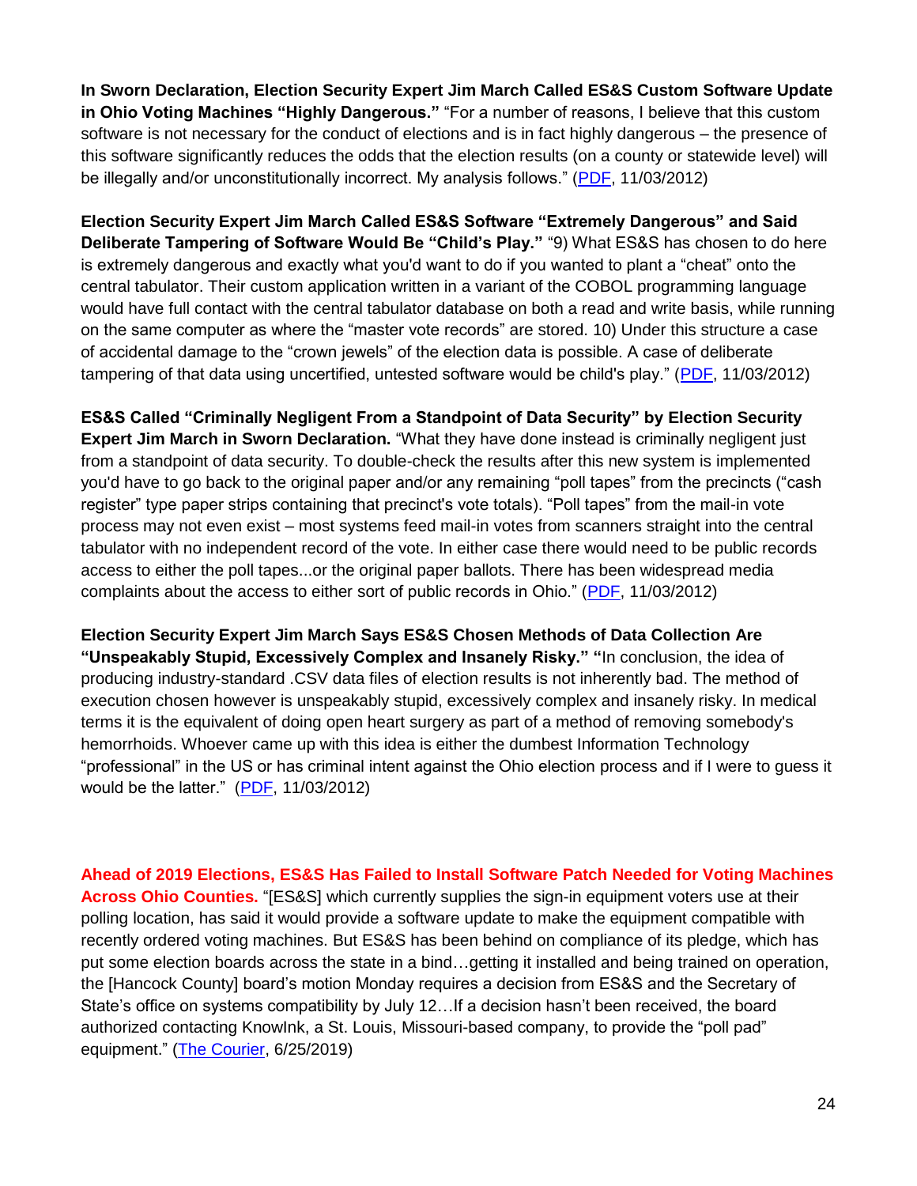**In Sworn Declaration, Election Security Expert Jim March Called ES&S Custom Software Update in Ohio Voting Machines "Highly Dangerous."** "For a number of reasons, I believe that this custom software is not necessary for the conduct of elections and is in fact highly dangerous – the presence of this software significantly reduces the odds that the election results (on a county or statewide level) will be illegally and/or unconstitutionally incorrect. My analysis follows." (PDF, 11/03/2012)

**Election Security Expert Jim March Called ES&S Software "Extremely Dangerous" and Said Deliberate Tampering of Software Would Be "Child's Play."** "9) What ES&S has chosen to do here is extremely dangerous and exactly what you'd want to do if you wanted to plant a "cheat" onto the central tabulator. Their custom application written in a variant of the COBOL programming language would have full contact with the central tabulator database on both a read and write basis, while running on the same computer as where the "master vote records" are stored. 10) Under this structure a case of accidental damage to the "crown jewels" of the election data is possible. A case of deliberate tampering of that data using uncertified, untested software would be child's play." (PDF, 11/03/2012)

**ES&S Called "Criminally Negligent From a Standpoint of Data Security" by Election Security Expert Jim March in Sworn Declaration.** "What they have done instead is criminally negligent just from a standpoint of data security. To double-check the results after this new system is implemented you'd have to go back to the original paper and/or any remaining "poll tapes" from the precincts ("cash register" type paper strips containing that precinct's vote totals). "Poll tapes" from the mail-in vote process may not even exist – most systems feed mail-in votes from scanners straight into the central tabulator with no independent record of the vote. In either case there would need to be public records access to either the poll tapes...or the original paper ballots. There has been widespread media complaints about the access to either sort of public records in Ohio." (PDF, 11/03/2012)

**Election Security Expert Jim March Says ES&S Chosen Methods of Data Collection Are "Unspeakably Stupid, Excessively Complex and Insanely Risky." "**In conclusion, the idea of producing industry-standard .CSV data files of election results is not inherently bad. The method of execution chosen however is unspeakably stupid, excessively complex and insanely risky. In medical terms it is the equivalent of doing open heart surgery as part of a method of removing somebody's hemorrhoids. Whoever came up with this idea is either the dumbest Information Technology "professional" in the US or has criminal intent against the Ohio election process and if I were to guess it would be the latter." (PDF, 11/03/2012)

**Ahead of 2019 Elections, ES&S Has Failed to Install Software Patch Needed for Voting Machines Across Ohio Counties.** "[ES&S] which currently supplies the sign-in equipment voters use at their polling location, has said it would provide a software update to make the equipment compatible with recently ordered voting machines. But ES&S has been behind on compliance of its pledge, which has put some election boards across the state in a bind…getting it installed and being trained on operation, the [Hancock County] board's motion Monday requires a decision from ES&S and the Secretary of State's office on systems compatibility by July 12…If a decision hasn't been received, the board authorized contacting KnowInk, a St. Louis, Missouri-based company, to provide the "poll pad" equipment." (The Courier, 6/25/2019)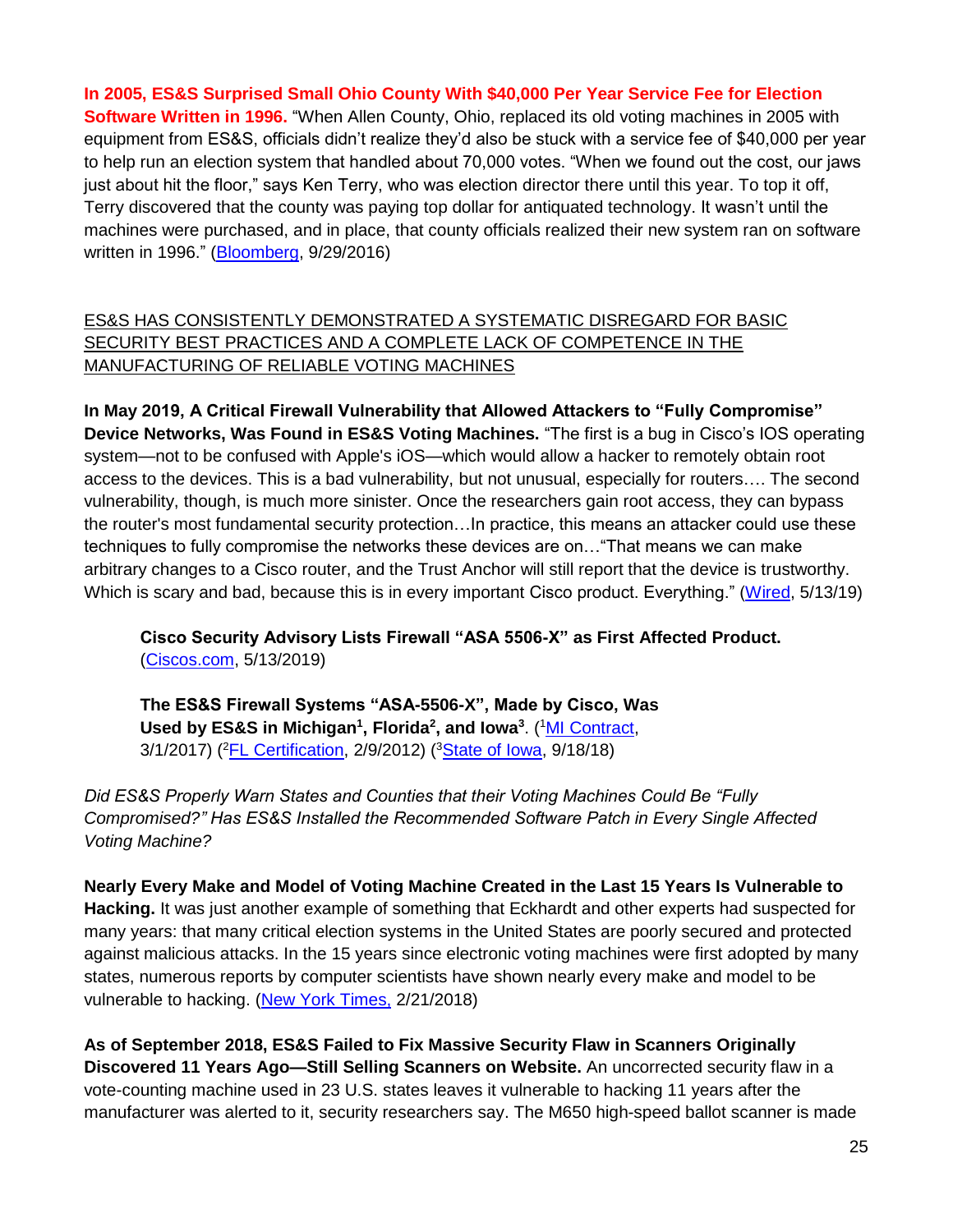**In 2005, ES&S Surprised Small Ohio County With $40,000 Per Year Service Fee for Election Software Written in 1996.** "When Allen County, Ohio, replaced its old voting machines in 2005 with equipment from ES&S, officials didn't realize they'd also be stuck with a service fee of $40,000 per year to help run an election system that handled about 70,000 votes. "When we found out the cost, our jaws just about hit the floor," says Ken Terry, who was election director there until this year. To top it off, Terry discovered that the county was paying top dollar for antiquated technology. It wasn't until the machines were purchased, and in place, that county officials realized their new system ran on software written in 1996." (Bloomberg, 9/29/2016)

<u>ES&S HAS CONSISTENTLY DEMONSTRATED A SYSTEMATIC DISREGARD FOR BASIC SECURITY BEST PRACTICES AND A COMPLETE LACK OF COMPETENCE IN THE MANUFACTURING OF RELIABLE VOTING MACHINES</u>

**In May 2019, A Critical Firewall Vulnerability that Allowed Attackers to "Fully Compromise" Device Networks, Was Found in ES&S Voting Machines.** "The first is a bug in Cisco's IOS operating system—not to be confused with Apple's iOS—which would allow a hacker to remotely obtain root access to the devices. This is a bad vulnerability, but not unusual, especially for routers…. The second vulnerability, though, is much more sinister. Once the researchers gain root access, they can bypass the router's most fundamental security protection…In practice, this means an attacker could use these techniques to fully compromise the networks these devices are on…"That means we can make arbitrary changes to a Cisco router, and the Trust Anchor will still report that the device is trustworthy. Which is scary and bad, because this is in every important Cisco product. Everything." (Wired, 5/13/19)

> **Cisco Security Advisory Lists Firewall "ASA 5506-X" as First Affected Product.** (Ciscos.com, 5/13/2019)
>
> **The ES&S Firewall Systems "ASA-5506-X", Made by Cisco, Was Used by ES&S in Michigan[1], Florida[2], and Iowa[3].** ([1]MI Contract, 3/1/2017) ([2]FL Certification, 2/9/2012) ([3]State of Iowa, 9/18/18)

*Did ES&S Properly Warn States and Counties that their Voting Machines Could Be "Fully Compromised?" Has ES&S Installed the Recommended Software Patch in Every Single Affected Voting Machine?*

**Nearly Every Make and Model of Voting Machine Created in the Last 15 Years Is Vulnerable to Hacking.** It was just another example of something that Eckhardt and other experts had suspected for many years: that many critical election systems in the United States are poorly secured and protected against malicious attacks. In the 15 years since electronic voting machines were first adopted by many states, numerous reports by computer scientists have shown nearly every make and model to be vulnerable to hacking. (New York Times, 2/21/2018)

**As of September 2018, ES&S Failed to Fix Massive Security Flaw in Scanners Originally Discovered 11 Years Ago—Still Selling Scanners on Website.** An uncorrected security flaw in a vote-counting machine used in 23 U.S. states leaves it vulnerable to hacking 11 years after the manufacturer was alerted to it, security researchers say. The M650 high-speed ballot scanner is made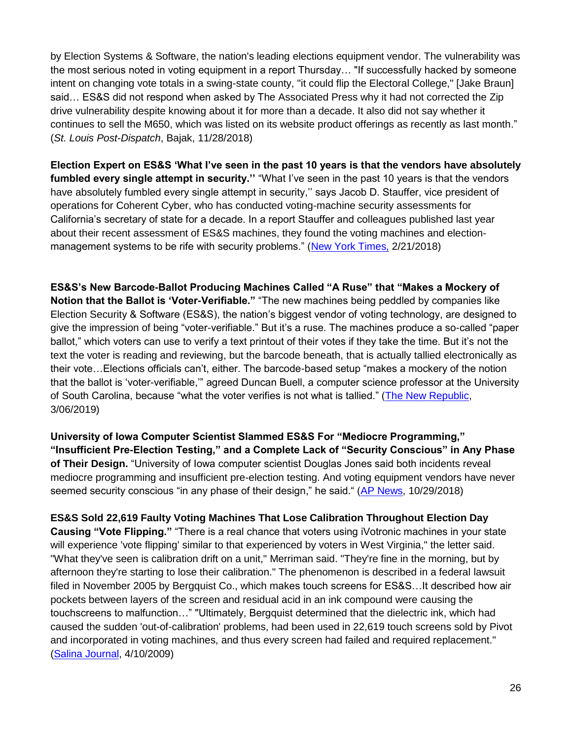by Election Systems & Software, the nation's leading elections equipment vendor. The vulnerability was the most serious noted in voting equipment in a report Thursday… "If successfully hacked by someone intent on changing vote totals in a swing-state county, "it could flip the Electoral College," [Jake Braun] said… ES&S did not respond when asked by The Associated Press why it had not corrected the Zip drive vulnerability despite knowing about it for more than a decade. It also did not say whether it continues to sell the M650, which was listed on its website product offerings as recently as last month." (*St. Louis Post-Dispatch*, Bajak, 11/28/2018)

**Election Expert on ES&S 'What I've seen in the past 10 years is that the vendors have absolutely fumbled every single attempt in security.''** "What I've seen in the past 10 years is that the vendors have absolutely fumbled every single attempt in security,'' says Jacob D. Stauffer, vice president of operations for Coherent Cyber, who has conducted voting-machine security assessments for California's secretary of state for a decade. In a report Stauffer and colleagues published last year about their recent assessment of ES&S machines, they found the voting machines and election-management systems to be rife with security problems." (New York Times, 2/21/2018)

**ES&S's New Barcode-Ballot Producing Machines Called "A Ruse" that "Makes a Mockery of Notion that the Ballot is 'Voter-Verifiable."** "The new machines being peddled by companies like Election Security & Software (ES&S), the nation's biggest vendor of voting technology, are designed to give the impression of being "voter-verifiable." But it's a ruse. The machines produce a so-called "paper ballot," which voters can use to verify a text printout of their votes if they take the time. But it's not the text the voter is reading and reviewing, but the barcode beneath, that is actually tallied electronically as their vote…Elections officials can't, either. The barcode-based setup "makes a mockery of the notion that the ballot is 'voter-verifiable,'" agreed Duncan Buell, a computer science professor at the University of South Carolina, because "what the voter verifies is not what is tallied." (The New Republic, 3/06/2019)

**University of Iowa Computer Scientist Slammed ES&S For "Mediocre Programming," "Insufficient Pre-Election Testing," and a Complete Lack of "Security Conscious" in Any Phase of Their Design.** "University of Iowa computer scientist Douglas Jones said both incidents reveal mediocre programming and insufficient pre-election testing. And voting equipment vendors have never seemed security conscious "in any phase of their design," he said." (AP News, 10/29/2018)

**ES&S Sold 22,619 Faulty Voting Machines That Lose Calibration Throughout Election Day Causing "Vote Flipping."** "There is a real chance that voters using iVotronic machines in your state will experience 'vote flipping' similar to that experienced by voters in West Virginia," the letter said. "What they've seen is calibration drift on a unit," Merriman said. "They're fine in the morning, but by afternoon they're starting to lose their calibration." The phenomenon is described in a federal lawsuit filed in November 2005 by Bergquist Co., which makes touch screens for ES&S…It described how air pockets between layers of the screen and residual acid in an ink compound were causing the touchscreens to malfunction…" "Ultimately, Bergquist determined that the dielectric ink, which had caused the sudden 'out-of-calibration' problems, had been used in 22,619 touch screens sold by Pivot and incorporated in voting machines, and thus every screen had failed and required replacement." (Salina Journal, 4/10/2009)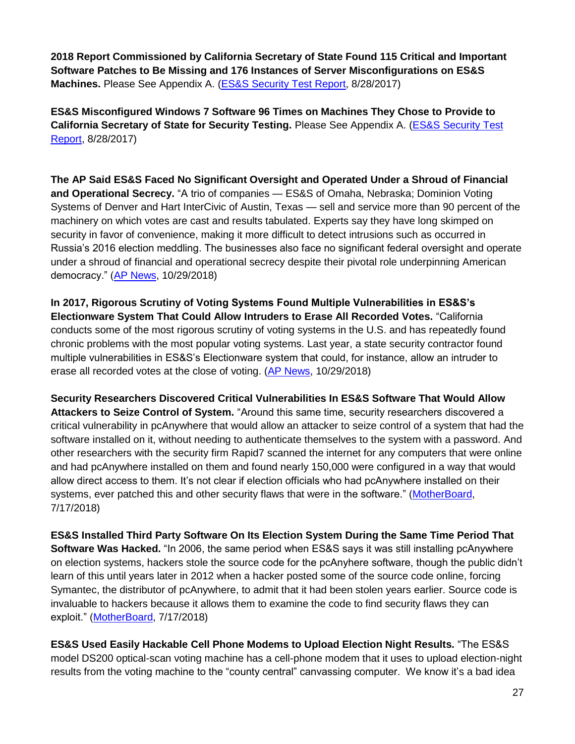**2018 Report Commissioned by California Secretary of State Found 115 Critical and Important Software Patches to Be Missing and 176 Instances of Server Misconfigurations on ES&S Machines.** Please See Appendix A. (ES&S Security Test Report, 8/28/2017)

**ES&S Misconfigured Windows 7 Software 96 Times on Machines They Chose to Provide to California Secretary of State for Security Testing.** Please See Appendix A. (ES&S Security Test Report, 8/28/2017)

**The AP Said ES&S Faced No Significant Oversight and Operated Under a Shroud of Financial and Operational Secrecy.** "A trio of companies — ES&S of Omaha, Nebraska; Dominion Voting Systems of Denver and Hart InterCivic of Austin, Texas — sell and service more than 90 percent of the machinery on which votes are cast and results tabulated. Experts say they have long skimped on security in favor of convenience, making it more difficult to detect intrusions such as occurred in Russia's 2016 election meddling. The businesses also face no significant federal oversight and operate under a shroud of financial and operational secrecy despite their pivotal role underpinning American democracy." (AP News, 10/29/2018)

**In 2017, Rigorous Scrutiny of Voting Systems Found Multiple Vulnerabilities in ES&S's Electionware System That Could Allow Intruders to Erase All Recorded Votes.** "California conducts some of the most rigorous scrutiny of voting systems in the U.S. and has repeatedly found chronic problems with the most popular voting systems. Last year, a state security contractor found multiple vulnerabilities in ES&S's Electionware system that could, for instance, allow an intruder to erase all recorded votes at the close of voting. (AP News, 10/29/2018)

**Security Researchers Discovered Critical Vulnerabilities In ES&S Software That Would Allow Attackers to Seize Control of System.** "Around this same time, security researchers discovered a critical vulnerability in pcAnywhere that would allow an attacker to seize control of a system that had the software installed on it, without needing to authenticate themselves to the system with a password. And other researchers with the security firm Rapid7 scanned the internet for any computers that were online and had pcAnywhere installed on them and found nearly 150,000 were configured in a way that would allow direct access to them. It's not clear if election officials who had pcAnywhere installed on their systems, ever patched this and other security flaws that were in the software." (MotherBoard, 7/17/2018)

**ES&S Installed Third Party Software On Its Election System During the Same Time Period That Software Was Hacked.** "In 2006, the same period when ES&S says it was still installing pcAnywhere on election systems, hackers stole the source code for the pcAnyhere software, though the public didn't learn of this until years later in 2012 when a hacker posted some of the source code online, forcing Symantec, the distributor of pcAnywhere, to admit that it had been stolen years earlier. Source code is invaluable to hackers because it allows them to examine the code to find security flaws they can exploit." (MotherBoard, 7/17/2018)

**ES&S Used Easily Hackable Cell Phone Modems to Upload Election Night Results.** "The ES&S model DS200 optical-scan voting machine has a cell-phone modem that it uses to upload election-night results from the voting machine to the "county central" canvassing computer. We know it's a bad idea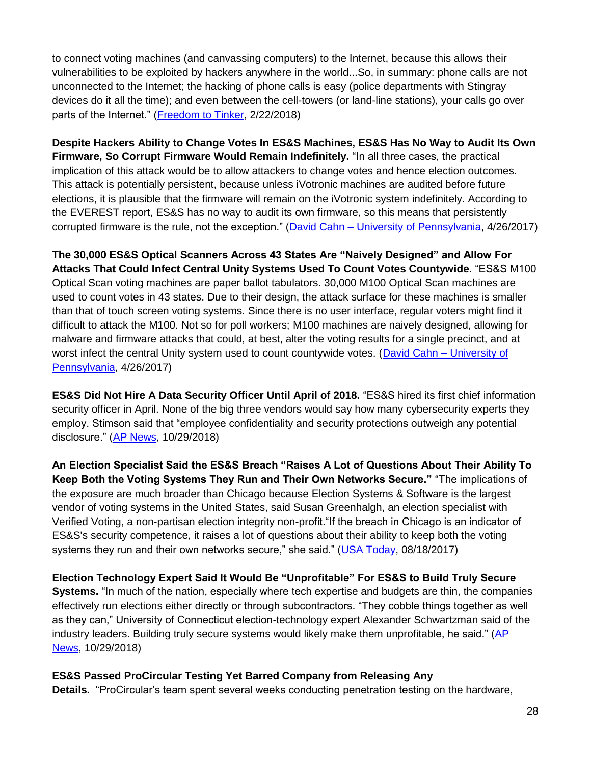to connect voting machines (and canvassing computers) to the Internet, because this allows their vulnerabilities to be exploited by hackers anywhere in the world...So, in summary: phone calls are not unconnected to the Internet; the hacking of phone calls is easy (police departments with Stingray devices do it all the time); and even between the cell-towers (or land-line stations), your calls go over parts of the Internet." ([Freedom to Tinker](), 2/22/2018)

**Despite Hackers Ability to Change Votes In ES&S Machines, ES&S Has No Way to Audit Its Own Firmware, So Corrupt Firmware Would Remain Indefinitely.** "In all three cases, the practical implication of this attack would be to allow attackers to change votes and hence election outcomes. This attack is potentially persistent, because unless iVotronic machines are audited before future elections, it is plausible that the firmware will remain on the iVotronic system indefinitely. According to the EVEREST report, ES&S has no way to audit its own firmware, so this means that persistently corrupted firmware is the rule, not the exception." ([David Cahn – University of Pennsylvania](), 4/26/2017)

**The 30,000 ES&S Optical Scanners Across 43 States Are "Naively Designed" and Allow For Attacks That Could Infect Central Unity Systems Used To Count Votes Countywide**. "ES&S M100 Optical Scan voting machines are paper ballot tabulators. 30,000 M100 Optical Scan machines are used to count votes in 43 states. Due to their design, the attack surface for these machines is smaller than that of touch screen voting systems. Since there is no user interface, regular voters might find it difficult to attack the M100. Not so for poll workers; M100 machines are naively designed, allowing for malware and firmware attacks that could, at best, alter the voting results for a single precinct, and at worst infect the central Unity system used to count countywide votes. ([David Cahn – University of Pennsylvania](), 4/26/2017)

**ES&S Did Not Hire A Data Security Officer Until April of 2018.** "ES&S hired its first chief information security officer in April. None of the big three vendors would say how many cybersecurity experts they employ. Stimson said that "employee confidentiality and security protections outweigh any potential disclosure." ([AP News](), 10/29/2018)

**An Election Specialist Said the ES&S Breach "Raises A Lot of Questions About Their Ability To Keep Both the Voting Systems They Run and Their Own Networks Secure."** "The implications of the exposure are much broader than Chicago because Election Systems & Software is the largest vendor of voting systems in the United States, said Susan Greenhalgh, an election specialist with Verified Voting, a non-partisan election integrity non-profit."If the breach in Chicago is an indicator of ES&S's security competence, it raises a lot of questions about their ability to keep both the voting systems they run and their own networks secure," she said." ([USA Today](), 08/18/2017)

**Election Technology Expert Said It Would Be "Unprofitable" For ES&S to Build Truly Secure Systems.** "In much of the nation, especially where tech expertise and budgets are thin, the companies effectively run elections either directly or through subcontractors. "They cobble things together as well as they can," University of Connecticut election-technology expert Alexander Schwartzman said of the industry leaders. Building truly secure systems would likely make them unprofitable, he said." ([AP News](), 10/29/2018)

**ES&S Passed ProCircular Testing Yet Barred Company from Releasing Any Details.** "ProCircular's team spent several weeks conducting penetration testing on the hardware,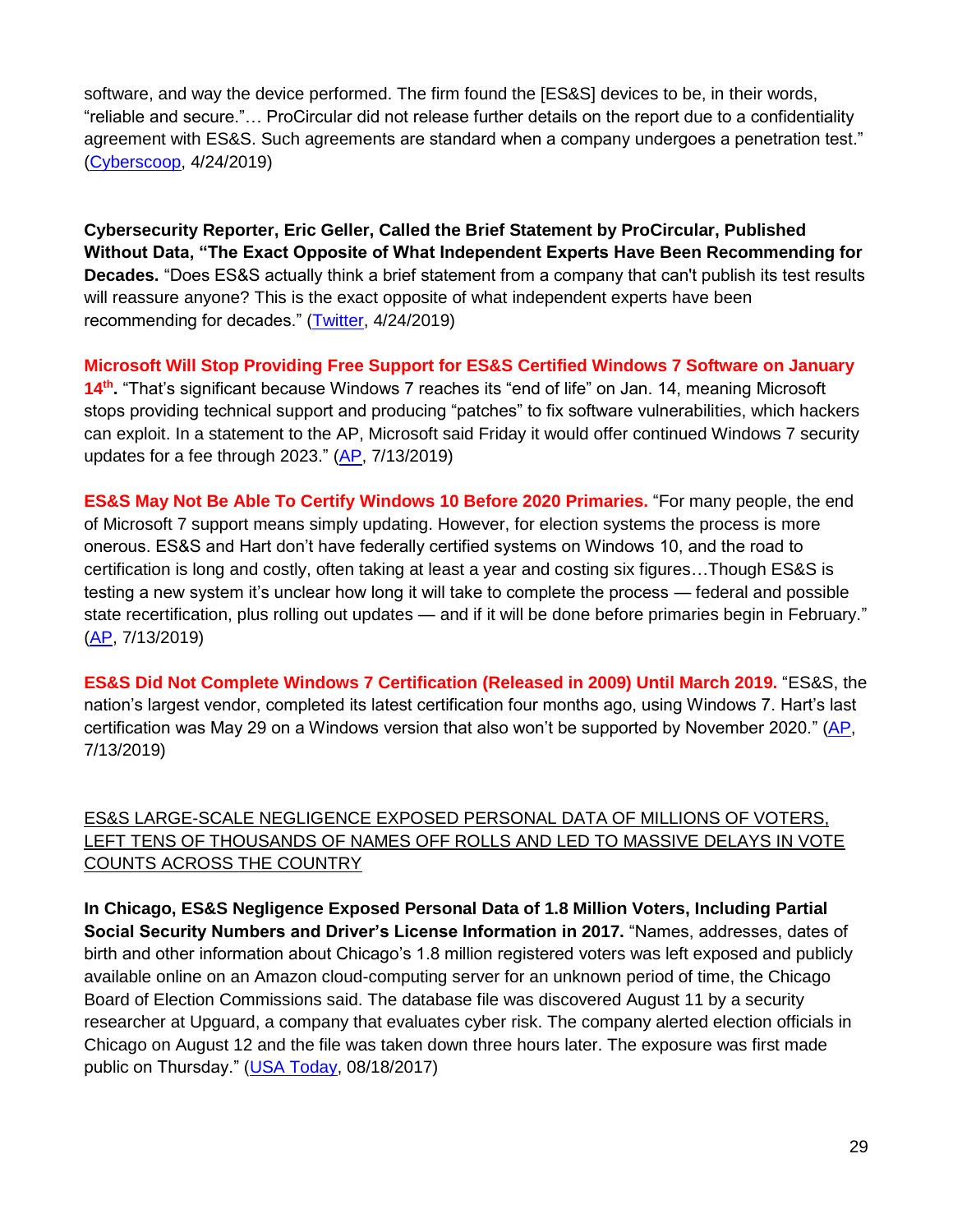software, and way the device performed. The firm found the [ES&S] devices to be, in their words, "reliable and secure."… ProCircular did not release further details on the report due to a confidentiality agreement with ES&S. Such agreements are standard when a company undergoes a penetration test." (Cyberscoop, 4/24/2019)

**Cybersecurity Reporter, Eric Geller, Called the Brief Statement by ProCircular, Published Without Data, "The Exact Opposite of What Independent Experts Have Been Recommending for Decades.** "Does ES&S actually think a brief statement from a company that can't publish its test results will reassure anyone? This is the exact opposite of what independent experts have been recommending for decades." (Twitter, 4/24/2019)

**Microsoft Will Stop Providing Free Support for ES&S Certified Windows 7 Software on January 14th.** "That's significant because Windows 7 reaches its "end of life" on Jan. 14, meaning Microsoft stops providing technical support and producing "patches" to fix software vulnerabilities, which hackers can exploit. In a statement to the AP, Microsoft said Friday it would offer continued Windows 7 security updates for a fee through 2023." (AP, 7/13/2019)

**ES&S May Not Be Able To Certify Windows 10 Before 2020 Primaries.** "For many people, the end of Microsoft 7 support means simply updating. However, for election systems the process is more onerous. ES&S and Hart don't have federally certified systems on Windows 10, and the road to certification is long and costly, often taking at least a year and costing six figures…Though ES&S is testing a new system it's unclear how long it will take to complete the process — federal and possible state recertification, plus rolling out updates — and if it will be done before primaries begin in February." (AP, 7/13/2019)

**ES&S Did Not Complete Windows 7 Certification (Released in 2009) Until March 2019.** "ES&S, the nation's largest vendor, completed its latest certification four months ago, using Windows 7. Hart's last certification was May 29 on a Windows version that also won't be supported by November 2020." (AP, 7/13/2019)

ES&S LARGE-SCALE NEGLIGENCE EXPOSED PERSONAL DATA OF MILLIONS OF VOTERS, LEFT TENS OF THOUSANDS OF NAMES OFF ROLLS AND LED TO MASSIVE DELAYS IN VOTE COUNTS ACROSS THE COUNTRY

**In Chicago, ES&S Negligence Exposed Personal Data of 1.8 Million Voters, Including Partial Social Security Numbers and Driver's License Information in 2017.** "Names, addresses, dates of birth and other information about Chicago's 1.8 million registered voters was left exposed and publicly available online on an Amazon cloud-computing server for an unknown period of time, the Chicago Board of Election Commissions said. The database file was discovered August 11 by a security researcher at Upguard, a company that evaluates cyber risk. The company alerted election officials in Chicago on August 12 and the file was taken down three hours later. The exposure was first made public on Thursday." (USA Today, 08/18/2017)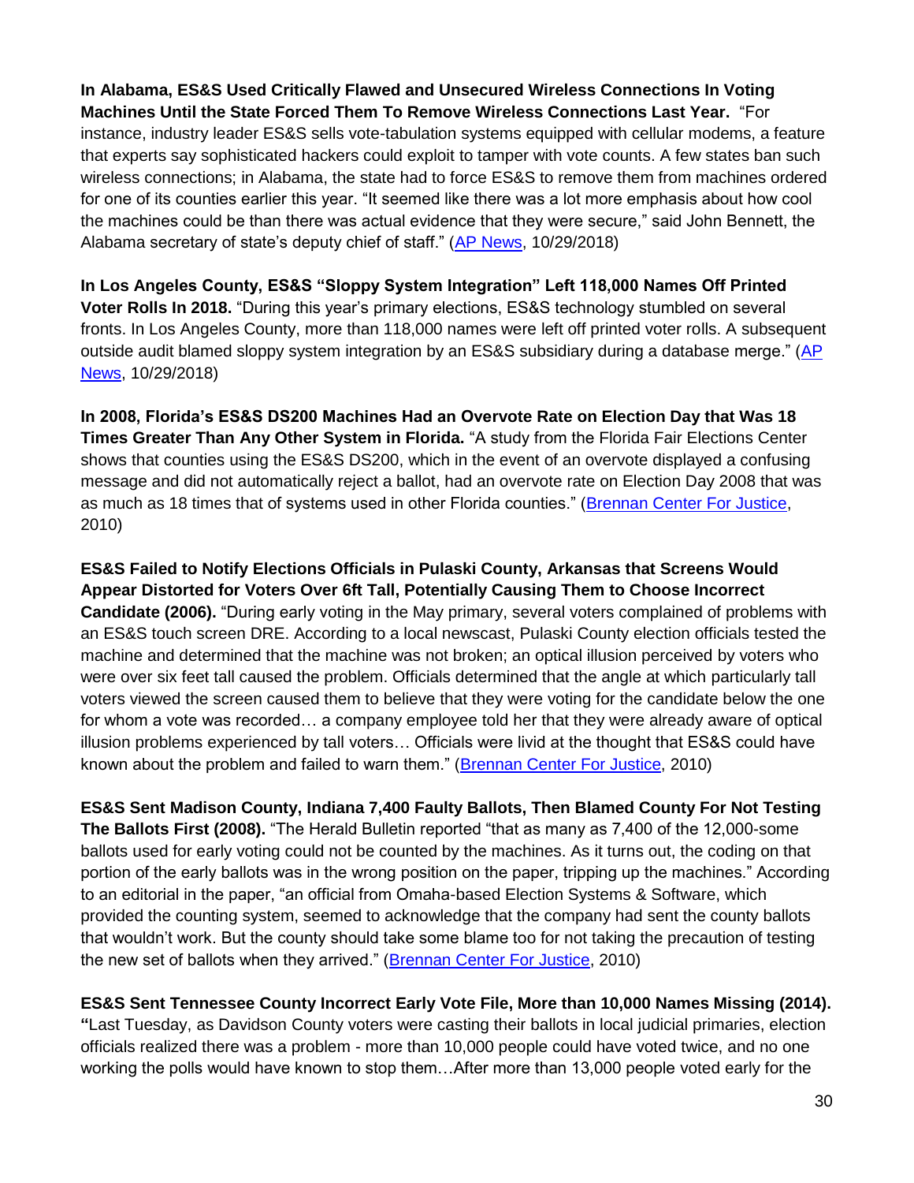**In Alabama, ES&S Used Critically Flawed and Unsecured Wireless Connections In Voting Machines Until the State Forced Them To Remove Wireless Connections Last Year.** "For instance, industry leader ES&S sells vote-tabulation systems equipped with cellular modems, a feature that experts say sophisticated hackers could exploit to tamper with vote counts. A few states ban such wireless connections; in Alabama, the state had to force ES&S to remove them from machines ordered for one of its counties earlier this year. "It seemed like there was a lot more emphasis about how cool the machines could be than there was actual evidence that they were secure," said John Bennett, the Alabama secretary of state's deputy chief of staff." (AP News, 10/29/2018)

**In Los Angeles County, ES&S "Sloppy System Integration" Left 118,000 Names Off Printed Voter Rolls In 2018.** "During this year's primary elections, ES&S technology stumbled on several fronts. In Los Angeles County, more than 118,000 names were left off printed voter rolls. A subsequent outside audit blamed sloppy system integration by an ES&S subsidiary during a database merge." (AP News, 10/29/2018)

**In 2008, Florida's ES&S DS200 Machines Had an Overvote Rate on Election Day that Was 18 Times Greater Than Any Other System in Florida.** "A study from the Florida Fair Elections Center shows that counties using the ES&S DS200, which in the event of an overvote displayed a confusing message and did not automatically reject a ballot, had an overvote rate on Election Day 2008 that was as much as 18 times that of systems used in other Florida counties." (Brennan Center For Justice, 2010)

**ES&S Failed to Notify Elections Officials in Pulaski County, Arkansas that Screens Would Appear Distorted for Voters Over 6ft Tall, Potentially Causing Them to Choose Incorrect Candidate (2006).** "During early voting in the May primary, several voters complained of problems with an ES&S touch screen DRE. According to a local newscast, Pulaski County election officials tested the machine and determined that the machine was not broken; an optical illusion perceived by voters who were over six feet tall caused the problem. Officials determined that the angle at which particularly tall voters viewed the screen caused them to believe that they were voting for the candidate below the one for whom a vote was recorded… a company employee told her that they were already aware of optical illusion problems experienced by tall voters… Officials were livid at the thought that ES&S could have known about the problem and failed to warn them." (Brennan Center For Justice, 2010)

**ES&S Sent Madison County, Indiana 7,400 Faulty Ballots, Then Blamed County For Not Testing The Ballots First (2008).** "The Herald Bulletin reported "that as many as 7,400 of the 12,000-some ballots used for early voting could not be counted by the machines. As it turns out, the coding on that portion of the early ballots was in the wrong position on the paper, tripping up the machines." According to an editorial in the paper, "an official from Omaha-based Election Systems & Software, which provided the counting system, seemed to acknowledge that the company had sent the county ballots that wouldn't work. But the county should take some blame too for not taking the precaution of testing the new set of ballots when they arrived." (Brennan Center For Justice, 2010)

**ES&S Sent Tennessee County Incorrect Early Vote File, More than 10,000 Names Missing (2014).** "Last Tuesday, as Davidson County voters were casting their ballots in local judicial primaries, election officials realized there was a problem - more than 10,000 people could have voted twice, and no one working the polls would have known to stop them…After more than 13,000 people voted early for the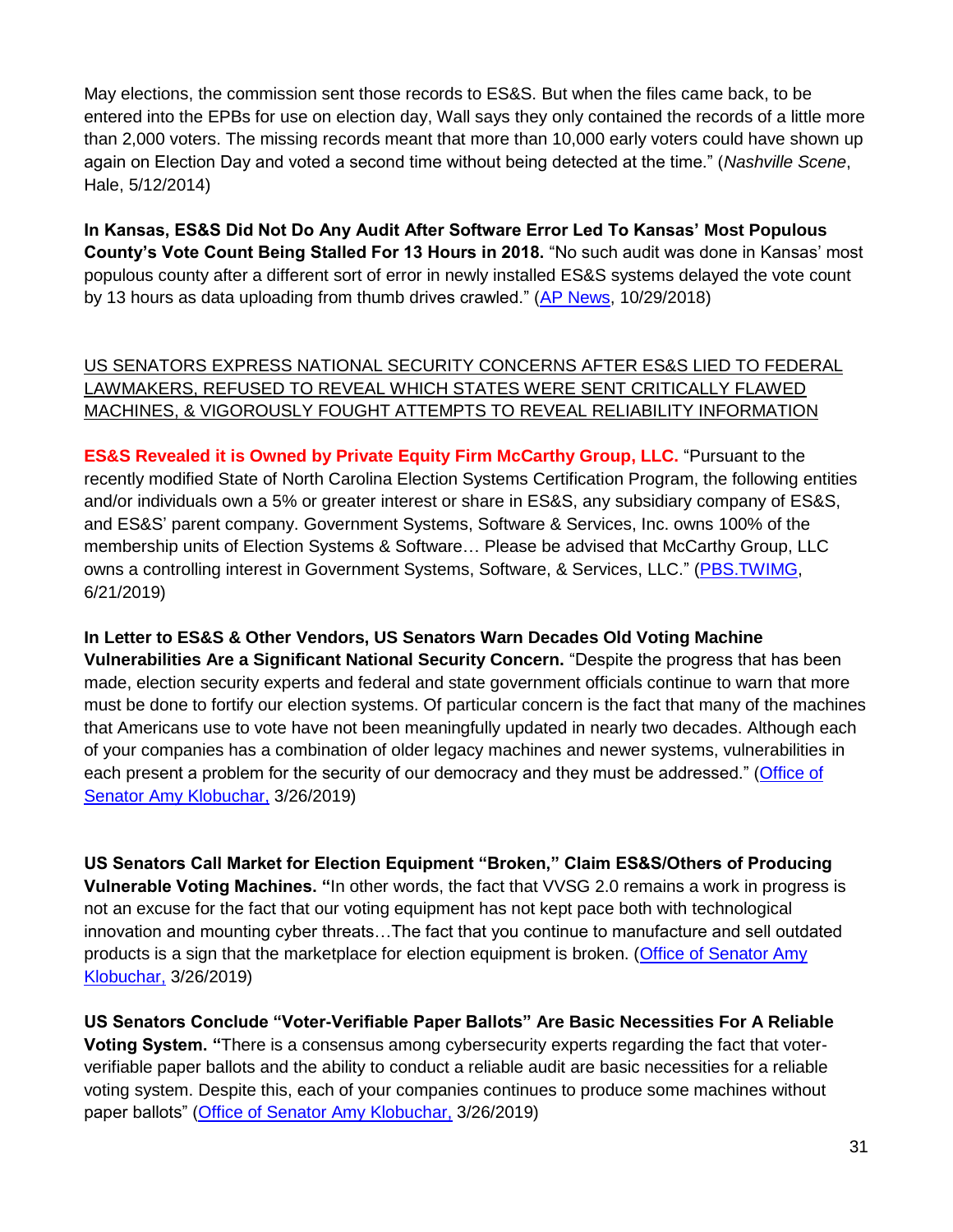May elections, the commission sent those records to ES&S. But when the files came back, to be entered into the EPBs for use on election day, Wall says they only contained the records of a little more than 2,000 voters. The missing records meant that more than 10,000 early voters could have shown up again on Election Day and voted a second time without being detected at the time." (*Nashville Scene*, Hale, 5/12/2014)

**In Kansas, ES&S Did Not Do Any Audit After Software Error Led To Kansas' Most Populous County's Vote Count Being Stalled For 13 Hours in 2018.** "No such audit was done in Kansas' most populous county after a different sort of error in newly installed ES&S systems delayed the vote count by 13 hours as data uploading from thumb drives crawled." (AP News, 10/29/2018)

<u>US SENATORS EXPRESS NATIONAL SECURITY CONCERNS AFTER ES&S LIED TO FEDERAL LAWMAKERS, REFUSED TO REVEAL WHICH STATES WERE SENT CRITICALLY FLAWED MACHINES, & VIGOROUSLY FOUGHT ATTEMPTS TO REVEAL RELIABILITY INFORMATION</u>

**ES&S Revealed it is Owned by Private Equity Firm McCarthy Group, LLC.** "Pursuant to the recently modified State of North Carolina Election Systems Certification Program, the following entities and/or individuals own a 5% or greater interest or share in ES&S, any subsidiary company of ES&S, and ES&S' parent company. Government Systems, Software & Services, Inc. owns 100% of the membership units of Election Systems & Software… Please be advised that McCarthy Group, LLC owns a controlling interest in Government Systems, Software, & Services, LLC." (PBS.TWIMG, 6/21/2019)

**In Letter to ES&S & Other Vendors, US Senators Warn Decades Old Voting Machine Vulnerabilities Are a Significant National Security Concern.** "Despite the progress that has been made, election security experts and federal and state government officials continue to warn that more must be done to fortify our election systems. Of particular concern is the fact that many of the machines that Americans use to vote have not been meaningfully updated in nearly two decades. Although each of your companies has a combination of older legacy machines and newer systems, vulnerabilities in each present a problem for the security of our democracy and they must be addressed." (Office of Senator Amy Klobuchar, 3/26/2019)

**US Senators Call Market for Election Equipment "Broken," Claim ES&S/Others of Producing Vulnerable Voting Machines.** "In other words, the fact that VVSG 2.0 remains a work in progress is not an excuse for the fact that our voting equipment has not kept pace both with technological innovation and mounting cyber threats…The fact that you continue to manufacture and sell outdated products is a sign that the marketplace for election equipment is broken. (Office of Senator Amy Klobuchar, 3/26/2019)

**US Senators Conclude "Voter-Verifiable Paper Ballots" Are Basic Necessities For A Reliable Voting System.** "There is a consensus among cybersecurity experts regarding the fact that voter-verifiable paper ballots and the ability to conduct a reliable audit are basic necessities for a reliable voting system. Despite this, each of your companies continues to produce some machines without paper ballots" (Office of Senator Amy Klobuchar, 3/26/2019)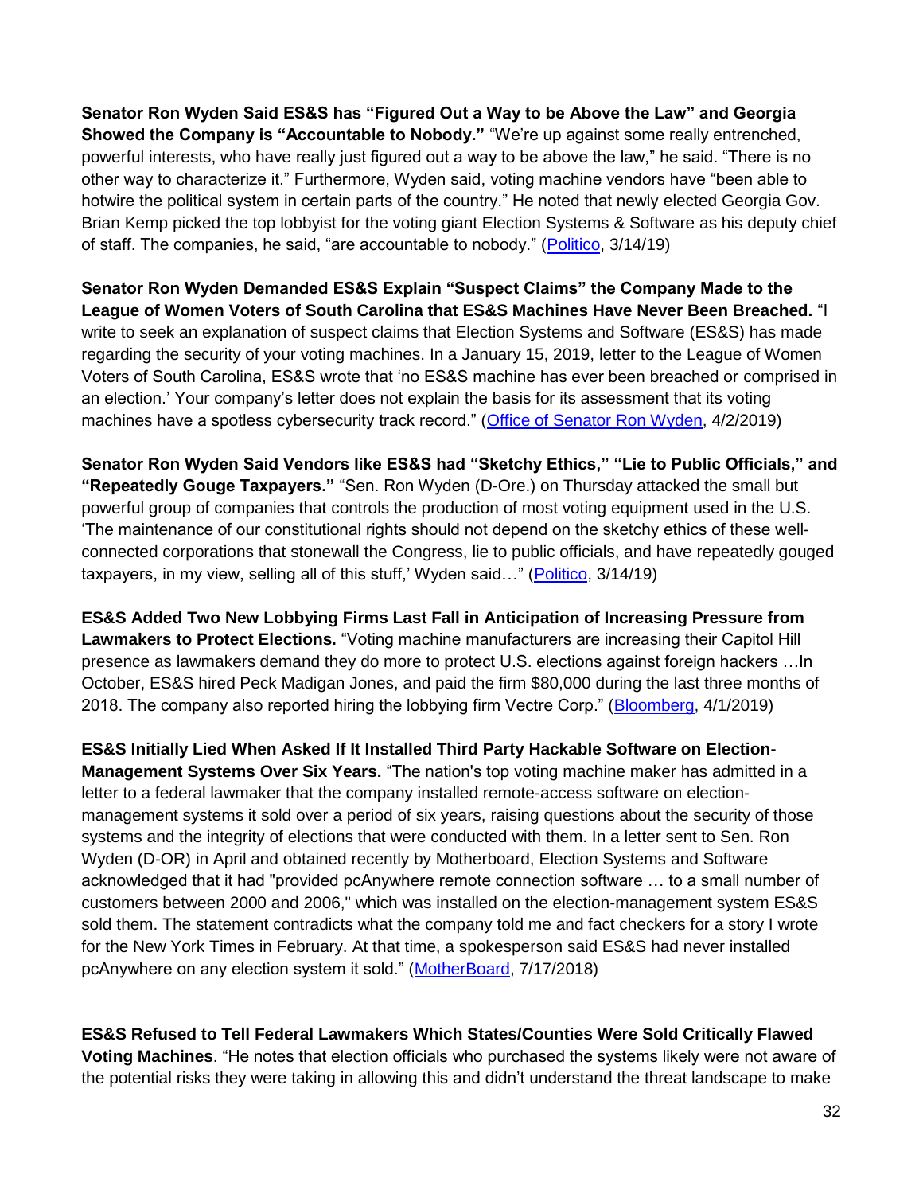**Senator Ron Wyden Said ES&S has "Figured Out a Way to be Above the Law" and Georgia Showed the Company is "Accountable to Nobody."** "We're up against some really entrenched, powerful interests, who have really just figured out a way to be above the law," he said. "There is no other way to characterize it." Furthermore, Wyden said, voting machine vendors have "been able to hotwire the political system in certain parts of the country." He noted that newly elected Georgia Gov. Brian Kemp picked the top lobbyist for the voting giant Election Systems & Software as his deputy chief of staff. The companies, he said, "are accountable to nobody." (Politico, 3/14/19)

**Senator Ron Wyden Demanded ES&S Explain "Suspect Claims" the Company Made to the League of Women Voters of South Carolina that ES&S Machines Have Never Been Breached.** "I write to seek an explanation of suspect claims that Election Systems and Software (ES&S) has made regarding the security of your voting machines. In a January 15, 2019, letter to the League of Women Voters of South Carolina, ES&S wrote that 'no ES&S machine has ever been breached or comprised in an election.' Your company's letter does not explain the basis for its assessment that its voting machines have a spotless cybersecurity track record." (Office of Senator Ron Wyden, 4/2/2019)

**Senator Ron Wyden Said Vendors like ES&S had "Sketchy Ethics," "Lie to Public Officials," and "Repeatedly Gouge Taxpayers."** "Sen. Ron Wyden (D-Ore.) on Thursday attacked the small but powerful group of companies that controls the production of most voting equipment used in the U.S. 'The maintenance of our constitutional rights should not depend on the sketchy ethics of these well-connected corporations that stonewall the Congress, lie to public officials, and have repeatedly gouged taxpayers, in my view, selling all of this stuff,' Wyden said…" (Politico, 3/14/19)

**ES&S Added Two New Lobbying Firms Last Fall in Anticipation of Increasing Pressure from Lawmakers to Protect Elections.** "Voting machine manufacturers are increasing their Capitol Hill presence as lawmakers demand they do more to protect U.S. elections against foreign hackers …In October, ES&S hired Peck Madigan Jones, and paid the firm $80,000 during the last three months of 2018. The company also reported hiring the lobbying firm Vectre Corp." (Bloomberg, 4/1/2019)

**ES&S Initially Lied When Asked If It Installed Third Party Hackable Software on Election-Management Systems Over Six Years.** "The nation's top voting machine maker has admitted in a letter to a federal lawmaker that the company installed remote-access software on election-management systems it sold over a period of six years, raising questions about the security of those systems and the integrity of elections that were conducted with them. In a letter sent to Sen. Ron Wyden (D-OR) in April and obtained recently by Motherboard, Election Systems and Software acknowledged that it had "provided pcAnywhere remote connection software … to a small number of customers between 2000 and 2006," which was installed on the election-management system ES&S sold them. The statement contradicts what the company told me and fact checkers for a story I wrote for the New York Times in February. At that time, a spokesperson said ES&S had never installed pcAnywhere on any election system it sold." (MotherBoard, 7/17/2018)

**ES&S Refused to Tell Federal Lawmakers Which States/Counties Were Sold Critically Flawed Voting Machines**. "He notes that election officials who purchased the systems likely were not aware of the potential risks they were taking in allowing this and didn't understand the threat landscape to make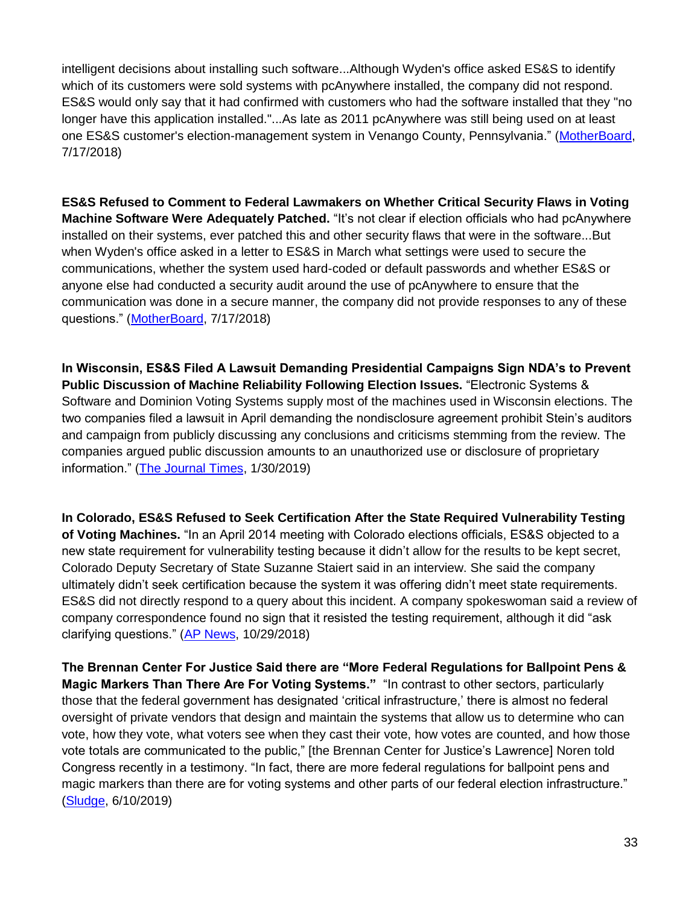intelligent decisions about installing such software...Although Wyden's office asked ES&S to identify which of its customers were sold systems with pcAnywhere installed, the company did not respond. ES&S would only say that it had confirmed with customers who had the software installed that they "no longer have this application installed."...As late as 2011 pcAnywhere was still being used on at least one ES&S customer's election-management system in Venango County, Pennsylvania." (MotherBoard, 7/17/2018)

**ES&S Refused to Comment to Federal Lawmakers on Whether Critical Security Flaws in Voting Machine Software Were Adequately Patched.** "It's not clear if election officials who had pcAnywhere installed on their systems, ever patched this and other security flaws that were in the software...But when Wyden's office asked in a letter to ES&S in March what settings were used to secure the communications, whether the system used hard-coded or default passwords and whether ES&S or anyone else had conducted a security audit around the use of pcAnywhere to ensure that the communication was done in a secure manner, the company did not provide responses to any of these questions." (MotherBoard, 7/17/2018)

**In Wisconsin, ES&S Filed A Lawsuit Demanding Presidential Campaigns Sign NDA's to Prevent Public Discussion of Machine Reliability Following Election Issues.** "Electronic Systems & Software and Dominion Voting Systems supply most of the machines used in Wisconsin elections. The two companies filed a lawsuit in April demanding the nondisclosure agreement prohibit Stein's auditors and campaign from publicly discussing any conclusions and criticisms stemming from the review. The companies argued public discussion amounts to an unauthorized use or disclosure of proprietary information." (The Journal Times, 1/30/2019)

**In Colorado, ES&S Refused to Seek Certification After the State Required Vulnerability Testing of Voting Machines.** "In an April 2014 meeting with Colorado elections officials, ES&S objected to a new state requirement for vulnerability testing because it didn't allow for the results to be kept secret, Colorado Deputy Secretary of State Suzanne Staiert said in an interview. She said the company ultimately didn't seek certification because the system it was offering didn't meet state requirements. ES&S did not directly respond to a query about this incident. A company spokeswoman said a review of company correspondence found no sign that it resisted the testing requirement, although it did "ask clarifying questions." (AP News, 10/29/2018)

**The Brennan Center For Justice Said there are "More Federal Regulations for Ballpoint Pens & Magic Markers Than There Are For Voting Systems."** "In contrast to other sectors, particularly those that the federal government has designated 'critical infrastructure,' there is almost no federal oversight of private vendors that design and maintain the systems that allow us to determine who can vote, how they vote, what voters see when they cast their vote, how votes are counted, and how those vote totals are communicated to the public," [the Brennan Center for Justice's Lawrence] Noren told Congress recently in a testimony. "In fact, there are more federal regulations for ballpoint pens and magic markers than there are for voting systems and other parts of our federal election infrastructure." (Sludge, 6/10/2019)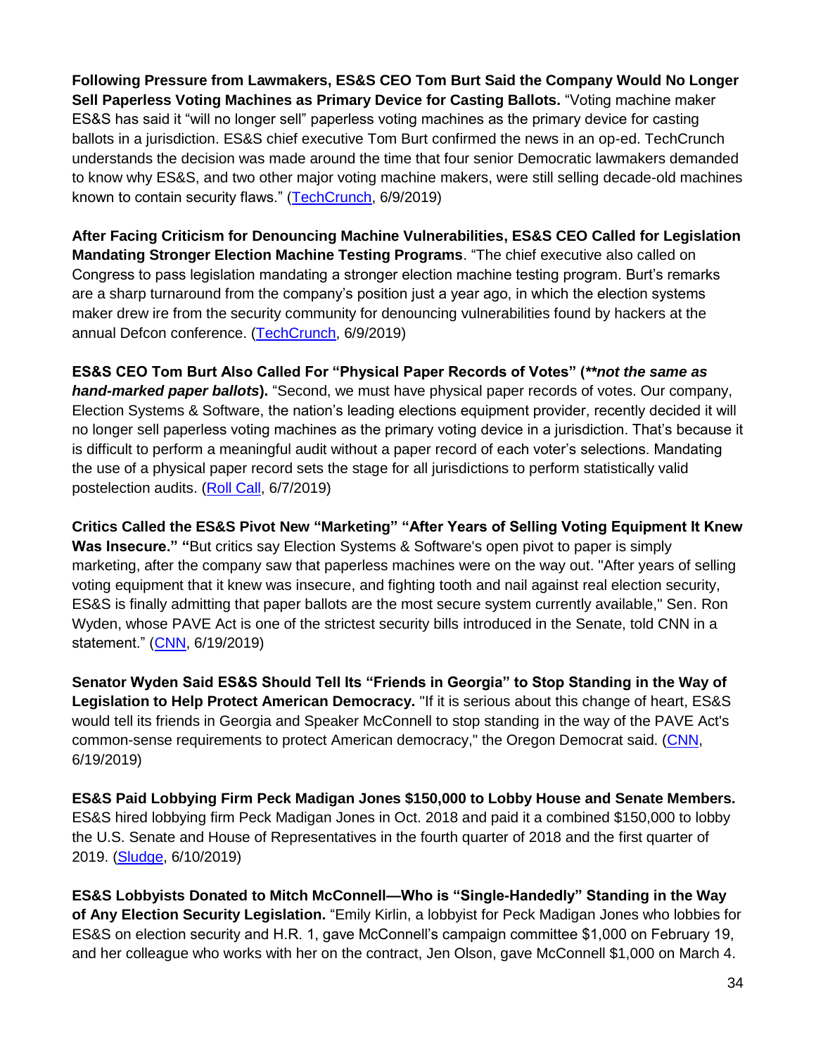**Following Pressure from Lawmakers, ES&S CEO Tom Burt Said the Company Would No Longer Sell Paperless Voting Machines as Primary Device for Casting Ballots.** "Voting machine maker ES&S has said it "will no longer sell" paperless voting machines as the primary device for casting ballots in a jurisdiction. ES&S chief executive Tom Burt confirmed the news in an op-ed. TechCrunch understands the decision was made around the time that four senior Democratic lawmakers demanded to know why ES&S, and two other major voting machine makers, were still selling decade-old machines known to contain security flaws." (TechCrunch, 6/9/2019)

**After Facing Criticism for Denouncing Machine Vulnerabilities, ES&S CEO Called for Legislation Mandating Stronger Election Machine Testing Programs**. "The chief executive also called on Congress to pass legislation mandating a stronger election machine testing program. Burt's remarks are a sharp turnaround from the company's position just a year ago, in which the election systems maker drew ire from the security community for denouncing vulnerabilities found by hackers at the annual Defcon conference. (TechCrunch, 6/9/2019)

**ES&S CEO Tom Burt Also Called For "Physical Paper Records of Votes" (*\*\*not the same as hand-marked paper ballots*).** "Second, we must have physical paper records of votes. Our company, Election Systems & Software, the nation's leading elections equipment provider, recently decided it will no longer sell paperless voting machines as the primary voting device in a jurisdiction. That's because it is difficult to perform a meaningful audit without a paper record of each voter's selections. Mandating the use of a physical paper record sets the stage for all jurisdictions to perform statistically valid postelection audits. (Roll Call, 6/7/2019)

**Critics Called the ES&S Pivot New "Marketing" "After Years of Selling Voting Equipment It Knew Was Insecure." "**But critics say Election Systems & Software's open pivot to paper is simply marketing, after the company saw that paperless machines were on the way out. "After years of selling voting equipment that it knew was insecure, and fighting tooth and nail against real election security, ES&S is finally admitting that paper ballots are the most secure system currently available," Sen. Ron Wyden, whose PAVE Act is one of the strictest security bills introduced in the Senate, told CNN in a statement." (CNN, 6/19/2019)

**Senator Wyden Said ES&S Should Tell Its "Friends in Georgia" to Stop Standing in the Way of Legislation to Help Protect American Democracy.** "If it is serious about this change of heart, ES&S would tell its friends in Georgia and Speaker McConnell to stop standing in the way of the PAVE Act's common-sense requirements to protect American democracy," the Oregon Democrat said. (CNN, 6/19/2019)

**ES&S Paid Lobbying Firm Peck Madigan Jones $150,000 to Lobby House and Senate Members.** ES&S hired lobbying firm Peck Madigan Jones in Oct. 2018 and paid it a combined $150,000 to lobby the U.S. Senate and House of Representatives in the fourth quarter of 2018 and the first quarter of 2019. (Sludge, 6/10/2019)

**ES&S Lobbyists Donated to Mitch McConnell—Who is "Single-Handedly" Standing in the Way of Any Election Security Legislation.** "Emily Kirlin, a lobbyist for Peck Madigan Jones who lobbies for ES&S on election security and H.R. 1, gave McConnell's campaign committee $1,000 on February 19, and her colleague who works with her on the contract, Jen Olson, gave McConnell $1,000 on March 4.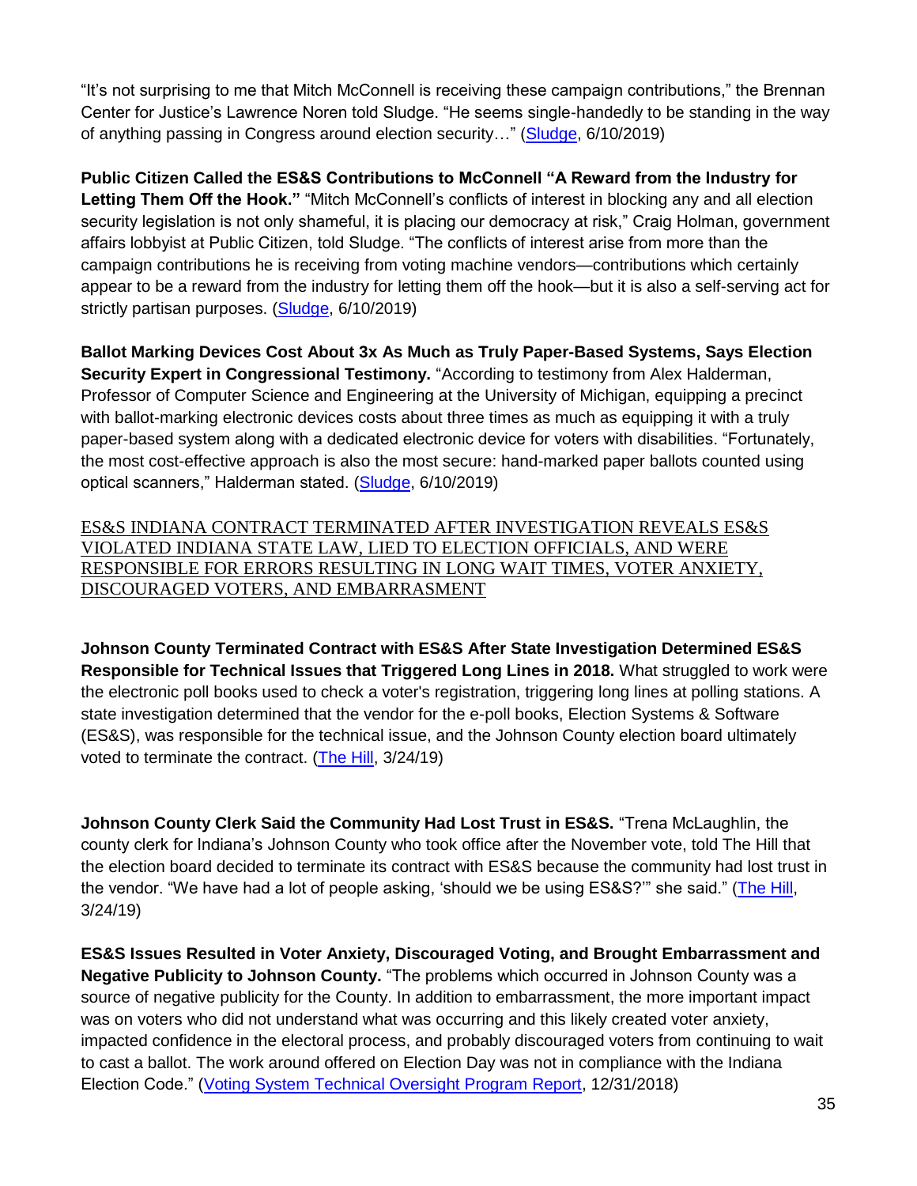"It's not surprising to me that Mitch McConnell is receiving these campaign contributions," the Brennan Center for Justice's Lawrence Noren told Sludge. "He seems single-handedly to be standing in the way of anything passing in Congress around election security…" (Sludge, 6/10/2019)

**Public Citizen Called the ES&S Contributions to McConnell "A Reward from the Industry for Letting Them Off the Hook."** "Mitch McConnell's conflicts of interest in blocking any and all election security legislation is not only shameful, it is placing our democracy at risk," Craig Holman, government affairs lobbyist at Public Citizen, told Sludge. "The conflicts of interest arise from more than the campaign contributions he is receiving from voting machine vendors—contributions which certainly appear to be a reward from the industry for letting them off the hook—but it is also a self-serving act for strictly partisan purposes. (Sludge, 6/10/2019)

**Ballot Marking Devices Cost About 3x As Much as Truly Paper-Based Systems, Says Election Security Expert in Congressional Testimony.** "According to testimony from Alex Halderman, Professor of Computer Science and Engineering at the University of Michigan, equipping a precinct with ballot-marking electronic devices costs about three times as much as equipping it with a truly paper-based system along with a dedicated electronic device for voters with disabilities. "Fortunately, the most cost-effective approach is also the most secure: hand-marked paper ballots counted using optical scanners," Halderman stated. (Sludge, 6/10/2019)

## ES&S INDIANA CONTRACT TERMINATED AFTER INVESTIGATION REVEALS ES&S VIOLATED INDIANA STATE LAW, LIED TO ELECTION OFFICIALS, AND WERE RESPONSIBLE FOR ERRORS RESULTING IN LONG WAIT TIMES, VOTER ANXIETY, DISCOURAGED VOTERS, AND EMBARRASMENT

**Johnson County Terminated Contract with ES&S After State Investigation Determined ES&S Responsible for Technical Issues that Triggered Long Lines in 2018.** What struggled to work were the electronic poll books used to check a voter's registration, triggering long lines at polling stations. A state investigation determined that the vendor for the e-poll books, Election Systems & Software (ES&S), was responsible for the technical issue, and the Johnson County election board ultimately voted to terminate the contract. (The Hill, 3/24/19)

**Johnson County Clerk Said the Community Had Lost Trust in ES&S.** "Trena McLaughlin, the county clerk for Indiana's Johnson County who took office after the November vote, told The Hill that the election board decided to terminate its contract with ES&S because the community had lost trust in the vendor. "We have had a lot of people asking, 'should we be using ES&S?'" she said." (The Hill, 3/24/19)

**ES&S Issues Resulted in Voter Anxiety, Discouraged Voting, and Brought Embarrassment and Negative Publicity to Johnson County.** "The problems which occurred in Johnson County was a source of negative publicity for the County. In addition to embarrassment, the more important impact was on voters who did not understand what was occurring and this likely created voter anxiety, impacted confidence in the electoral process, and probably discouraged voters from continuing to wait to cast a ballot. The work around offered on Election Day was not in compliance with the Indiana Election Code." (Voting System Technical Oversight Program Report, 12/31/2018)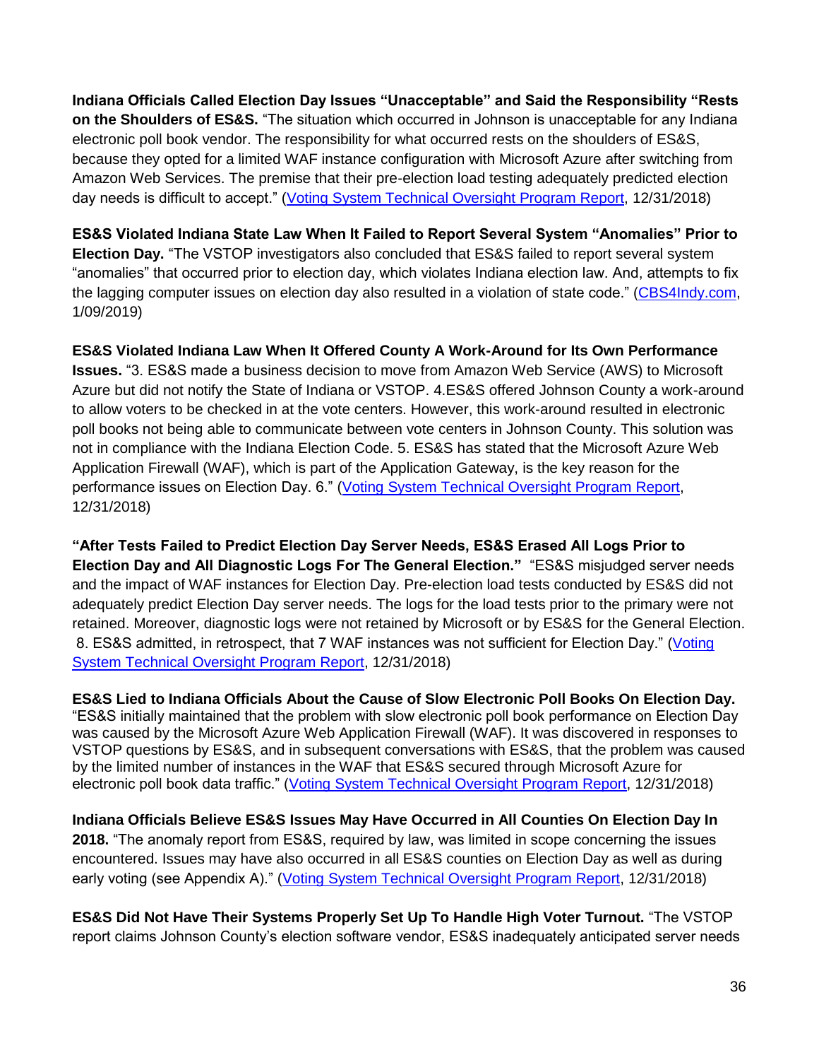**Indiana Officials Called Election Day Issues "Unacceptable" and Said the Responsibility "Rests on the Shoulders of ES&S.** "The situation which occurred in Johnson is unacceptable for any Indiana electronic poll book vendor. The responsibility for what occurred rests on the shoulders of ES&S, because they opted for a limited WAF instance configuration with Microsoft Azure after switching from Amazon Web Services. The premise that their pre-election load testing adequately predicted election day needs is difficult to accept." ([Voting System Technical Oversight Program Report](), 12/31/2018)

**ES&S Violated Indiana State Law When It Failed to Report Several System "Anomalies" Prior to Election Day.** "The VSTOP investigators also concluded that ES&S failed to report several system "anomalies" that occurred prior to election day, which violates Indiana election law. And, attempts to fix the lagging computer issues on election day also resulted in a violation of state code." ([CBS4Indy.com](), 1/09/2019)

**ES&S Violated Indiana Law When It Offered County A Work-Around for Its Own Performance Issues.** "3. ES&S made a business decision to move from Amazon Web Service (AWS) to Microsoft Azure but did not notify the State of Indiana or VSTOP. 4.ES&S offered Johnson County a work-around to allow voters to be checked in at the vote centers. However, this work-around resulted in electronic poll books not being able to communicate between vote centers in Johnson County. This solution was not in compliance with the Indiana Election Code. 5. ES&S has stated that the Microsoft Azure Web Application Firewall (WAF), which is part of the Application Gateway, is the key reason for the performance issues on Election Day. 6." ([Voting System Technical Oversight Program Report](), 12/31/2018)

**"After Tests Failed to Predict Election Day Server Needs, ES&S Erased All Logs Prior to Election Day and All Diagnostic Logs For The General Election."** "ES&S misjudged server needs and the impact of WAF instances for Election Day. Pre-election load tests conducted by ES&S did not adequately predict Election Day server needs. The logs for the load tests prior to the primary were not retained. Moreover, diagnostic logs were not retained by Microsoft or by ES&S for the General Election. 8. ES&S admitted, in retrospect, that 7 WAF instances was not sufficient for Election Day." ([Voting System Technical Oversight Program Report](), 12/31/2018)

**ES&S Lied to Indiana Officials About the Cause of Slow Electronic Poll Books On Election Day.** "ES&S initially maintained that the problem with slow electronic poll book performance on Election Day was caused by the Microsoft Azure Web Application Firewall (WAF). It was discovered in responses to VSTOP questions by ES&S, and in subsequent conversations with ES&S, that the problem was caused by the limited number of instances in the WAF that ES&S secured through Microsoft Azure for electronic poll book data traffic." ([Voting System Technical Oversight Program Report](), 12/31/2018)

**Indiana Officials Believe ES&S Issues May Have Occurred in All Counties On Election Day In 2018.** "The anomaly report from ES&S, required by law, was limited in scope concerning the issues encountered. Issues may have also occurred in all ES&S counties on Election Day as well as during early voting (see Appendix A)." ([Voting System Technical Oversight Program Report](), 12/31/2018)

**ES&S Did Not Have Their Systems Properly Set Up To Handle High Voter Turnout.** "The VSTOP report claims Johnson County's election software vendor, ES&S inadequately anticipated server needs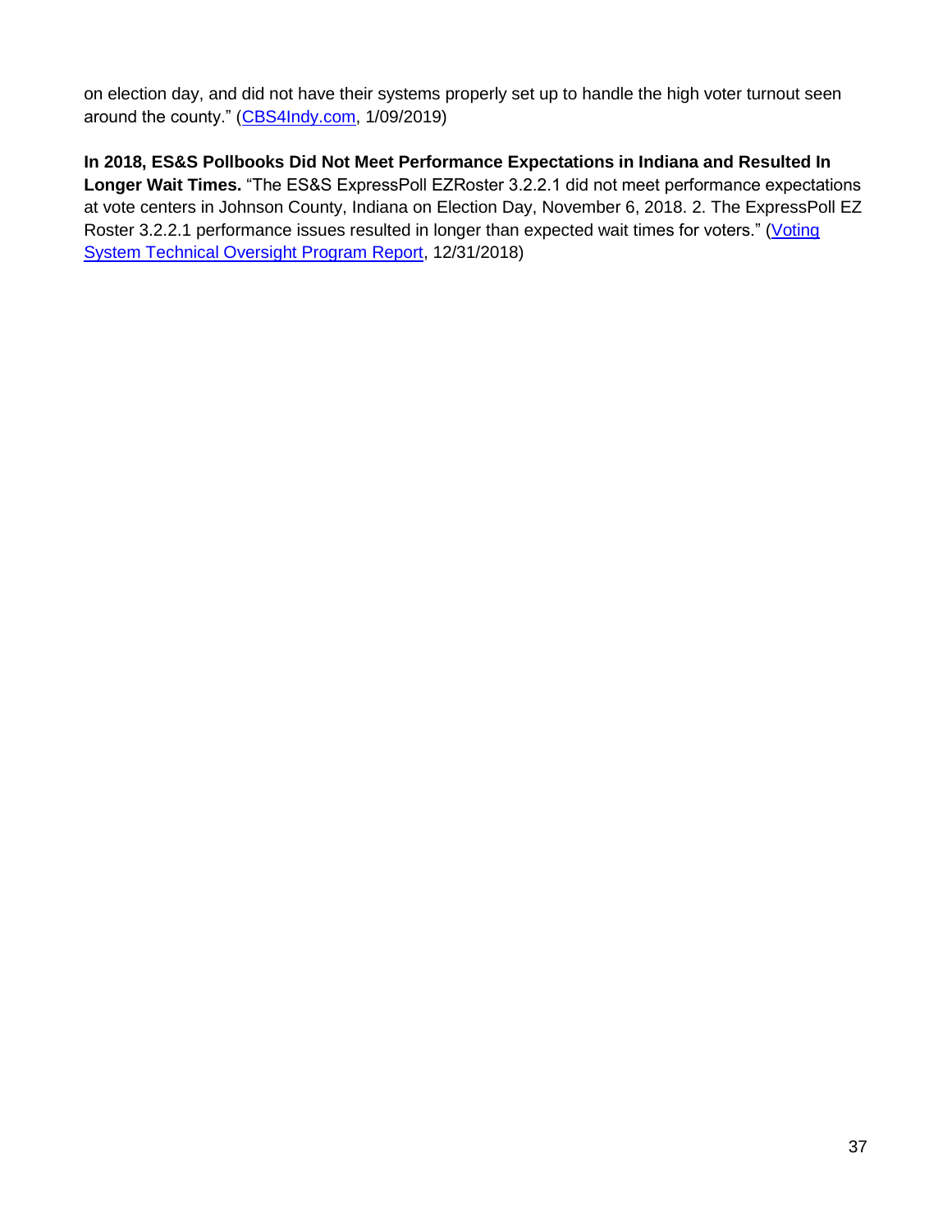on election day, and did not have their systems properly set up to handle the high voter turnout seen around the county." (CBS4Indy.com, 1/09/2019)

**In 2018, ES&S Pollbooks Did Not Meet Performance Expectations in Indiana and Resulted In Longer Wait Times.** "The ES&S ExpressPoll EZRoster 3.2.2.1 did not meet performance expectations at vote centers in Johnson County, Indiana on Election Day, November 6, 2018. 2. The ExpressPoll EZ Roster 3.2.2.1 performance issues resulted in longer than expected wait times for voters." (Voting System Technical Oversight Program Report, 12/31/2018)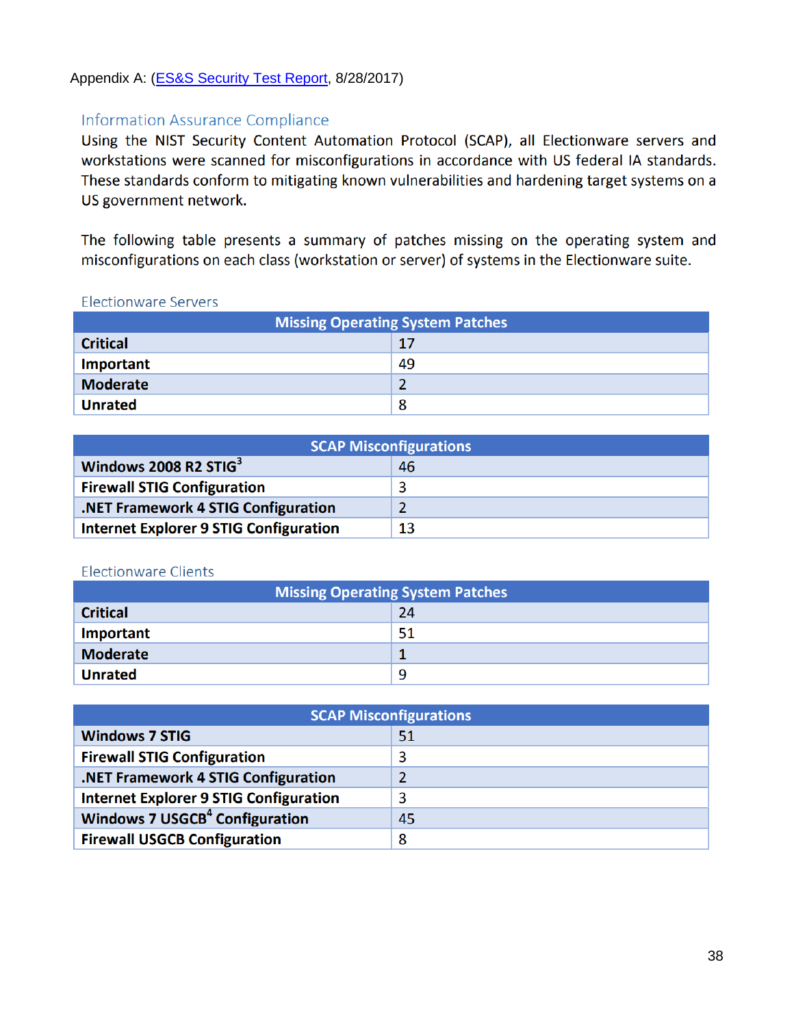Appendix A: (ES&S Security Test Report, 8/28/2017)

## Information Assurance Compliance

Using the NIST Security Content Automation Protocol (SCAP), all Electionware servers and workstations were scanned for misconfigurations in accordance with US federal IA standards. These standards conform to mitigating known vulnerabilities and hardening target systems on a US government network.

The following table presents a summary of patches missing on the operating system and misconfigurations on each class (workstation or server) of systems in the Electionware suite.

### Electionware Servers

| Missing Operating System Patches | |
|---|---|
| **Critical** | 17 |
| **Important** | 49 |
| **Moderate** | 2 |
| **Unrated** | 8 |

| SCAP Misconfigurations | |
|---|---|
| **Windows 2008 R2 STIG**[3] | 46 |
| **Firewall STIG Configuration** | 3 |
| **.NET Framework 4 STIG Configuration** | 2 |
| **Internet Explorer 9 STIG Configuration** | 13 |

### Electionware Clients

| Missing Operating System Patches | |
|---|---|
| **Critical** | 24 |
| **Important** | 51 |
| **Moderate** | 1 |
| **Unrated** | 9 |

| SCAP Misconfigurations | |
|---|---|
| **Windows 7 STIG** | 51 |
| **Firewall STIG Configuration** | 3 |
| **.NET Framework 4 STIG Configuration** | 2 |
| **Internet Explorer 9 STIG Configuration** | 3 |
| **Windows 7 USGCB**[4] **Configuration** | 45 |
| **Firewall USGCB Configuration** | 8 |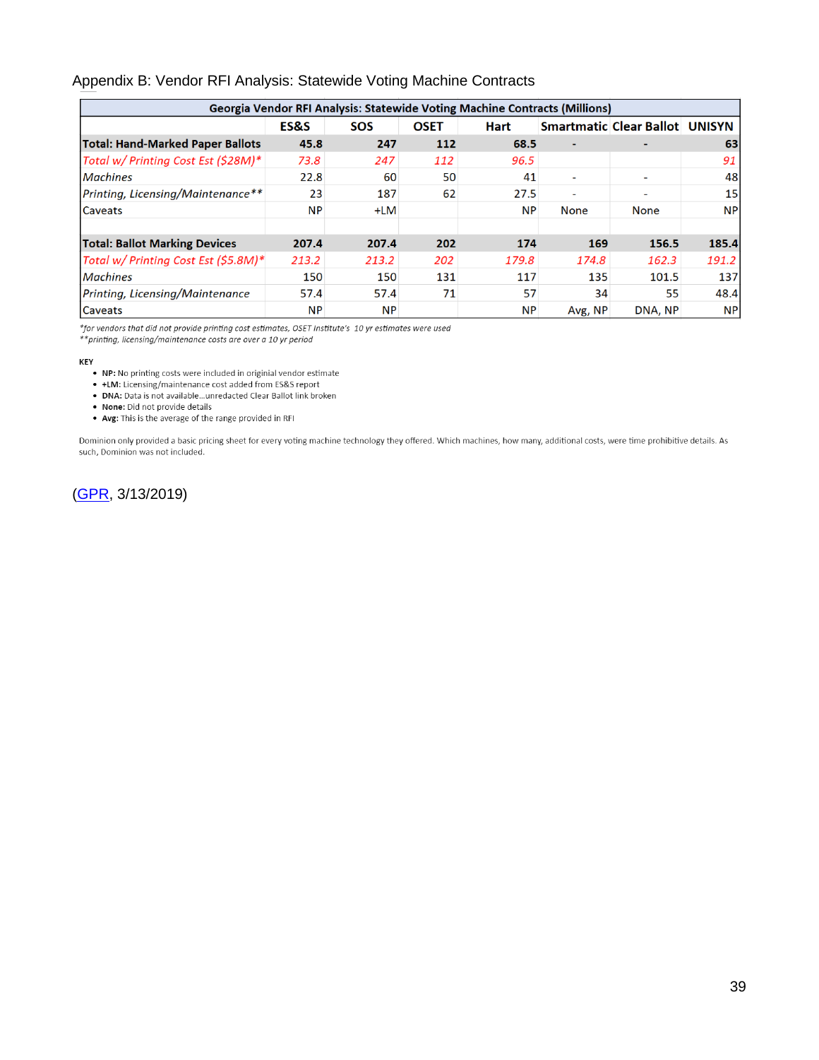## Appendix B: Vendor RFI Analysis: Statewide Voting Machine Contracts

| Georgia Vendor RFI Analysis: Statewide Voting Machine Contracts (Millions) | | | | | | | |
|---|---|---|---|---|---|---|---|
| | **ES&S** | **SOS** | **OSET** | **Hart** | **Smartmatic** | **Clear Ballot** | **UNISYN** |
| **Total: Hand-Marked Paper Ballots** | **45.8** | **247** | **112** | **68.5** | **-** | **-** | **63** |
| *Total w/ Printing Cost Est ($28M)** | *73.8* | *247* | *112* | *96.5* | | | *91* |
| *Machines* | 22.8 | 60 | 50 | 41 | - | - | 48 |
| *Printing, Licensing/Maintenance*** | 23 | 187 | 62 | 27.5 | - | - | 15 |
| Caveats | NP | +LM | | NP | None | None | NP |
| | | | | | | | |
| **Total: Ballot Marking Devices** | **207.4** | **207.4** | **202** | **174** | **169** | **156.5** | **185.4** |
| *Total w/ Printing Cost Est ($5.8M)** | *213.2* | *213.2* | *202* | *179.8* | *174.8* | *162.3* | *191.2* |
| *Machines* | 150 | 150 | 131 | 117 | 135 | 101.5 | 137 |
| *Printing, Licensing/Maintenance* | 57.4 | 57.4 | 71 | 57 | 34 | 55 | 48.4 |
| Caveats | NP | NP | | NP | Avg, NP | DNA, NP | NP |

*\*for vendors that did not provide printing cost estimates, OSET Institute's 10 yr estimates were used*
*\*\*printing, licensing/maintenance costs are over a 10 yr period*

**KEY**

- **NP:** No printing costs were included in originial vendor estimate
- **+LM:** Licensing/maintenance cost added from ES&S report
- **DNA:** Data is not available...unredacted Clear Ballot link broken
- **None:** Did not provide details
- **Avg:** This is the average of the range provided in RFI

Dominion only provided a basic pricing sheet for every voting machine technology they offered. Which machines, how many, additional costs, were time prohibitive details. As such, Dominion was not included.

(GPR, 3/13/2019)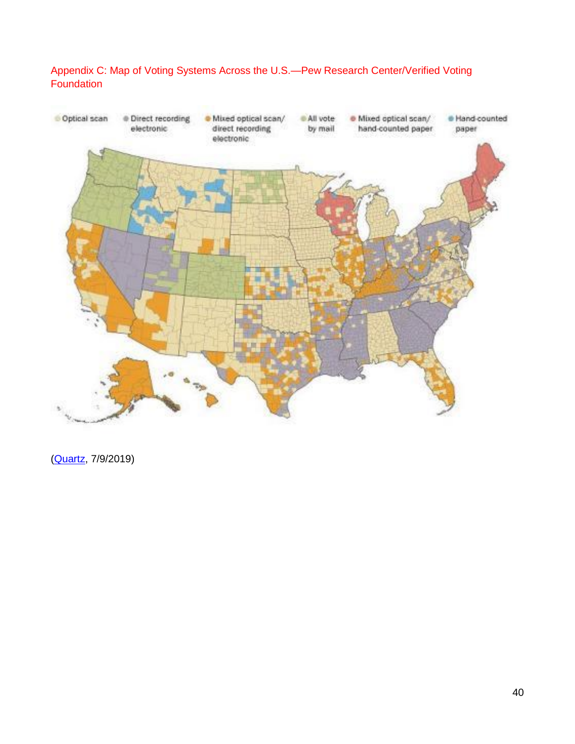Appendix C: Map of Voting Systems Across the U.S.—Pew Research Center/Verified Voting Foundation

Optical scan

Direct recording electronic

Mixed optical scan/ direct recording electronic

All vote by mail

Mixed optical scan/ hand-counted paper

Hand-counted paper

([Quartz](), 7/9/2019)